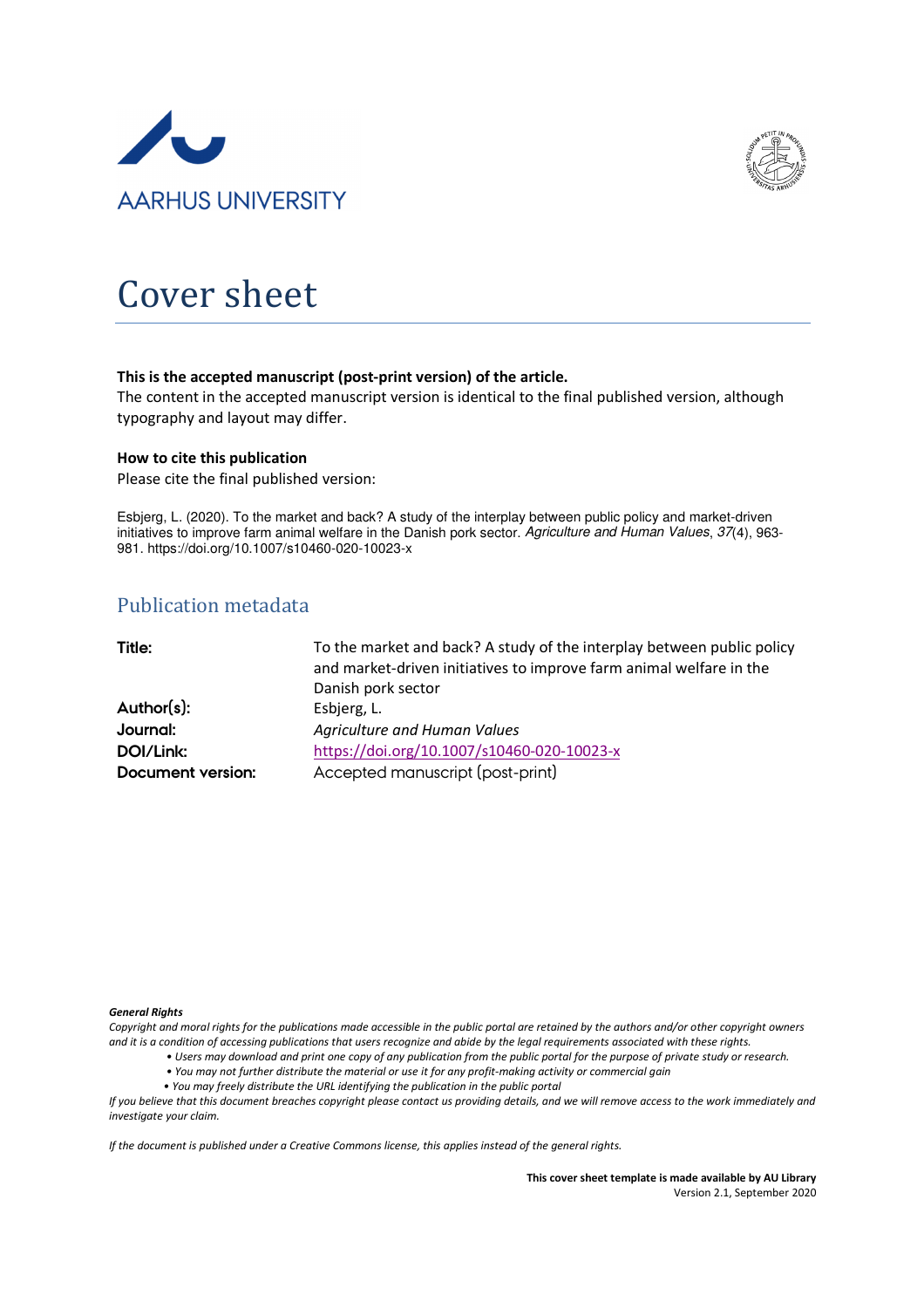AARHUS UNIVERSITY

# Cover sheet

**This is the accepted manuscript (post-print version) of the article.**
The content in the accepted manuscript version is identical to the final published version, although typography and layout may differ.

**How to cite this publication**
Please cite the final published version:

Esbjerg, L. (2020). To the market and back? A study of the interplay between public policy and market-driven initiatives to improve farm animal welfare in the Danish pork sector. *Agriculture and Human Values*, *37*(4), 963-981. https://doi.org/10.1007/s10460-020-10023-x

## Publication metadata

| | |
|---|---|
| **Title:** | To the market and back? A study of the interplay between public policy and market-driven initiatives to improve farm animal welfare in the Danish pork sector |
| **Author(s):** | Esbjerg, L. |
| **Journal:** | *Agriculture and Human Values* |
| **DOI/Link:** | https://doi.org/10.1007/s10460-020-10023-x |
| **Document version:** | Accepted manuscript (post-print) |

***General Rights***
*Copyright and moral rights for the publications made accessible in the public portal are retained by the authors and/or other copyright owners and it is a condition of accessing publications that users recognize and abide by the legal requirements associated with these rights.*

- *Users may download and print one copy of any publication from the public portal for the purpose of private study or research.*
- *You may not further distribute the material or use it for any profit-making activity or commercial gain*
- *You may freely distribute the URL identifying the publication in the public portal*

*If you believe that this document breaches copyright please contact us providing details, and we will remove access to the work immediately and investigate your claim.*

*If the document is published under a Creative Commons license, this applies instead of the general rights.*

**This cover sheet template is made available by AU Library**
Version 2.1, September 2020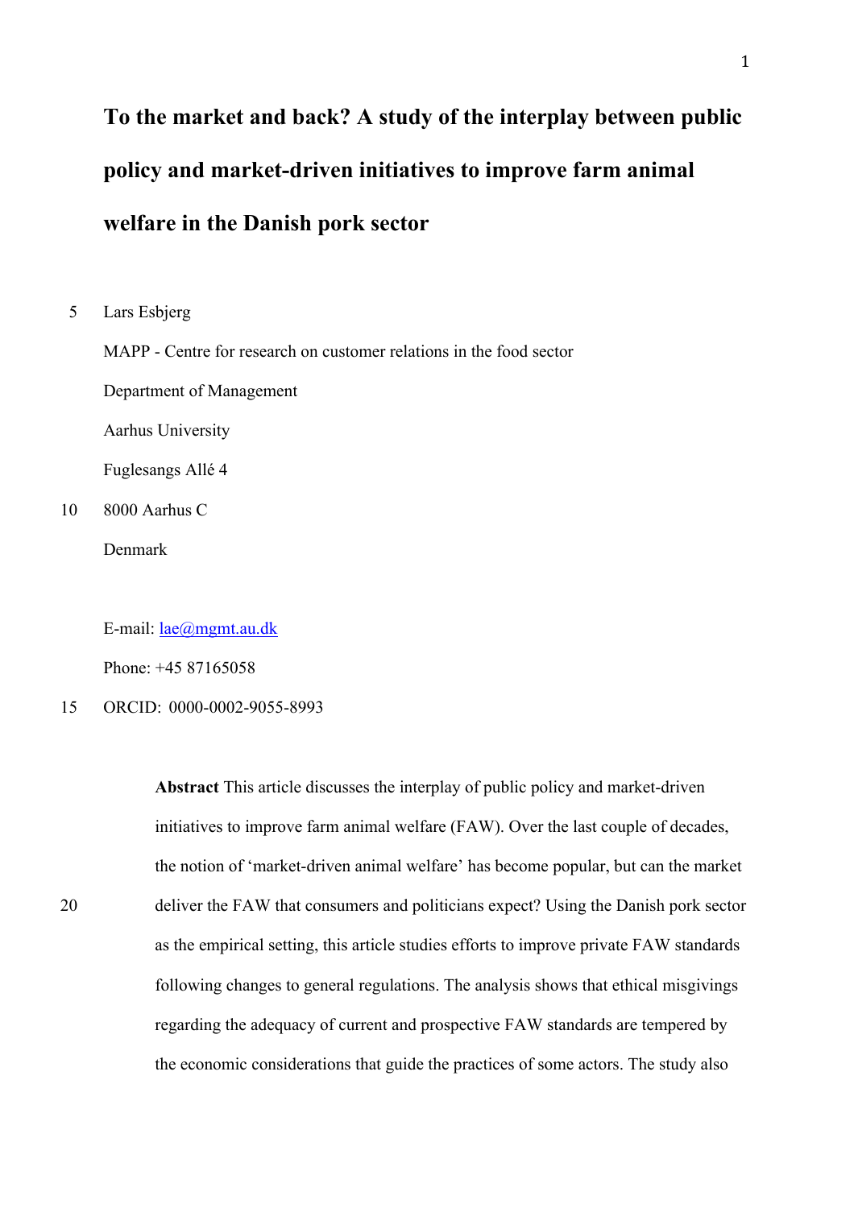# To the market and back? A study of the interplay between public policy and market-driven initiatives to improve farm animal welfare in the Danish pork sector

Lars Esbjerg

MAPP - Centre for research on customer relations in the food sector

Department of Management

Aarhus University

Fuglesangs Allé 4

8000 Aarhus C

Denmark

E-mail: lae@mgmt.au.dk

Phone: +45 87165058

ORCID: 0000-0002-9055-8993

**Abstract** This article discusses the interplay of public policy and market-driven initiatives to improve farm animal welfare (FAW). Over the last couple of decades, the notion of 'market-driven animal welfare' has become popular, but can the market deliver the FAW that consumers and politicians expect? Using the Danish pork sector as the empirical setting, this article studies efforts to improve private FAW standards following changes to general regulations. The analysis shows that ethical misgivings regarding the adequacy of current and prospective FAW standards are tempered by the economic considerations that guide the practices of some actors. The study also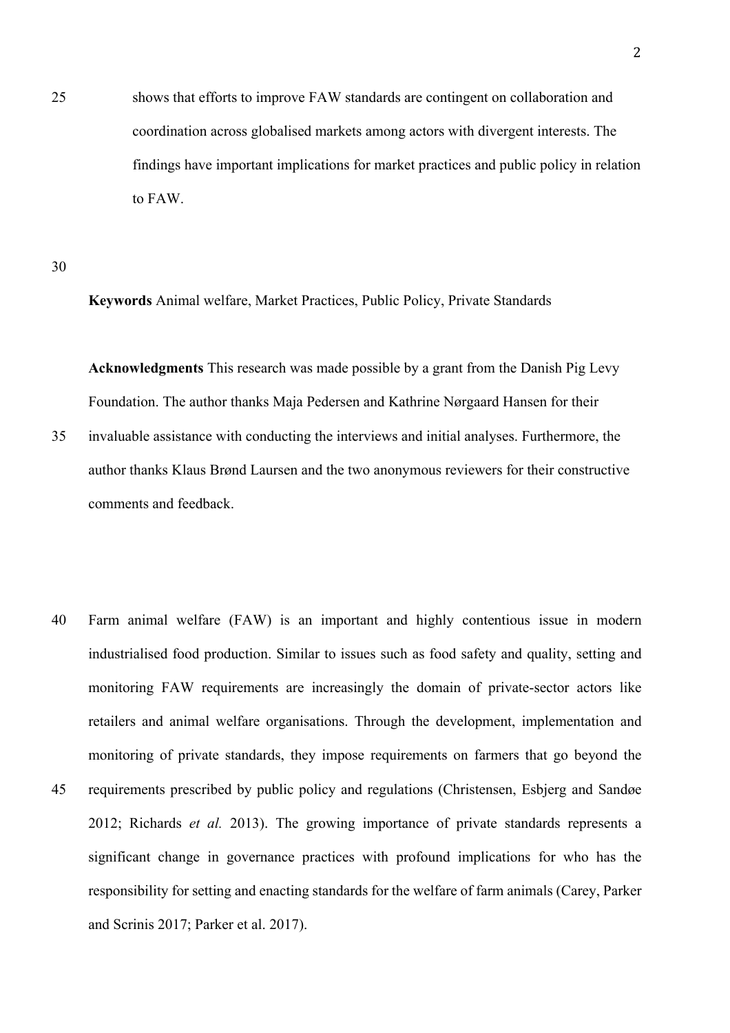shows that efforts to improve FAW standards are contingent on collaboration and coordination across globalised markets among actors with divergent interests. The findings have important implications for market practices and public policy in relation to FAW.

**Keywords** Animal welfare, Market Practices, Public Policy, Private Standards

**Acknowledgments** This research was made possible by a grant from the Danish Pig Levy Foundation. The author thanks Maja Pedersen and Kathrine Nørgaard Hansen for their invaluable assistance with conducting the interviews and initial analyses. Furthermore, the author thanks Klaus Brønd Laursen and the two anonymous reviewers for their constructive comments and feedback.

Farm animal welfare (FAW) is an important and highly contentious issue in modern industrialised food production. Similar to issues such as food safety and quality, setting and monitoring FAW requirements are increasingly the domain of private-sector actors like retailers and animal welfare organisations. Through the development, implementation and monitoring of private standards, they impose requirements on farmers that go beyond the requirements prescribed by public policy and regulations (Christensen, Esbjerg and Sandøe 2012; Richards *et al.* 2013). The growing importance of private standards represents a significant change in governance practices with profound implications for who has the responsibility for setting and enacting standards for the welfare of farm animals (Carey, Parker and Scrinis 2017; Parker et al. 2017).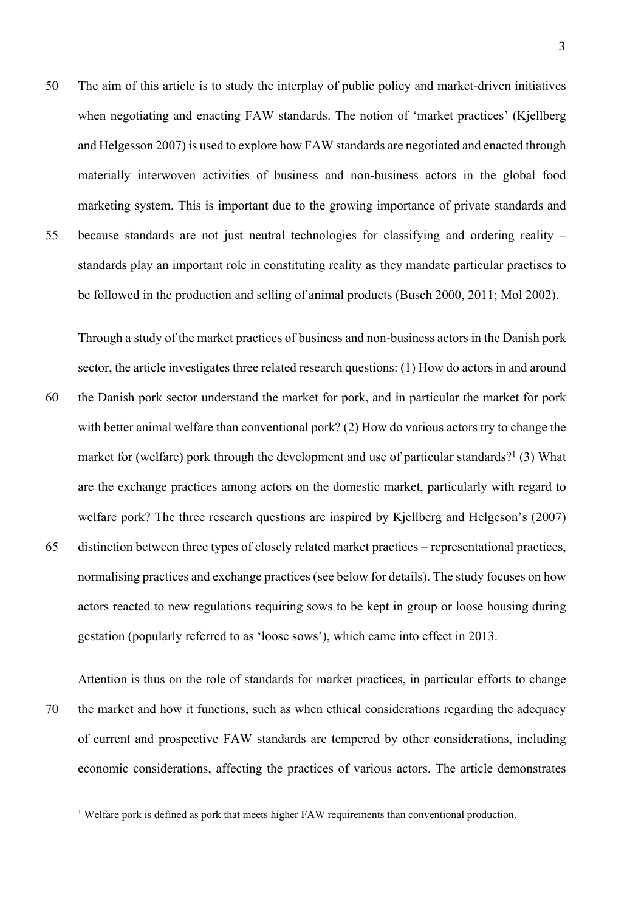The aim of this article is to study the interplay of public policy and market-driven initiatives when negotiating and enacting FAW standards. The notion of 'market practices' (Kjellberg and Helgesson 2007) is used to explore how FAW standards are negotiated and enacted through materially interwoven activities of business and non-business actors in the global food marketing system. This is important due to the growing importance of private standards and because standards are not just neutral technologies for classifying and ordering reality – standards play an important role in constituting reality as they mandate particular practises to be followed in the production and selling of animal products (Busch 2000, 2011; Mol 2002).

Through a study of the market practices of business and non-business actors in the Danish pork sector, the article investigates three related research questions: (1) How do actors in and around the Danish pork sector understand the market for pork, and in particular the market for pork with better animal welfare than conventional pork? (2) How do various actors try to change the market for (welfare) pork through the development and use of particular standards?[1] (3) What are the exchange practices among actors on the domestic market, particularly with regard to welfare pork? The three research questions are inspired by Kjellberg and Helgeson's (2007) distinction between three types of closely related market practices – representational practices, normalising practices and exchange practices (see below for details). The study focuses on how actors reacted to new regulations requiring sows to be kept in group or loose housing during gestation (popularly referred to as 'loose sows'), which came into effect in 2013.

Attention is thus on the role of standards for market practices, in particular efforts to change the market and how it functions, such as when ethical considerations regarding the adequacy of current and prospective FAW standards are tempered by other considerations, including economic considerations, affecting the practices of various actors. The article demonstrates

[1] Welfare pork is defined as pork that meets higher FAW requirements than conventional production.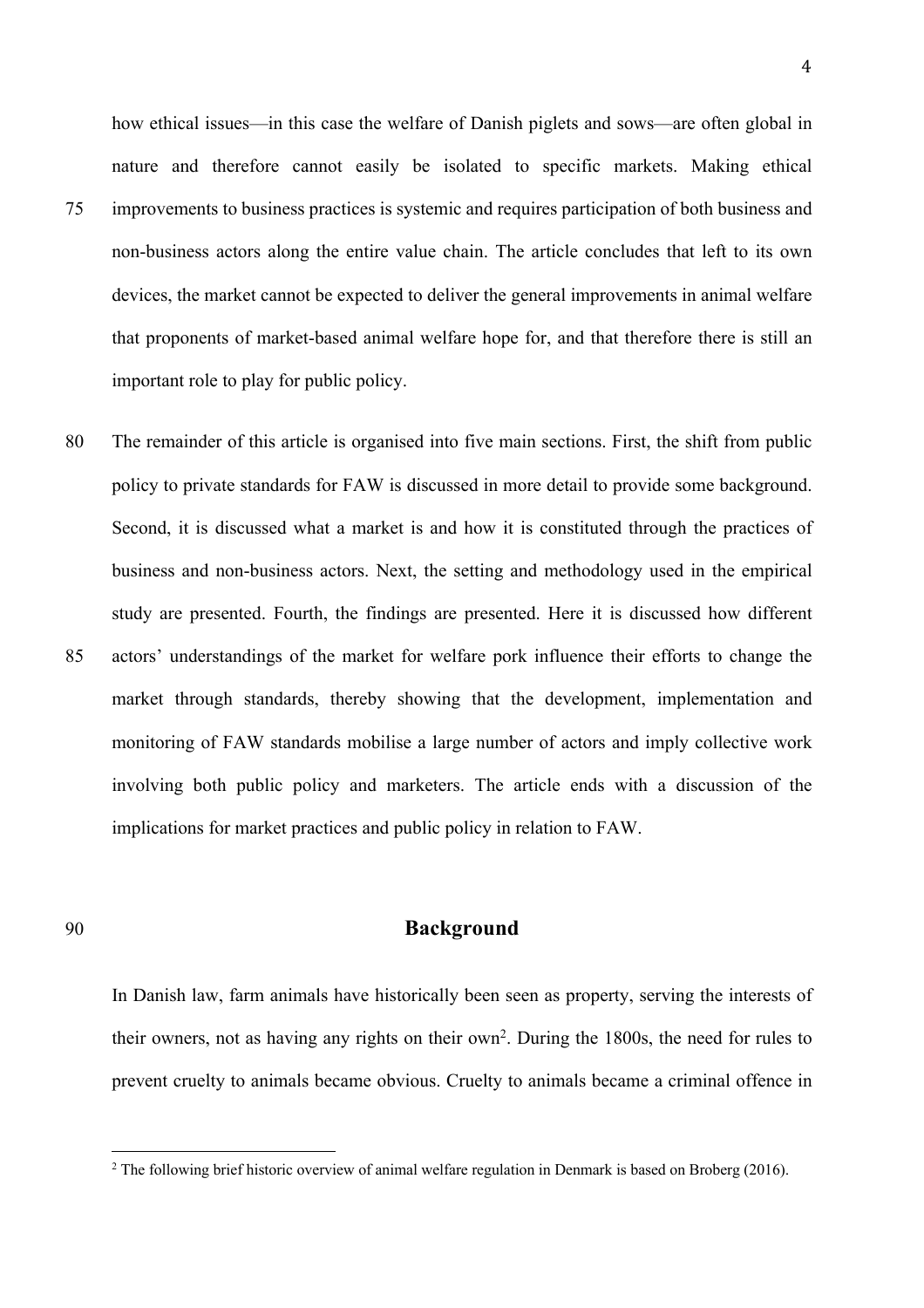how ethical issues—in this case the welfare of Danish piglets and sows—are often global in nature and therefore cannot easily be isolated to specific markets. Making ethical improvements to business practices is systemic and requires participation of both business and non-business actors along the entire value chain. The article concludes that left to its own devices, the market cannot be expected to deliver the general improvements in animal welfare that proponents of market-based animal welfare hope for, and that therefore there is still an important role to play for public policy.

The remainder of this article is organised into five main sections. First, the shift from public policy to private standards for FAW is discussed in more detail to provide some background. Second, it is discussed what a market is and how it is constituted through the practices of business and non-business actors. Next, the setting and methodology used in the empirical study are presented. Fourth, the findings are presented. Here it is discussed how different actors' understandings of the market for welfare pork influence their efforts to change the market through standards, thereby showing that the development, implementation and monitoring of FAW standards mobilise a large number of actors and imply collective work involving both public policy and marketers. The article ends with a discussion of the implications for market practices and public policy in relation to FAW.

## Background

In Danish law, farm animals have historically been seen as property, serving the interests of their owners, not as having any rights on their own[2]. During the 1800s, the need for rules to prevent cruelty to animals became obvious. Cruelty to animals became a criminal offence in

[2] The following brief historic overview of animal welfare regulation in Denmark is based on Broberg (2016).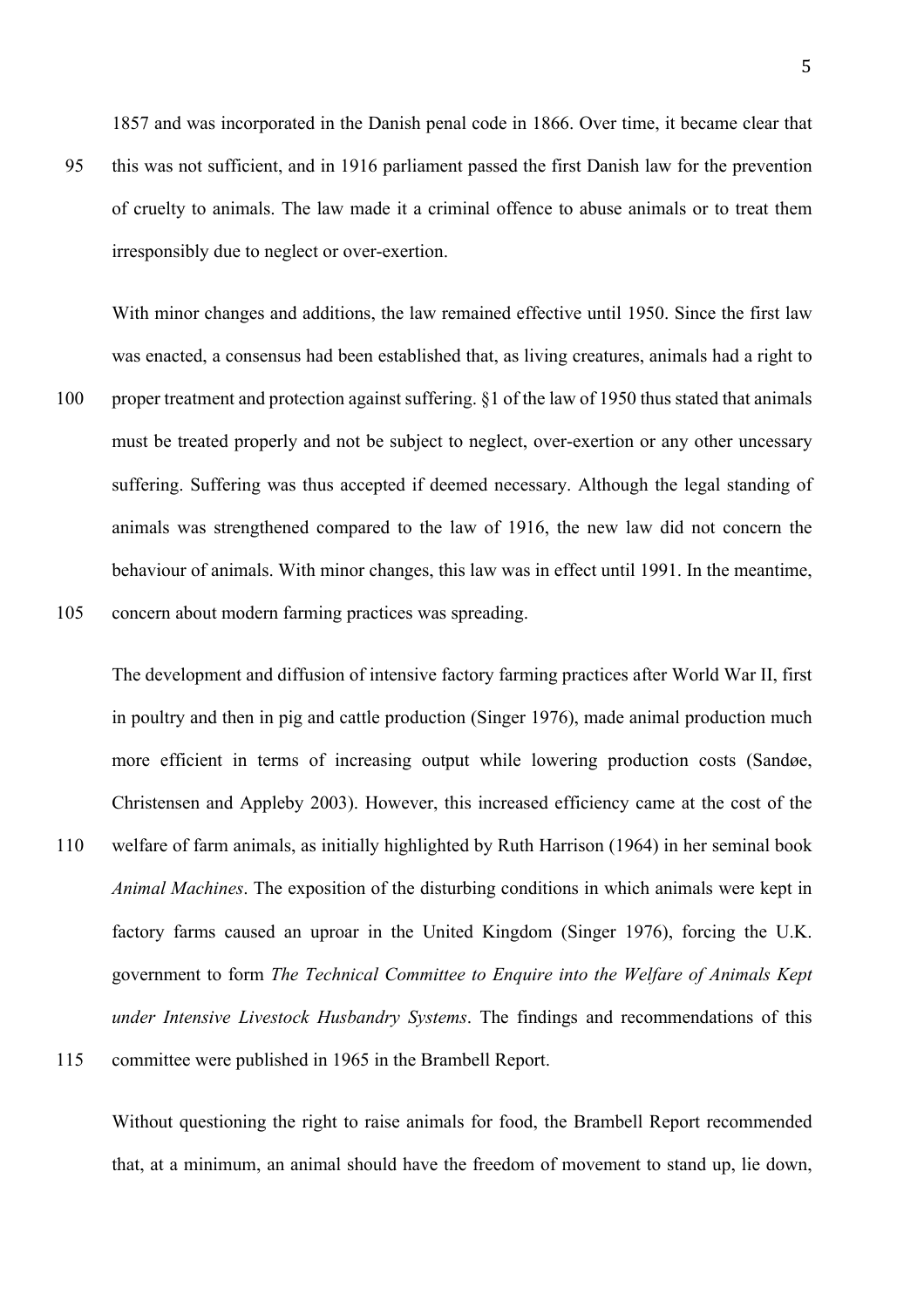1857 and was incorporated in the Danish penal code in 1866. Over time, it became clear that this was not sufficient, and in 1916 parliament passed the first Danish law for the prevention of cruelty to animals. The law made it a criminal offence to abuse animals or to treat them irresponsibly due to neglect or over-exertion.

With minor changes and additions, the law remained effective until 1950. Since the first law was enacted, a consensus had been established that, as living creatures, animals had a right to proper treatment and protection against suffering. §1 of the law of 1950 thus stated that animals must be treated properly and not be subject to neglect, over-exertion or any other uncessary suffering. Suffering was thus accepted if deemed necessary. Although the legal standing of animals was strengthened compared to the law of 1916, the new law did not concern the behaviour of animals. With minor changes, this law was in effect until 1991. In the meantime, concern about modern farming practices was spreading.

The development and diffusion of intensive factory farming practices after World War II, first in poultry and then in pig and cattle production (Singer 1976), made animal production much more efficient in terms of increasing output while lowering production costs (Sandøe, Christensen and Appleby 2003). However, this increased efficiency came at the cost of the welfare of farm animals, as initially highlighted by Ruth Harrison (1964) in her seminal book *Animal Machines*. The exposition of the disturbing conditions in which animals were kept in factory farms caused an uproar in the United Kingdom (Singer 1976), forcing the U.K. government to form *The Technical Committee to Enquire into the Welfare of Animals Kept under Intensive Livestock Husbandry Systems*. The findings and recommendations of this committee were published in 1965 in the Brambell Report.

Without questioning the right to raise animals for food, the Brambell Report recommended that, at a minimum, an animal should have the freedom of movement to stand up, lie down,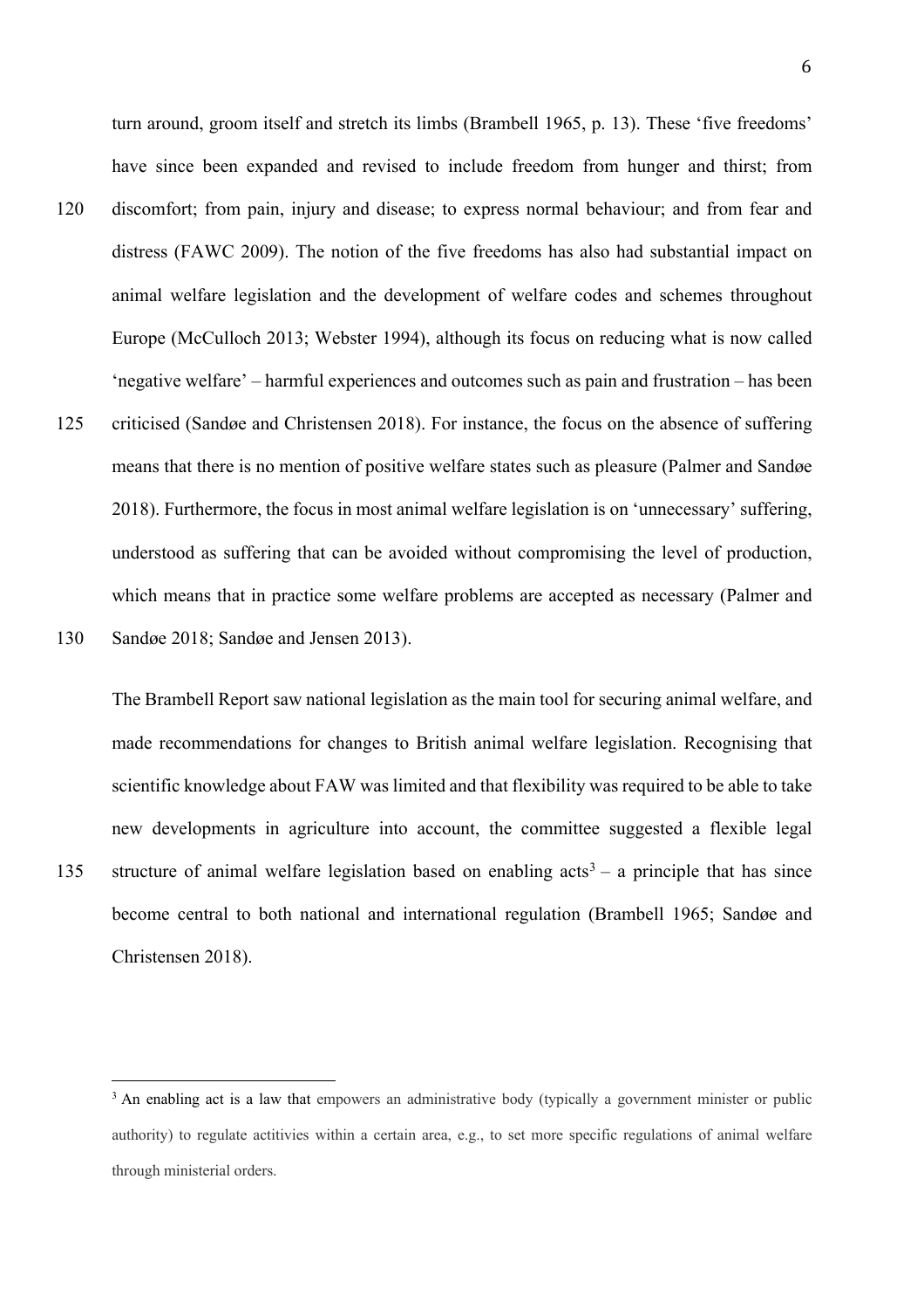turn around, groom itself and stretch its limbs (Brambell 1965, p. 13). These ‘five freedoms’ have since been expanded and revised to include freedom from hunger and thirst; from discomfort; from pain, injury and disease; to express normal behaviour; and from fear and distress (FAWC 2009). The notion of the five freedoms has also had substantial impact on animal welfare legislation and the development of welfare codes and schemes throughout Europe (McCulloch 2013; Webster 1994), although its focus on reducing what is now called ‘negative welfare’ – harmful experiences and outcomes such as pain and frustration – has been criticised (Sandøe and Christensen 2018). For instance, the focus on the absence of suffering means that there is no mention of positive welfare states such as pleasure (Palmer and Sandøe 2018). Furthermore, the focus in most animal welfare legislation is on ‘unnecessary’ suffering, understood as suffering that can be avoided without compromising the level of production, which means that in practice some welfare problems are accepted as necessary (Palmer and Sandøe 2018; Sandøe and Jensen 2013).

The Brambell Report saw national legislation as the main tool for securing animal welfare, and made recommendations for changes to British animal welfare legislation. Recognising that scientific knowledge about FAW was limited and that flexibility was required to be able to take new developments in agriculture into account, the committee suggested a flexible legal structure of animal welfare legislation based on enabling acts[3] – a principle that has since become central to both national and international regulation (Brambell 1965; Sandøe and Christensen 2018).

[3] An enabling act is a law that empowers an administrative body (typically a government minister or public authority) to regulate actitivies within a certain area, e.g., to set more specific regulations of animal welfare through ministerial orders.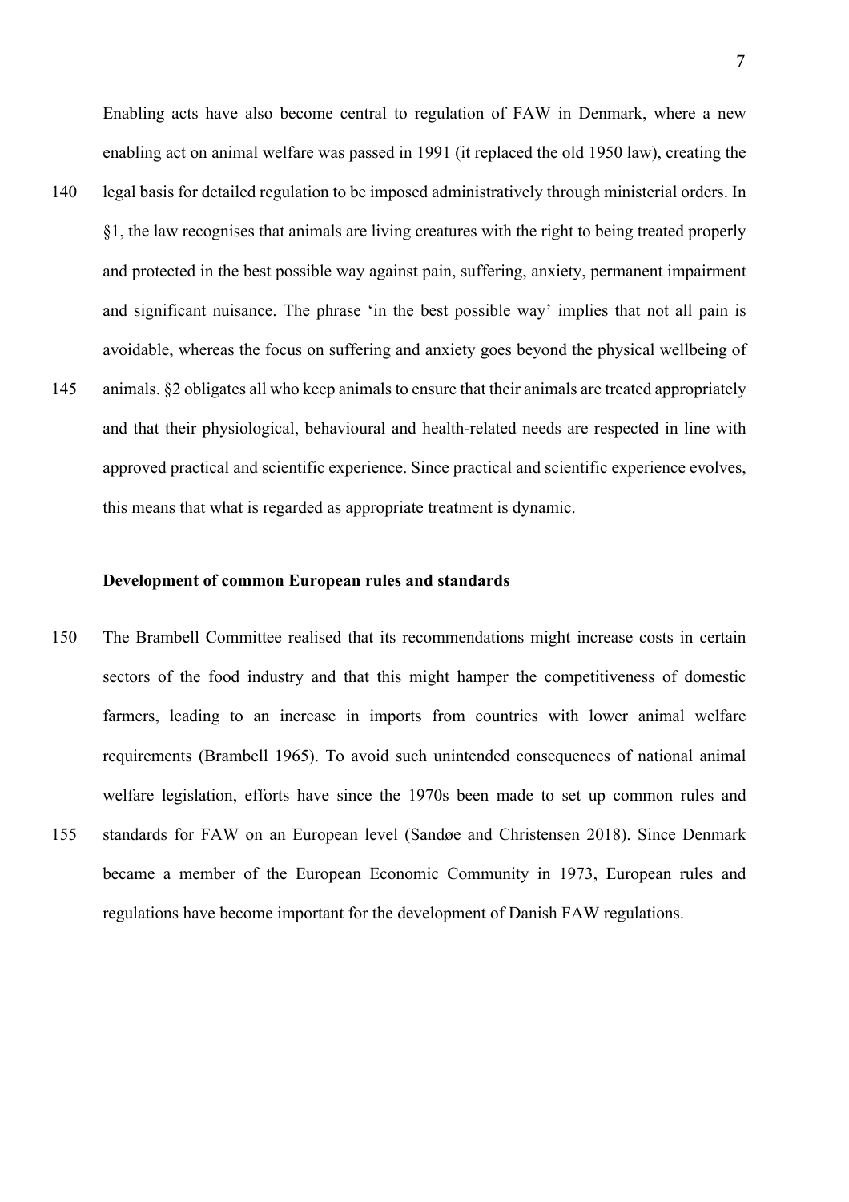Enabling acts have also become central to regulation of FAW in Denmark, where a new enabling act on animal welfare was passed in 1991 (it replaced the old 1950 law), creating the legal basis for detailed regulation to be imposed administratively through ministerial orders. In §1, the law recognises that animals are living creatures with the right to being treated properly and protected in the best possible way against pain, suffering, anxiety, permanent impairment and significant nuisance. The phrase 'in the best possible way' implies that not all pain is avoidable, whereas the focus on suffering and anxiety goes beyond the physical wellbeing of animals. §2 obligates all who keep animals to ensure that their animals are treated appropriately and that their physiological, behavioural and health-related needs are respected in line with approved practical and scientific experience. Since practical and scientific experience evolves, this means that what is regarded as appropriate treatment is dynamic.

**Development of common European rules and standards**

The Brambell Committee realised that its recommendations might increase costs in certain sectors of the food industry and that this might hamper the competitiveness of domestic farmers, leading to an increase in imports from countries with lower animal welfare requirements (Brambell 1965). To avoid such unintended consequences of national animal welfare legislation, efforts have since the 1970s been made to set up common rules and standards for FAW on an European level (Sandøe and Christensen 2018). Since Denmark became a member of the European Economic Community in 1973, European rules and regulations have become important for the development of Danish FAW regulations.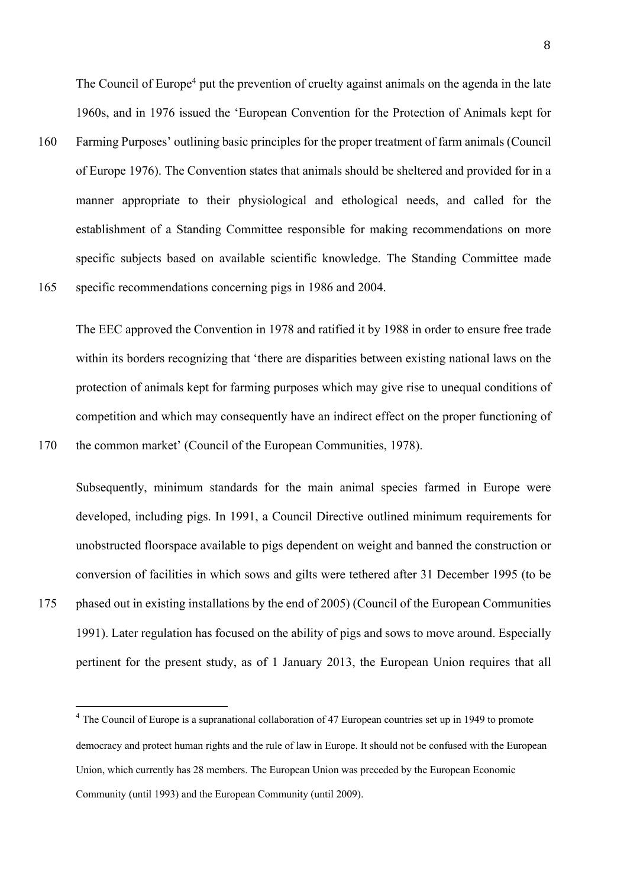The Council of Europe[4] put the prevention of cruelty against animals on the agenda in the late 1960s, and in 1976 issued the 'European Convention for the Protection of Animals kept for Farming Purposes' outlining basic principles for the proper treatment of farm animals (Council of Europe 1976). The Convention states that animals should be sheltered and provided for in a manner appropriate to their physiological and ethological needs, and called for the establishment of a Standing Committee responsible for making recommendations on more specific subjects based on available scientific knowledge. The Standing Committee made specific recommendations concerning pigs in 1986 and 2004.

The EEC approved the Convention in 1978 and ratified it by 1988 in order to ensure free trade within its borders recognizing that 'there are disparities between existing national laws on the protection of animals kept for farming purposes which may give rise to unequal conditions of competition and which may consequently have an indirect effect on the proper functioning of the common market' (Council of the European Communities, 1978).

Subsequently, minimum standards for the main animal species farmed in Europe were developed, including pigs. In 1991, a Council Directive outlined minimum requirements for unobstructed floorspace available to pigs dependent on weight and banned the construction or conversion of facilities in which sows and gilts were tethered after 31 December 1995 (to be phased out in existing installations by the end of 2005) (Council of the European Communities 1991). Later regulation has focused on the ability of pigs and sows to move around. Especially pertinent for the present study, as of 1 January 2013, the European Union requires that all

---

[4] The Council of Europe is a supranational collaboration of 47 European countries set up in 1949 to promote democracy and protect human rights and the rule of law in Europe. It should not be confused with the European Union, which currently has 28 members. The European Union was preceded by the European Economic Community (until 1993) and the European Community (until 2009).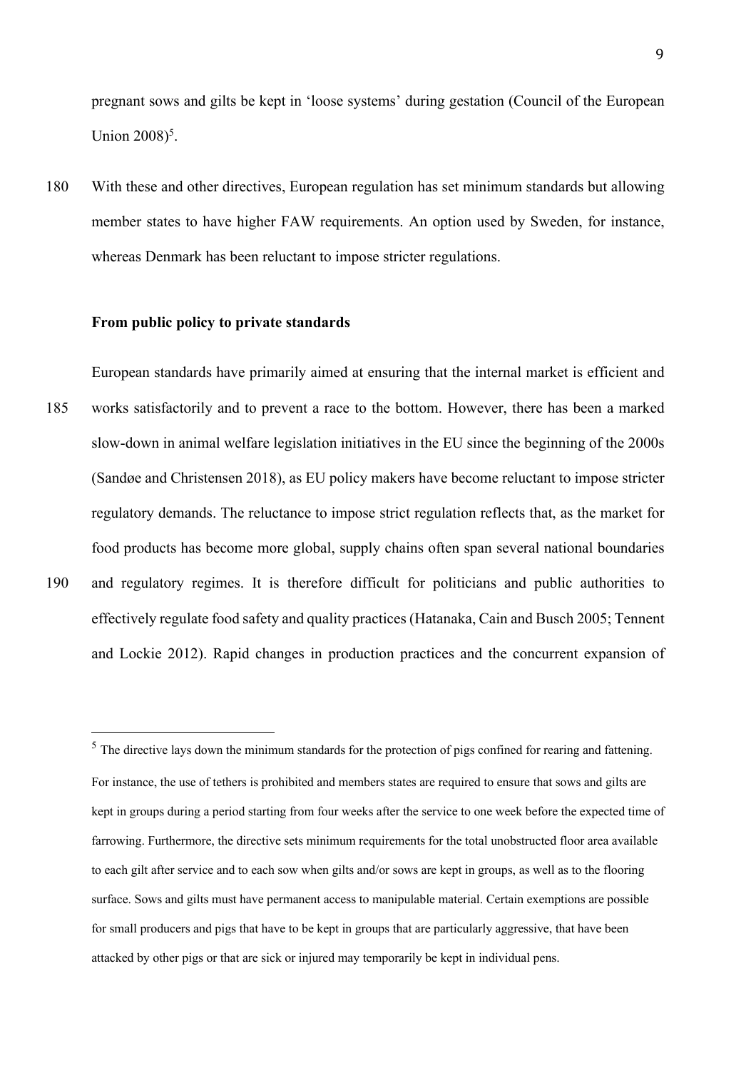pregnant sows and gilts be kept in 'loose systems' during gestation (Council of the European Union 2008)[5].

With these and other directives, European regulation has set minimum standards but allowing member states to have higher FAW requirements. An option used by Sweden, for instance, whereas Denmark has been reluctant to impose stricter regulations.

**From public policy to private standards**

European standards have primarily aimed at ensuring that the internal market is efficient and works satisfactorily and to prevent a race to the bottom. However, there has been a marked slow-down in animal welfare legislation initiatives in the EU since the beginning of the 2000s (Sandøe and Christensen 2018), as EU policy makers have become reluctant to impose stricter regulatory demands. The reluctance to impose strict regulation reflects that, as the market for food products has become more global, supply chains often span several national boundaries and regulatory regimes. It is therefore difficult for politicians and public authorities to effectively regulate food safety and quality practices (Hatanaka, Cain and Busch 2005; Tennent and Lockie 2012). Rapid changes in production practices and the concurrent expansion of

[5] The directive lays down the minimum standards for the protection of pigs confined for rearing and fattening. For instance, the use of tethers is prohibited and members states are required to ensure that sows and gilts are kept in groups during a period starting from four weeks after the service to one week before the expected time of farrowing. Furthermore, the directive sets minimum requirements for the total unobstructed floor area available to each gilt after service and to each sow when gilts and/or sows are kept in groups, as well as to the flooring surface. Sows and gilts must have permanent access to manipulable material. Certain exemptions are possible for small producers and pigs that have to be kept in groups that are particularly aggressive, that have been attacked by other pigs or that are sick or injured may temporarily be kept in individual pens.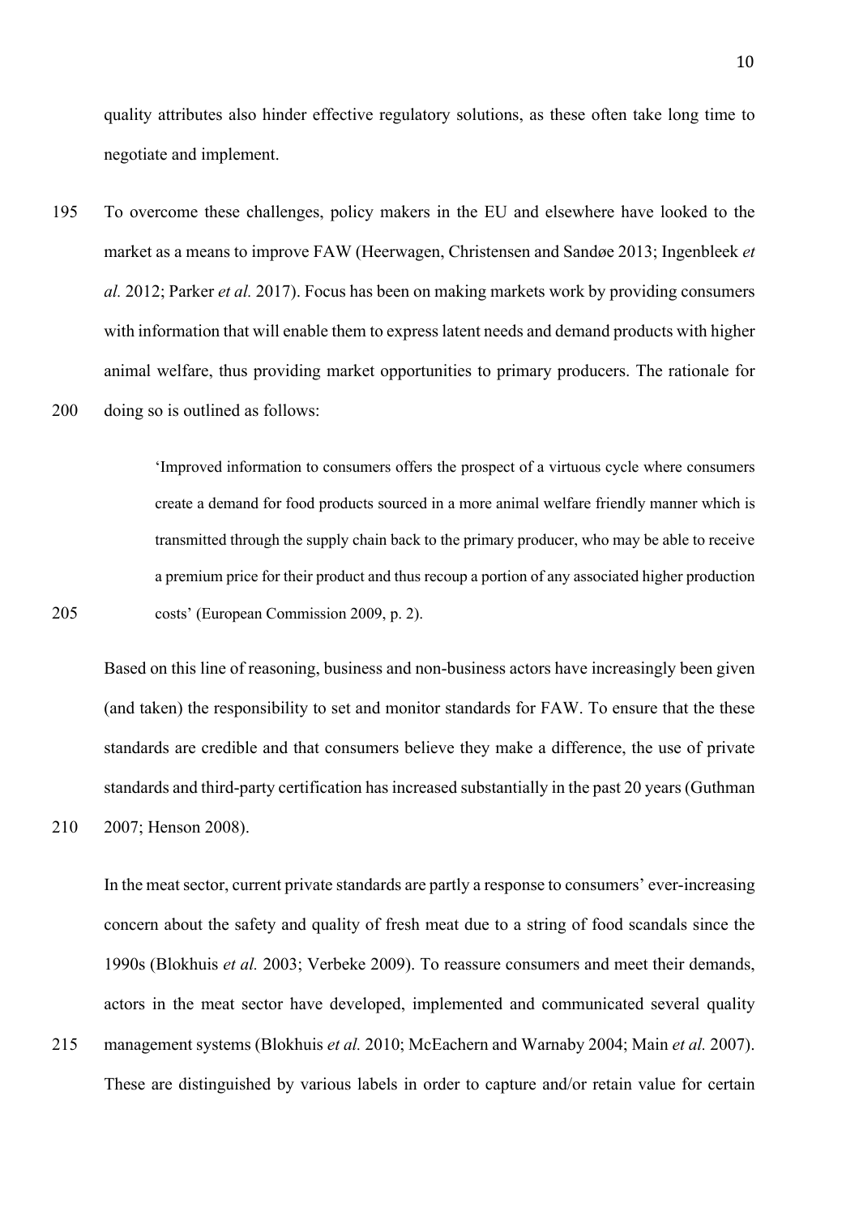quality attributes also hinder effective regulatory solutions, as these often take long time to negotiate and implement.

To overcome these challenges, policy makers in the EU and elsewhere have looked to the market as a means to improve FAW (Heerwagen, Christensen and Sandøe 2013; Ingenbleek *et al.* 2012; Parker *et al.* 2017). Focus has been on making markets work by providing consumers with information that will enable them to express latent needs and demand products with higher animal welfare, thus providing market opportunities to primary producers. The rationale for doing so is outlined as follows:

> 'Improved information to consumers offers the prospect of a virtuous cycle where consumers create a demand for food products sourced in a more animal welfare friendly manner which is transmitted through the supply chain back to the primary producer, who may be able to receive a premium price for their product and thus recoup a portion of any associated higher production costs' (European Commission 2009, p. 2).

Based on this line of reasoning, business and non-business actors have increasingly been given (and taken) the responsibility to set and monitor standards for FAW. To ensure that the these standards are credible and that consumers believe they make a difference, the use of private standards and third-party certification has increased substantially in the past 20 years (Guthman 2007; Henson 2008).

In the meat sector, current private standards are partly a response to consumers' ever-increasing concern about the safety and quality of fresh meat due to a string of food scandals since the 1990s (Blokhuis *et al.* 2003; Verbeke 2009). To reassure consumers and meet their demands, actors in the meat sector have developed, implemented and communicated several quality management systems (Blokhuis *et al.* 2010; McEachern and Warnaby 2004; Main *et al.* 2007). These are distinguished by various labels in order to capture and/or retain value for certain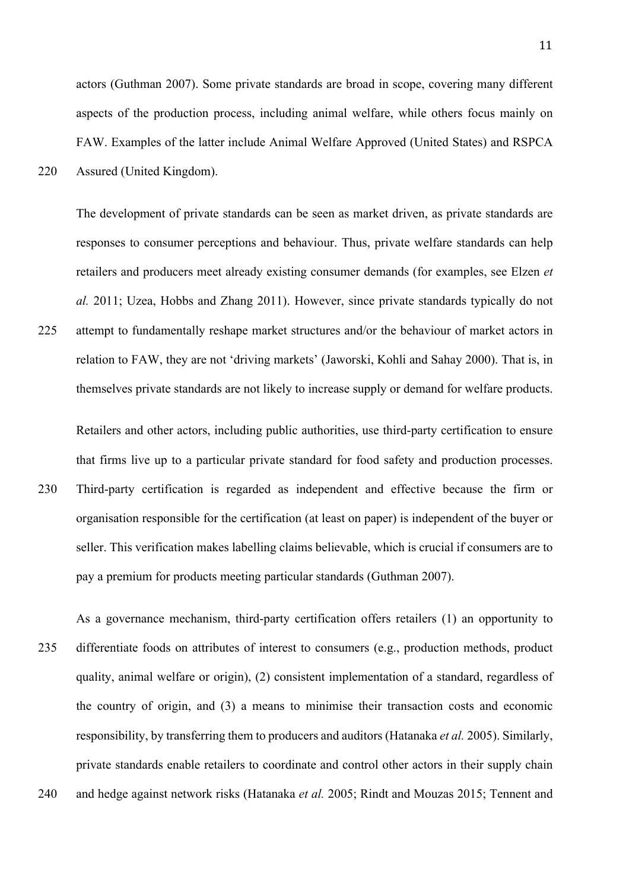actors (Guthman 2007). Some private standards are broad in scope, covering many different aspects of the production process, including animal welfare, while others focus mainly on FAW. Examples of the latter include Animal Welfare Approved (United States) and RSPCA Assured (United Kingdom).

The development of private standards can be seen as market driven, as private standards are responses to consumer perceptions and behaviour. Thus, private welfare standards can help retailers and producers meet already existing consumer demands (for examples, see Elzen *et al.* 2011; Uzea, Hobbs and Zhang 2011). However, since private standards typically do not attempt to fundamentally reshape market structures and/or the behaviour of market actors in relation to FAW, they are not 'driving markets' (Jaworski, Kohli and Sahay 2000). That is, in themselves private standards are not likely to increase supply or demand for welfare products.

Retailers and other actors, including public authorities, use third-party certification to ensure that firms live up to a particular private standard for food safety and production processes. Third-party certification is regarded as independent and effective because the firm or organisation responsible for the certification (at least on paper) is independent of the buyer or seller. This verification makes labelling claims believable, which is crucial if consumers are to pay a premium for products meeting particular standards (Guthman 2007).

As a governance mechanism, third-party certification offers retailers (1) an opportunity to differentiate foods on attributes of interest to consumers (e.g., production methods, product quality, animal welfare or origin), (2) consistent implementation of a standard, regardless of the country of origin, and (3) a means to minimise their transaction costs and economic responsibility, by transferring them to producers and auditors (Hatanaka *et al.* 2005). Similarly, private standards enable retailers to coordinate and control other actors in their supply chain and hedge against network risks (Hatanaka *et al.* 2005; Rindt and Mouzas 2015; Tennent and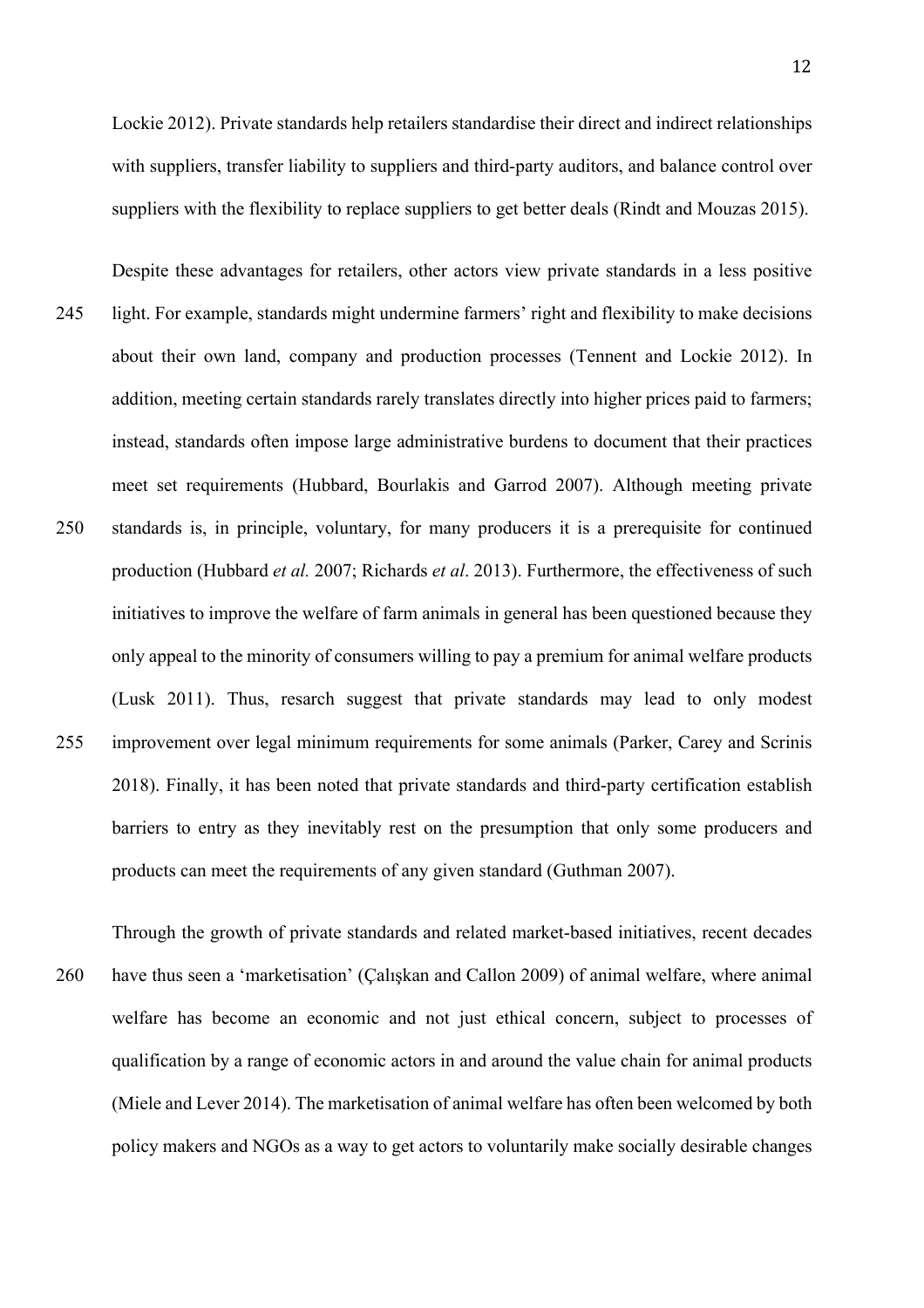Lockie 2012). Private standards help retailers standardise their direct and indirect relationships with suppliers, transfer liability to suppliers and third-party auditors, and balance control over suppliers with the flexibility to replace suppliers to get better deals (Rindt and Mouzas 2015).

Despite these advantages for retailers, other actors view private standards in a less positive light. For example, standards might undermine farmers' right and flexibility to make decisions about their own land, company and production processes (Tennent and Lockie 2012). In addition, meeting certain standards rarely translates directly into higher prices paid to farmers; instead, standards often impose large administrative burdens to document that their practices meet set requirements (Hubbard, Bourlakis and Garrod 2007). Although meeting private standards is, in principle, voluntary, for many producers it is a prerequisite for continued production (Hubbard *et al.* 2007; Richards *et al*. 2013). Furthermore, the effectiveness of such initiatives to improve the welfare of farm animals in general has been questioned because they only appeal to the minority of consumers willing to pay a premium for animal welfare products (Lusk 2011). Thus, resarch suggest that private standards may lead to only modest improvement over legal minimum requirements for some animals (Parker, Carey and Scrinis 2018). Finally, it has been noted that private standards and third-party certification establish barriers to entry as they inevitably rest on the presumption that only some producers and products can meet the requirements of any given standard (Guthman 2007).

Through the growth of private standards and related market-based initiatives, recent decades have thus seen a 'marketisation' (Çalışkan and Callon 2009) of animal welfare, where animal welfare has become an economic and not just ethical concern, subject to processes of qualification by a range of economic actors in and around the value chain for animal products (Miele and Lever 2014). The marketisation of animal welfare has often been welcomed by both policy makers and NGOs as a way to get actors to voluntarily make socially desirable changes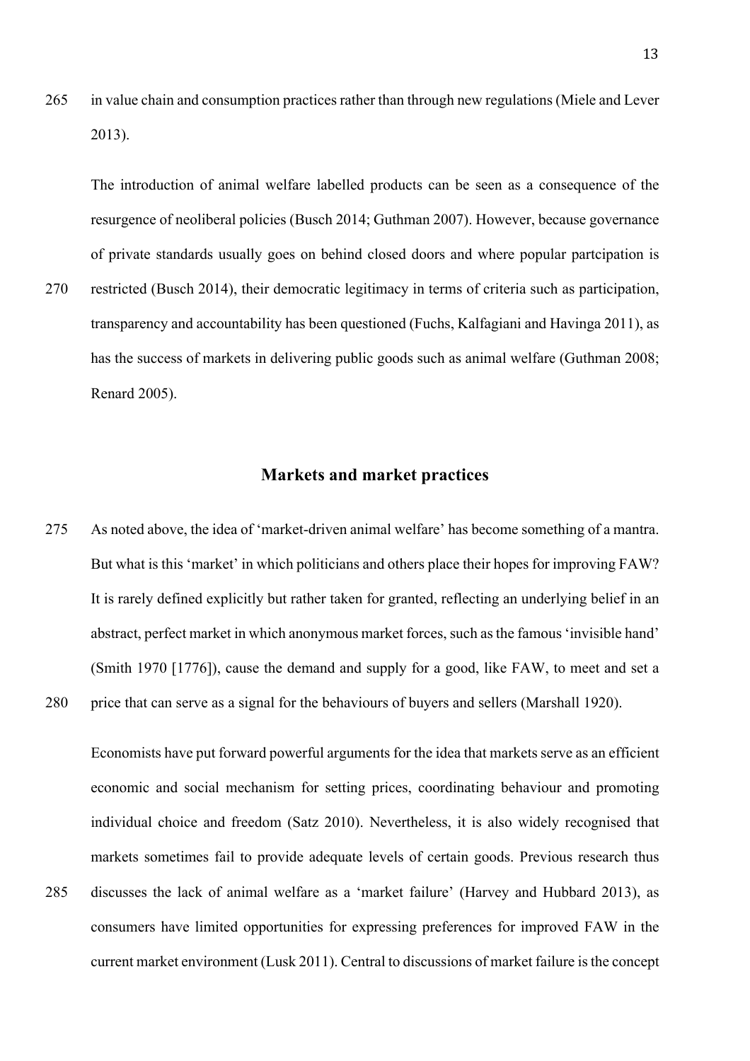in value chain and consumption practices rather than through new regulations (Miele and Lever 2013).

The introduction of animal welfare labelled products can be seen as a consequence of the resurgence of neoliberal policies (Busch 2014; Guthman 2007). However, because governance of private standards usually goes on behind closed doors and where popular partcipation is restricted (Busch 2014), their democratic legitimacy in terms of criteria such as participation, transparency and accountability has been questioned (Fuchs, Kalfagiani and Havinga 2011), as has the success of markets in delivering public goods such as animal welfare (Guthman 2008; Renard 2005).

## Markets and market practices

As noted above, the idea of 'market-driven animal welfare' has become something of a mantra. But what is this 'market' in which politicians and others place their hopes for improving FAW? It is rarely defined explicitly but rather taken for granted, reflecting an underlying belief in an abstract, perfect market in which anonymous market forces, such as the famous 'invisible hand' (Smith 1970 [1776]), cause the demand and supply for a good, like FAW, to meet and set a price that can serve as a signal for the behaviours of buyers and sellers (Marshall 1920).

Economists have put forward powerful arguments for the idea that markets serve as an efficient economic and social mechanism for setting prices, coordinating behaviour and promoting individual choice and freedom (Satz 2010). Nevertheless, it is also widely recognised that markets sometimes fail to provide adequate levels of certain goods. Previous research thus discusses the lack of animal welfare as a 'market failure' (Harvey and Hubbard 2013), as consumers have limited opportunities for expressing preferences for improved FAW in the current market environment (Lusk 2011). Central to discussions of market failure is the concept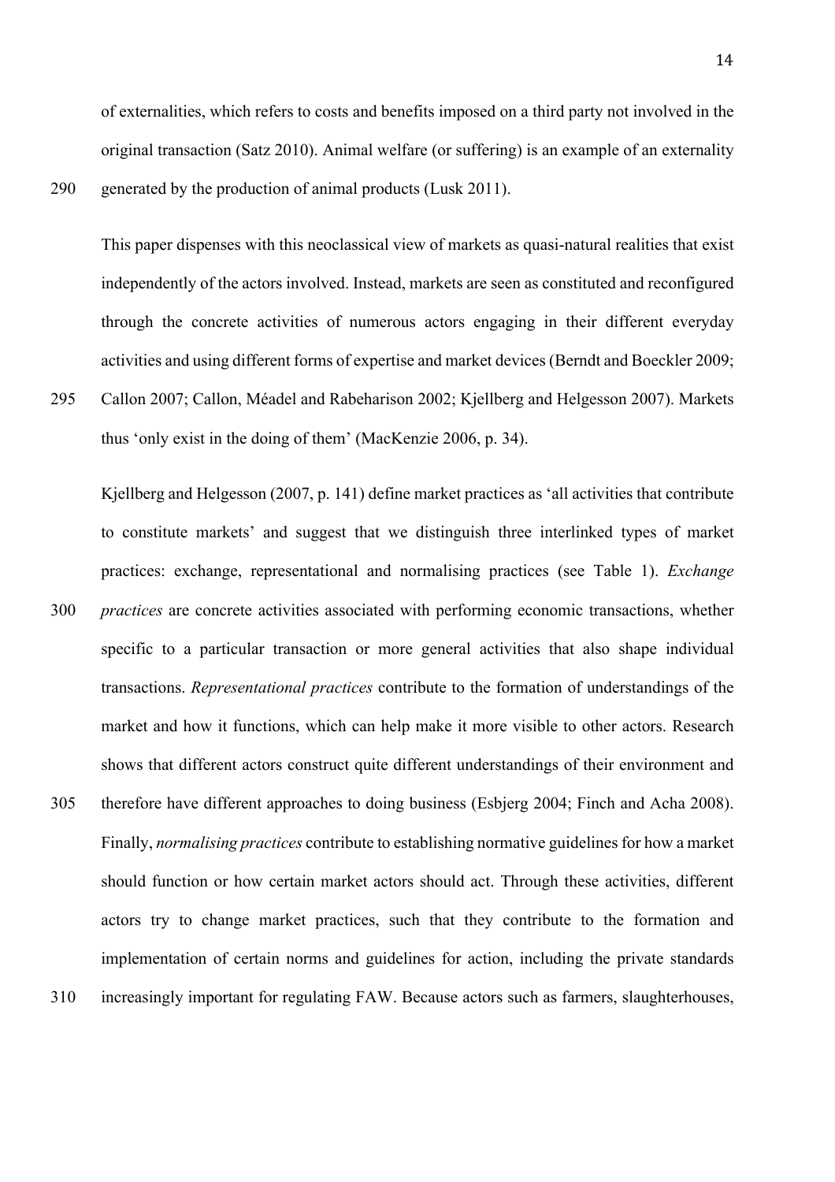of externalities, which refers to costs and benefits imposed on a third party not involved in the original transaction (Satz 2010). Animal welfare (or suffering) is an example of an externality generated by the production of animal products (Lusk 2011).

This paper dispenses with this neoclassical view of markets as quasi-natural realities that exist independently of the actors involved. Instead, markets are seen as constituted and reconfigured through the concrete activities of numerous actors engaging in their different everyday activities and using different forms of expertise and market devices (Berndt and Boeckler 2009; Callon 2007; Callon, Méadel and Rabeharison 2002; Kjellberg and Helgesson 2007). Markets thus 'only exist in the doing of them' (MacKenzie 2006, p. 34).

Kjellberg and Helgesson (2007, p. 141) define market practices as 'all activities that contribute to constitute markets' and suggest that we distinguish three interlinked types of market practices: exchange, representational and normalising practices (see Table 1). *Exchange practices* are concrete activities associated with performing economic transactions, whether specific to a particular transaction or more general activities that also shape individual transactions. *Representational practices* contribute to the formation of understandings of the market and how it functions, which can help make it more visible to other actors. Research shows that different actors construct quite different understandings of their environment and therefore have different approaches to doing business (Esbjerg 2004; Finch and Acha 2008). Finally, *normalising practices* contribute to establishing normative guidelines for how a market should function or how certain market actors should act. Through these activities, different actors try to change market practices, such that they contribute to the formation and implementation of certain norms and guidelines for action, including the private standards increasingly important for regulating FAW. Because actors such as farmers, slaughterhouses,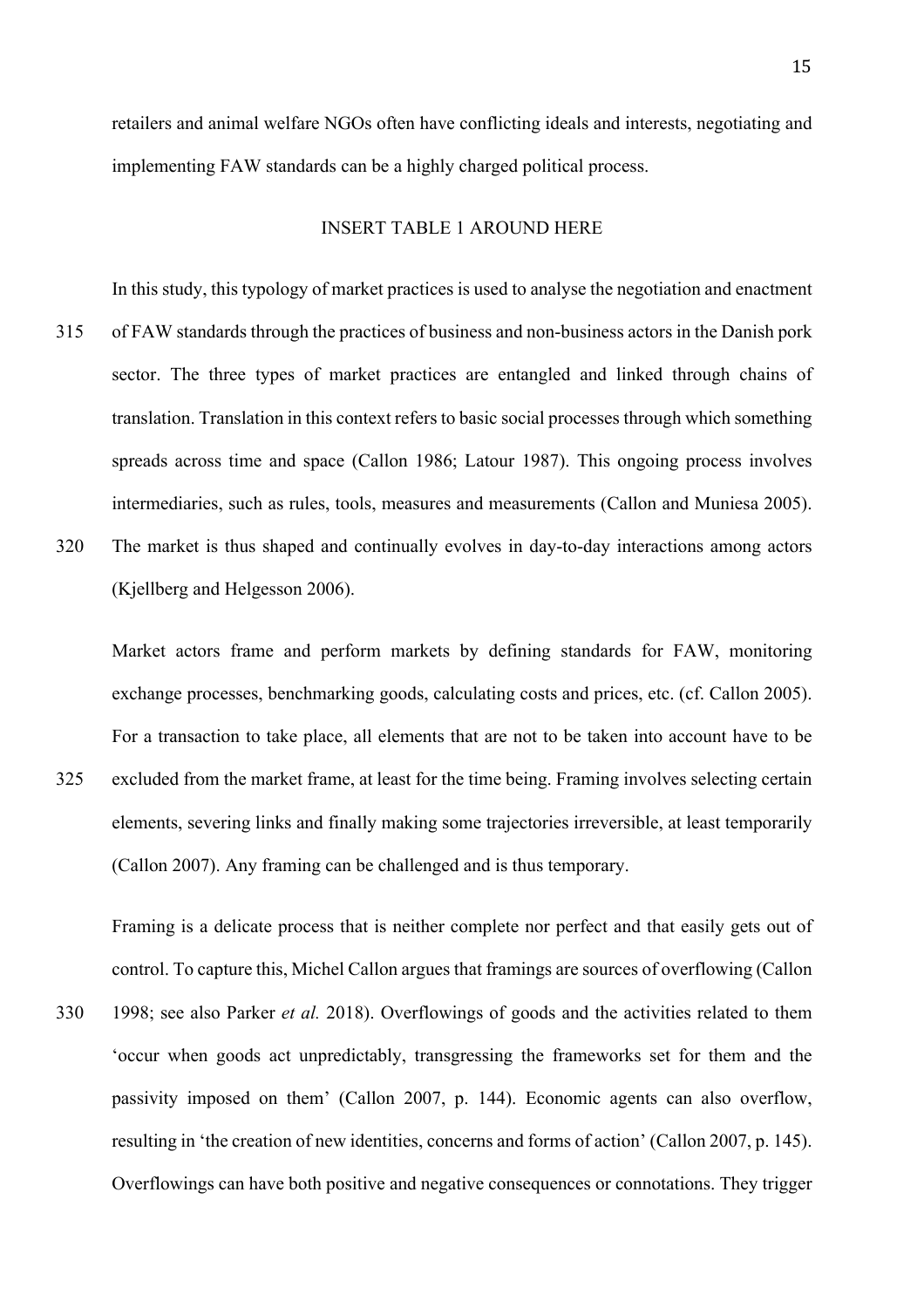retailers and animal welfare NGOs often have conflicting ideals and interests, negotiating and implementing FAW standards can be a highly charged political process.

INSERT TABLE 1 AROUND HERE

In this study, this typology of market practices is used to analyse the negotiation and enactment of FAW standards through the practices of business and non-business actors in the Danish pork sector. The three types of market practices are entangled and linked through chains of translation. Translation in this context refers to basic social processes through which something spreads across time and space (Callon 1986; Latour 1987). This ongoing process involves intermediaries, such as rules, tools, measures and measurements (Callon and Muniesa 2005). The market is thus shaped and continually evolves in day-to-day interactions among actors (Kjellberg and Helgesson 2006).

Market actors frame and perform markets by defining standards for FAW, monitoring exchange processes, benchmarking goods, calculating costs and prices, etc. (cf. Callon 2005). For a transaction to take place, all elements that are not to be taken into account have to be excluded from the market frame, at least for the time being. Framing involves selecting certain elements, severing links and finally making some trajectories irreversible, at least temporarily (Callon 2007). Any framing can be challenged and is thus temporary.

Framing is a delicate process that is neither complete nor perfect and that easily gets out of control. To capture this, Michel Callon argues that framings are sources of overflowing (Callon 1998; see also Parker *et al.* 2018). Overflowings of goods and the activities related to them 'occur when goods act unpredictably, transgressing the frameworks set for them and the passivity imposed on them' (Callon 2007, p. 144). Economic agents can also overflow, resulting in 'the creation of new identities, concerns and forms of action' (Callon 2007, p. 145). Overflowings can have both positive and negative consequences or connotations. They trigger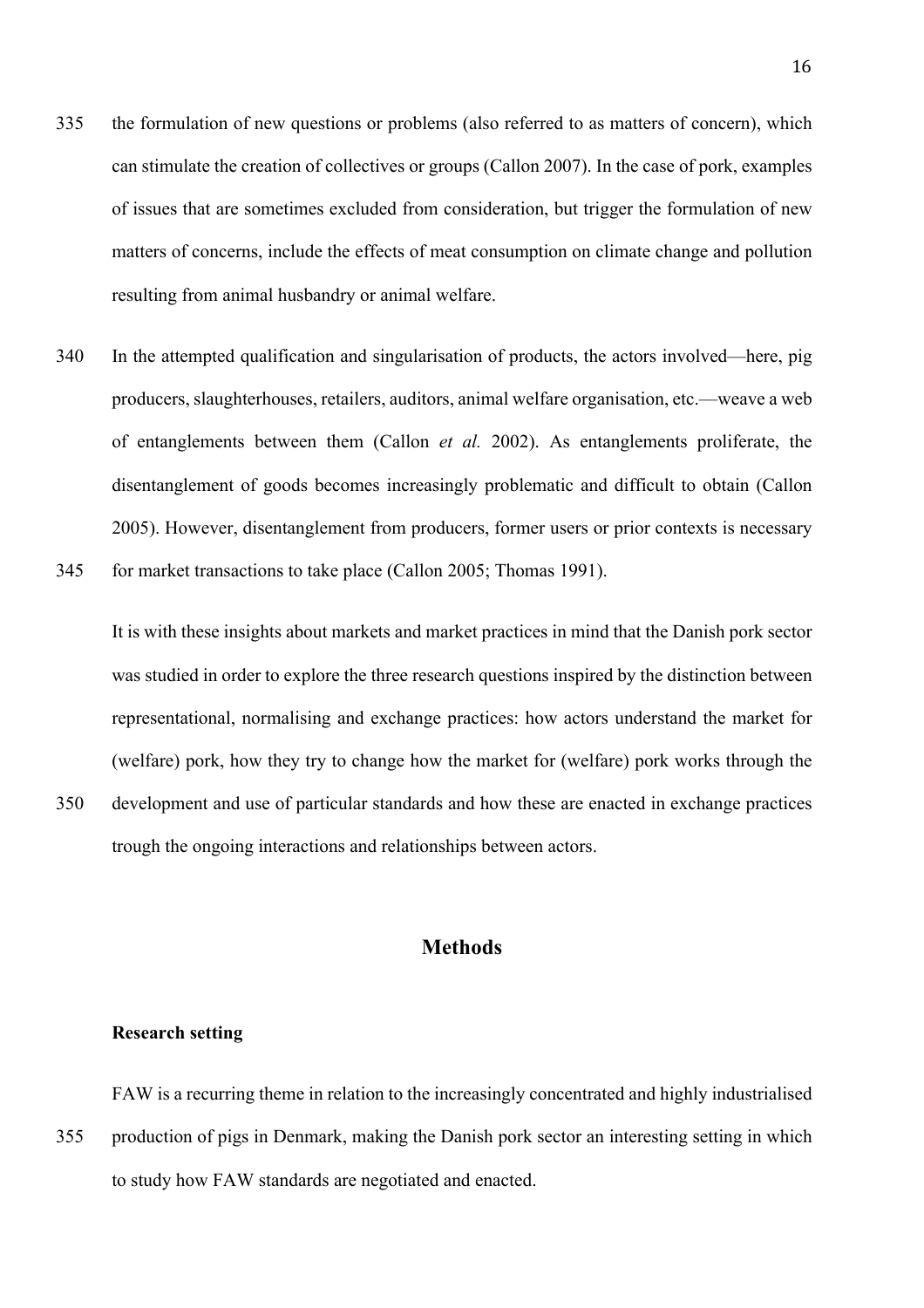the formulation of new questions or problems (also referred to as matters of concern), which can stimulate the creation of collectives or groups (Callon 2007). In the case of pork, examples of issues that are sometimes excluded from consideration, but trigger the formulation of new matters of concerns, include the effects of meat consumption on climate change and pollution resulting from animal husbandry or animal welfare.

In the attempted qualification and singularisation of products, the actors involved—here, pig producers, slaughterhouses, retailers, auditors, animal welfare organisation, etc.—weave a web of entanglements between them (Callon *et al.* 2002). As entanglements proliferate, the disentanglement of goods becomes increasingly problematic and difficult to obtain (Callon 2005). However, disentanglement from producers, former users or prior contexts is necessary for market transactions to take place (Callon 2005; Thomas 1991).

It is with these insights about markets and market practices in mind that the Danish pork sector was studied in order to explore the three research questions inspired by the distinction between representational, normalising and exchange practices: how actors understand the market for (welfare) pork, how they try to change how the market for (welfare) pork works through the development and use of particular standards and how these are enacted in exchange practices trough the ongoing interactions and relationships between actors.

## Methods

### Research setting

FAW is a recurring theme in relation to the increasingly concentrated and highly industrialised production of pigs in Denmark, making the Danish pork sector an interesting setting in which to study how FAW standards are negotiated and enacted.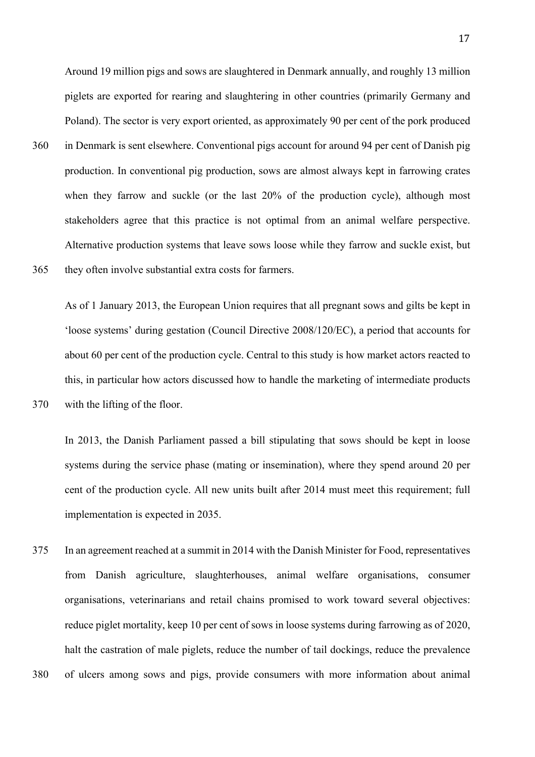Around 19 million pigs and sows are slaughtered in Denmark annually, and roughly 13 million piglets are exported for rearing and slaughtering in other countries (primarily Germany and Poland). The sector is very export oriented, as approximately 90 per cent of the pork produced in Denmark is sent elsewhere. Conventional pigs account for around 94 per cent of Danish pig production. In conventional pig production, sows are almost always kept in farrowing crates when they farrow and suckle (or the last 20% of the production cycle), although most stakeholders agree that this practice is not optimal from an animal welfare perspective. Alternative production systems that leave sows loose while they farrow and suckle exist, but they often involve substantial extra costs for farmers.

As of 1 January 2013, the European Union requires that all pregnant sows and gilts be kept in 'loose systems' during gestation (Council Directive 2008/120/EC), a period that accounts for about 60 per cent of the production cycle. Central to this study is how market actors reacted to this, in particular how actors discussed how to handle the marketing of intermediate products with the lifting of the floor.

In 2013, the Danish Parliament passed a bill stipulating that sows should be kept in loose systems during the service phase (mating or insemination), where they spend around 20 per cent of the production cycle. All new units built after 2014 must meet this requirement; full implementation is expected in 2035.

In an agreement reached at a summit in 2014 with the Danish Minister for Food, representatives from Danish agriculture, slaughterhouses, animal welfare organisations, consumer organisations, veterinarians and retail chains promised to work toward several objectives: reduce piglet mortality, keep 10 per cent of sows in loose systems during farrowing as of 2020, halt the castration of male piglets, reduce the number of tail dockings, reduce the prevalence of ulcers among sows and pigs, provide consumers with more information about animal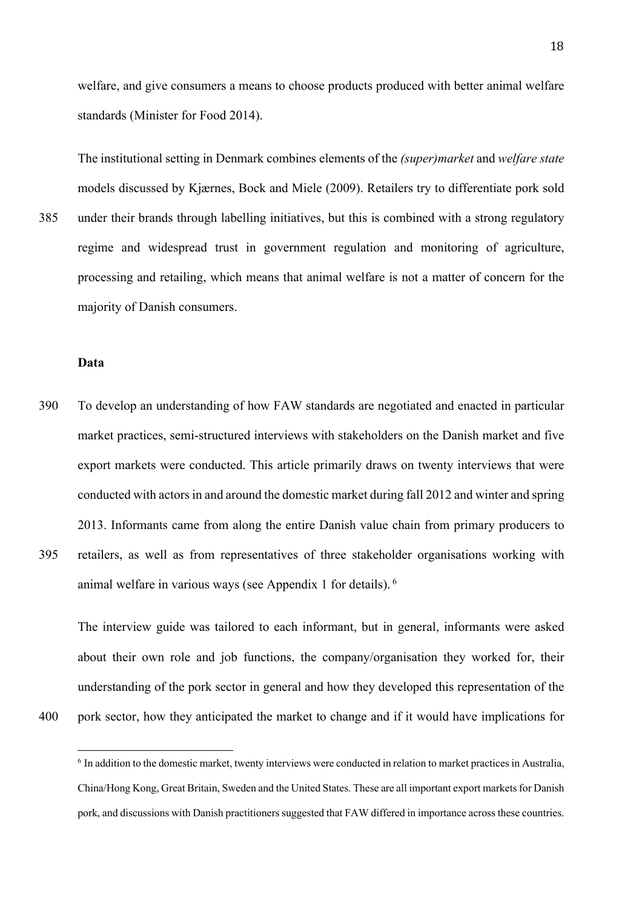welfare, and give consumers a means to choose products produced with better animal welfare standards (Minister for Food 2014).

The institutional setting in Denmark combines elements of the *(super)market* and *welfare state* models discussed by Kjærnes, Bock and Miele (2009). Retailers try to differentiate pork sold under their brands through labelling initiatives, but this is combined with a strong regulatory regime and widespread trust in government regulation and monitoring of agriculture, processing and retailing, which means that animal welfare is not a matter of concern for the majority of Danish consumers.

**Data**

To develop an understanding of how FAW standards are negotiated and enacted in particular market practices, semi-structured interviews with stakeholders on the Danish market and five export markets were conducted. This article primarily draws on twenty interviews that were conducted with actors in and around the domestic market during fall 2012 and winter and spring 2013. Informants came from along the entire Danish value chain from primary producers to retailers, as well as from representatives of three stakeholder organisations working with animal welfare in various ways (see Appendix 1 for details). [6]

The interview guide was tailored to each informant, but in general, informants were asked about their own role and job functions, the company/organisation they worked for, their understanding of the pork sector in general and how they developed this representation of the pork sector, how they anticipated the market to change and if it would have implications for

---

[6] In addition to the domestic market, twenty interviews were conducted in relation to market practices in Australia, China/Hong Kong, Great Britain, Sweden and the United States. These are all important export markets for Danish pork, and discussions with Danish practitioners suggested that FAW differed in importance across these countries.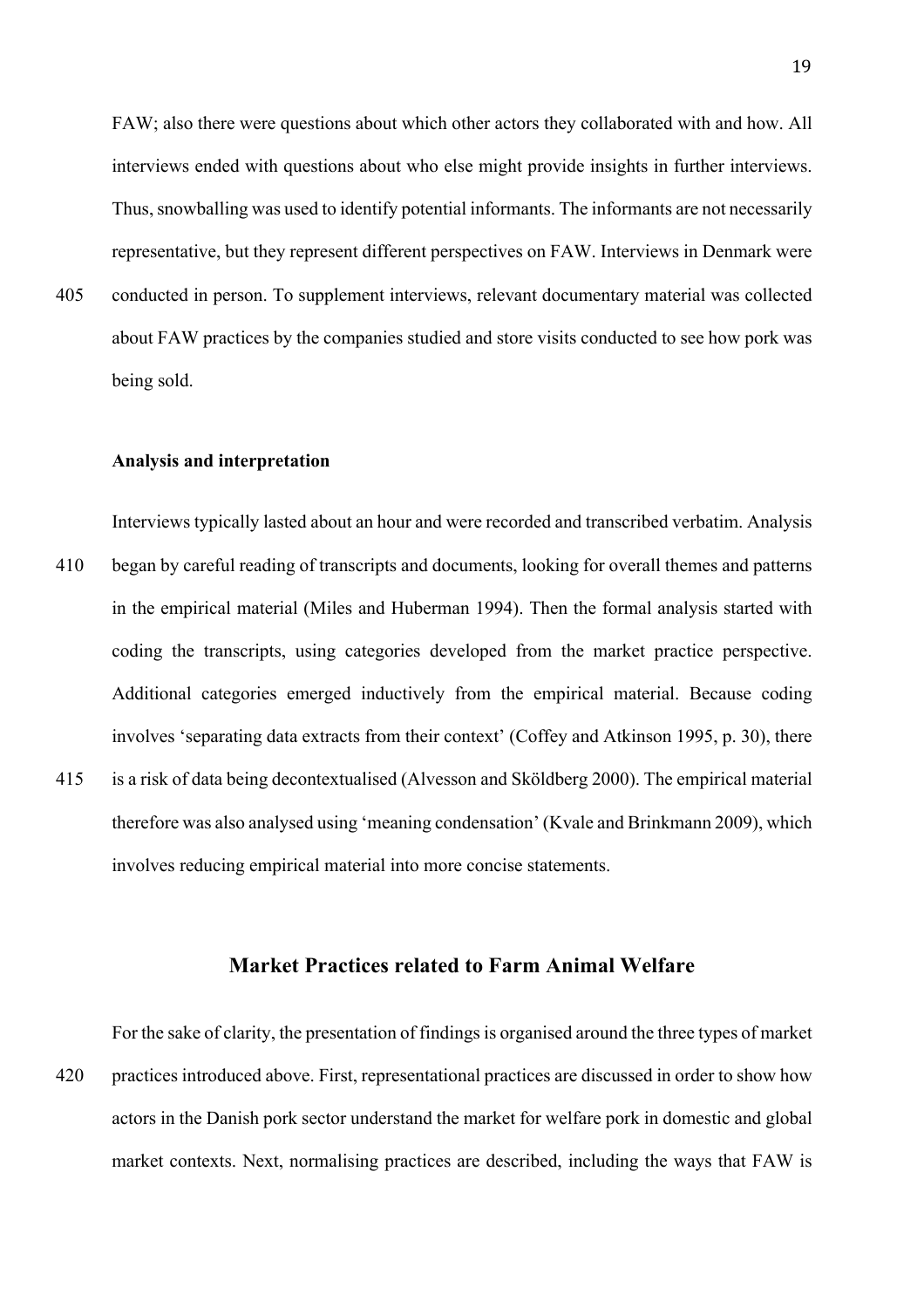FAW; also there were questions about which other actors they collaborated with and how. All interviews ended with questions about who else might provide insights in further interviews. Thus, snowballing was used to identify potential informants. The informants are not necessarily representative, but they represent different perspectives on FAW. Interviews in Denmark were conducted in person. To supplement interviews, relevant documentary material was collected about FAW practices by the companies studied and store visits conducted to see how pork was being sold.

### Analysis and interpretation

Interviews typically lasted about an hour and were recorded and transcribed verbatim. Analysis began by careful reading of transcripts and documents, looking for overall themes and patterns in the empirical material (Miles and Huberman 1994). Then the formal analysis started with coding the transcripts, using categories developed from the market practice perspective. Additional categories emerged inductively from the empirical material. Because coding involves 'separating data extracts from their context' (Coffey and Atkinson 1995, p. 30), there is a risk of data being decontextualised (Alvesson and Sköldberg 2000). The empirical material therefore was also analysed using 'meaning condensation' (Kvale and Brinkmann 2009), which involves reducing empirical material into more concise statements.

## Market Practices related to Farm Animal Welfare

For the sake of clarity, the presentation of findings is organised around the three types of market practices introduced above. First, representational practices are discussed in order to show how actors in the Danish pork sector understand the market for welfare pork in domestic and global market contexts. Next, normalising practices are described, including the ways that FAW is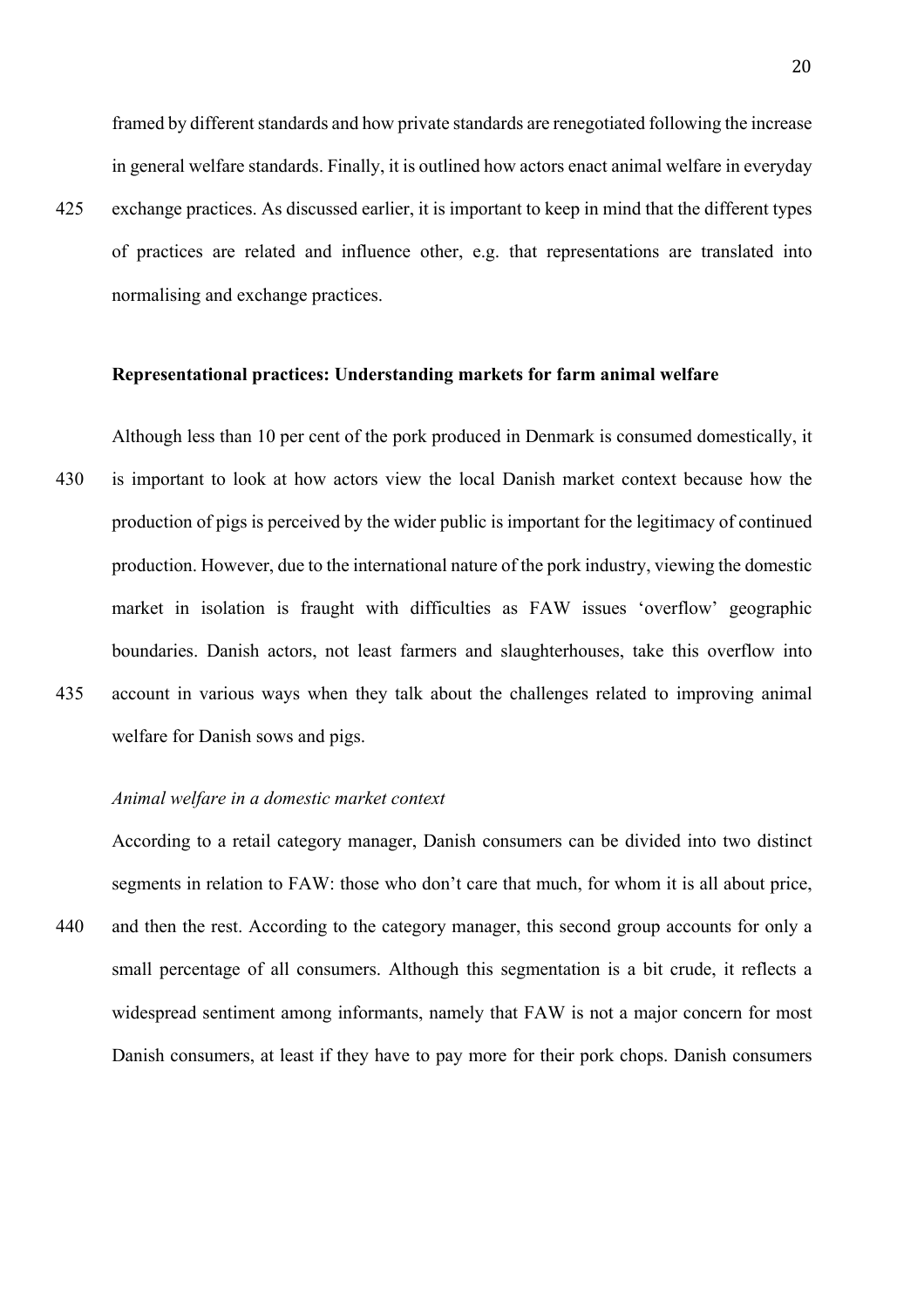framed by different standards and how private standards are renegotiated following the increase in general welfare standards. Finally, it is outlined how actors enact animal welfare in everyday exchange practices. As discussed earlier, it is important to keep in mind that the different types of practices are related and influence other, e.g. that representations are translated into normalising and exchange practices.

**Representational practices: Understanding markets for farm animal welfare**

Although less than 10 per cent of the pork produced in Denmark is consumed domestically, it is important to look at how actors view the local Danish market context because how the production of pigs is perceived by the wider public is important for the legitimacy of continued production. However, due to the international nature of the pork industry, viewing the domestic market in isolation is fraught with difficulties as FAW issues 'overflow' geographic boundaries. Danish actors, not least farmers and slaughterhouses, take this overflow into account in various ways when they talk about the challenges related to improving animal welfare for Danish sows and pigs.

*Animal welfare in a domestic market context*

According to a retail category manager, Danish consumers can be divided into two distinct segments in relation to FAW: those who don't care that much, for whom it is all about price, and then the rest. According to the category manager, this second group accounts for only a small percentage of all consumers. Although this segmentation is a bit crude, it reflects a widespread sentiment among informants, namely that FAW is not a major concern for most Danish consumers, at least if they have to pay more for their pork chops. Danish consumers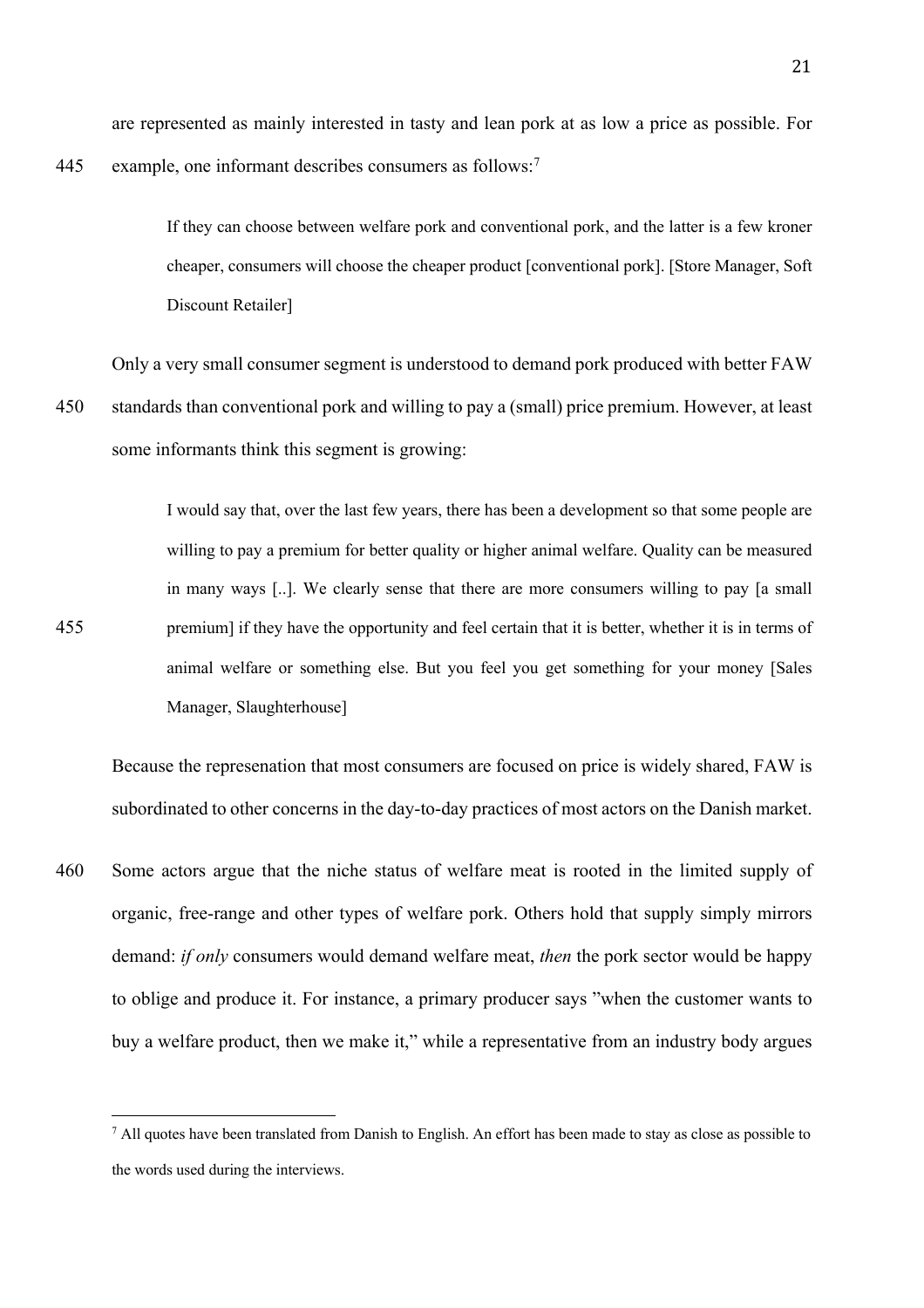are represented as mainly interested in tasty and lean pork at as low a price as possible. For example, one informant describes consumers as follows:[7]

> If they can choose between welfare pork and conventional pork, and the latter is a few kroner cheaper, consumers will choose the cheaper product [conventional pork]. [Store Manager, Soft Discount Retailer]

Only a very small consumer segment is understood to demand pork produced with better FAW standards than conventional pork and willing to pay a (small) price premium. However, at least some informants think this segment is growing:

> I would say that, over the last few years, there has been a development so that some people are willing to pay a premium for better quality or higher animal welfare. Quality can be measured in many ways [..]. We clearly sense that there are more consumers willing to pay [a small premium] if they have the opportunity and feel certain that it is better, whether it is in terms of animal welfare or something else. But you feel you get something for your money [Sales Manager, Slaughterhouse]

Because the represenation that most consumers are focused on price is widely shared, FAW is subordinated to other concerns in the day-to-day practices of most actors on the Danish market.

Some actors argue that the niche status of welfare meat is rooted in the limited supply of organic, free-range and other types of welfare pork. Others hold that supply simply mirrors demand: *if only* consumers would demand welfare meat, *then* the pork sector would be happy to oblige and produce it. For instance, a primary producer says "when the customer wants to buy a welfare product, then we make it," while a representative from an industry body argues

[7] All quotes have been translated from Danish to English. An effort has been made to stay as close as possible to the words used during the interviews.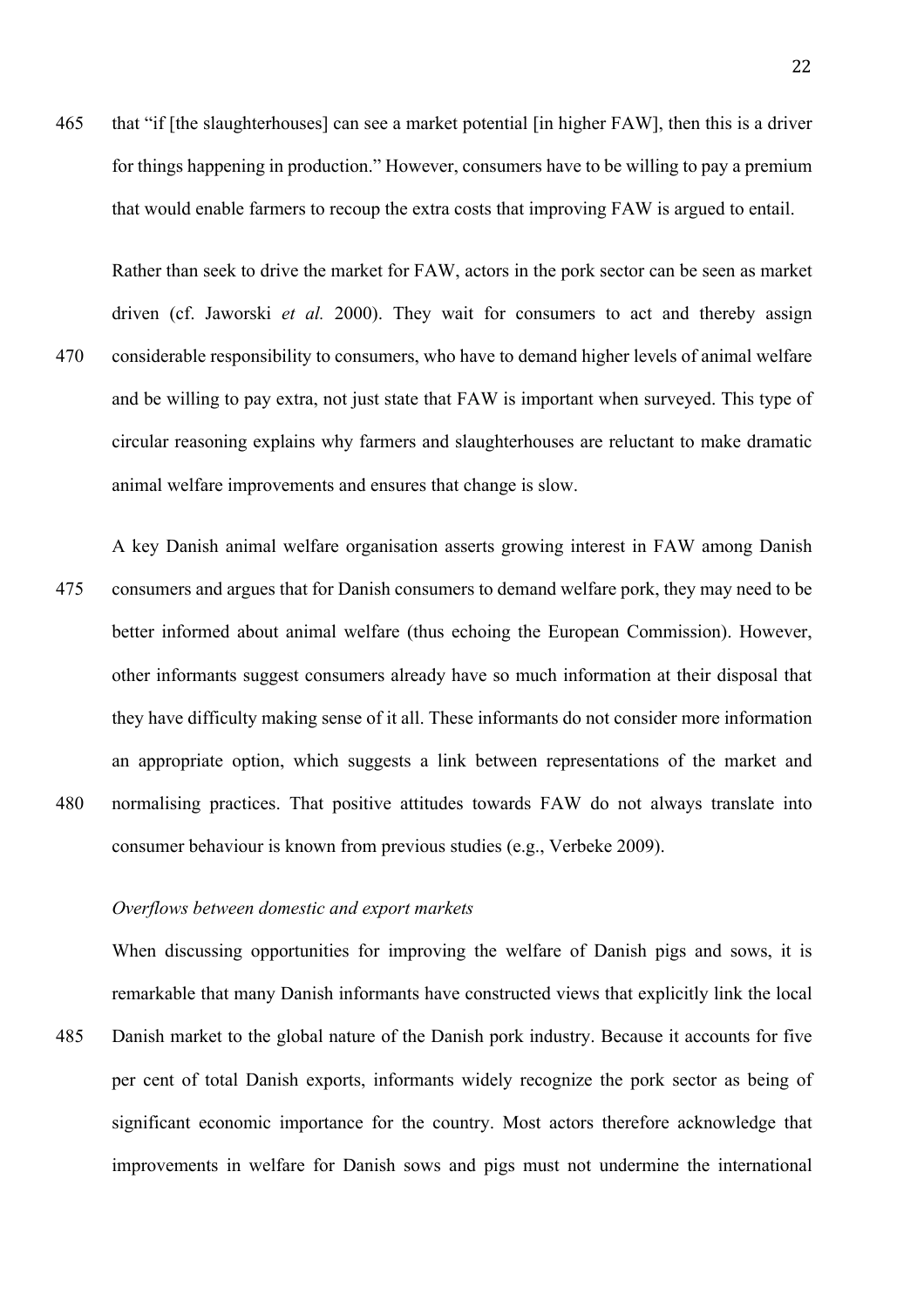that "if [the slaughterhouses] can see a market potential [in higher FAW], then this is a driver for things happening in production." However, consumers have to be willing to pay a premium that would enable farmers to recoup the extra costs that improving FAW is argued to entail.

Rather than seek to drive the market for FAW, actors in the pork sector can be seen as market driven (cf. Jaworski *et al.* 2000). They wait for consumers to act and thereby assign considerable responsibility to consumers, who have to demand higher levels of animal welfare and be willing to pay extra, not just state that FAW is important when surveyed. This type of circular reasoning explains why farmers and slaughterhouses are reluctant to make dramatic animal welfare improvements and ensures that change is slow.

A key Danish animal welfare organisation asserts growing interest in FAW among Danish consumers and argues that for Danish consumers to demand welfare pork, they may need to be better informed about animal welfare (thus echoing the European Commission). However, other informants suggest consumers already have so much information at their disposal that they have difficulty making sense of it all. These informants do not consider more information an appropriate option, which suggests a link between representations of the market and normalising practices. That positive attitudes towards FAW do not always translate into consumer behaviour is known from previous studies (e.g., Verbeke 2009).

*Overflows between domestic and export markets*

When discussing opportunities for improving the welfare of Danish pigs and sows, it is remarkable that many Danish informants have constructed views that explicitly link the local Danish market to the global nature of the Danish pork industry. Because it accounts for five per cent of total Danish exports, informants widely recognize the pork sector as being of significant economic importance for the country. Most actors therefore acknowledge that improvements in welfare for Danish sows and pigs must not undermine the international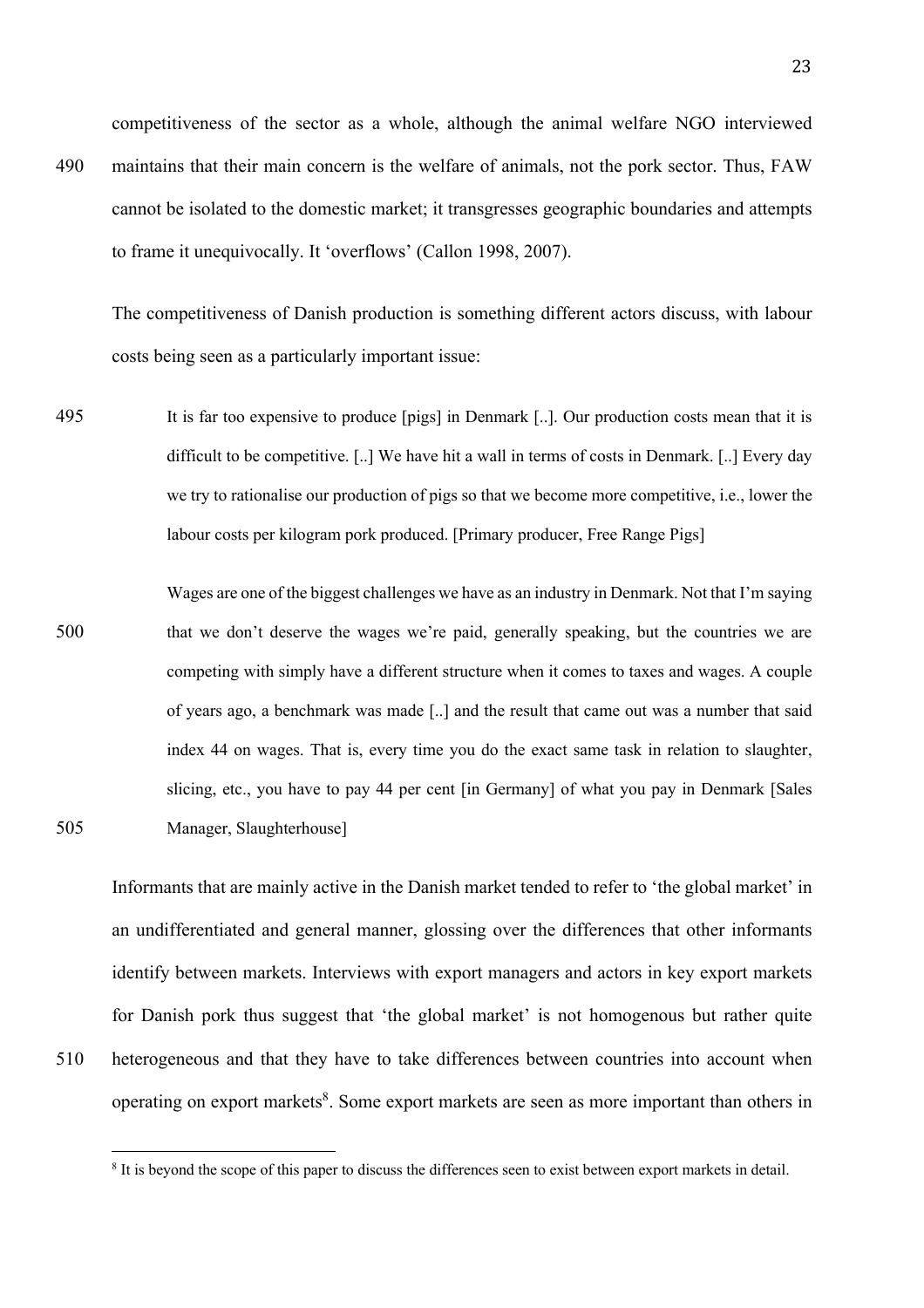competitiveness of the sector as a whole, although the animal welfare NGO interviewed maintains that their main concern is the welfare of animals, not the pork sector. Thus, FAW cannot be isolated to the domestic market; it transgresses geographic boundaries and attempts to frame it unequivocally. It 'overflows' (Callon 1998, 2007).

The competitiveness of Danish production is something different actors discuss, with labour costs being seen as a particularly important issue:

> It is far too expensive to produce [pigs] in Denmark [..]. Our production costs mean that it is difficult to be competitive. [..] We have hit a wall in terms of costs in Denmark. [..] Every day we try to rationalise our production of pigs so that we become more competitive, i.e., lower the labour costs per kilogram pork produced. [Primary producer, Free Range Pigs]

> Wages are one of the biggest challenges we have as an industry in Denmark. Not that I'm saying that we don't deserve the wages we're paid, generally speaking, but the countries we are competing with simply have a different structure when it comes to taxes and wages. A couple of years ago, a benchmark was made [..] and the result that came out was a number that said index 44 on wages. That is, every time you do the exact same task in relation to slaughter, slicing, etc., you have to pay 44 per cent [in Germany] of what you pay in Denmark [Sales Manager, Slaughterhouse]

Informants that are mainly active in the Danish market tended to refer to 'the global market' in an undifferentiated and general manner, glossing over the differences that other informants identify between markets. Interviews with export managers and actors in key export markets for Danish pork thus suggest that 'the global market' is not homogenous but rather quite heterogeneous and that they have to take differences between countries into account when operating on export markets[8]. Some export markets are seen as more important than others in

[8] It is beyond the scope of this paper to discuss the differences seen to exist between export markets in detail.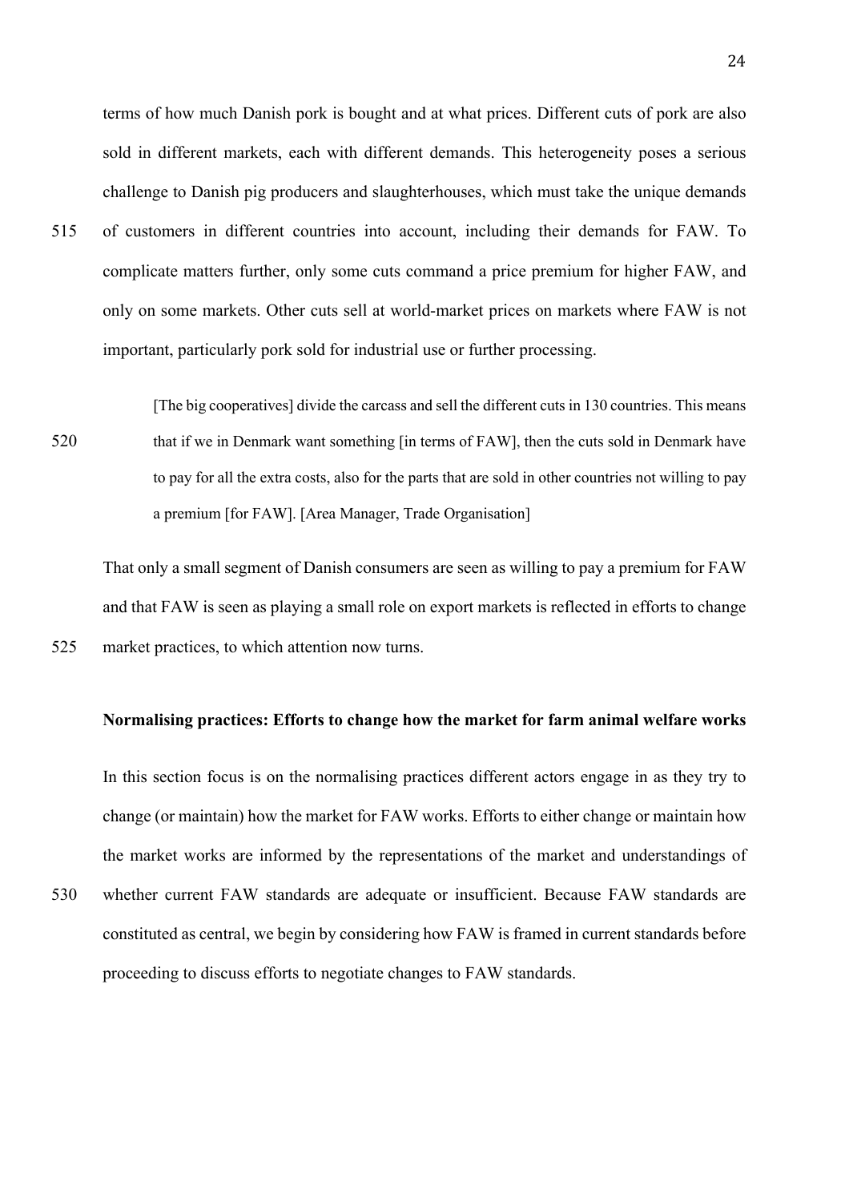terms of how much Danish pork is bought and at what prices. Different cuts of pork are also sold in different markets, each with different demands. This heterogeneity poses a serious challenge to Danish pig producers and slaughterhouses, which must take the unique demands of customers in different countries into account, including their demands for FAW. To complicate matters further, only some cuts command a price premium for higher FAW, and only on some markets. Other cuts sell at world-market prices on markets where FAW is not important, particularly pork sold for industrial use or further processing.

> [The big cooperatives] divide the carcass and sell the different cuts in 130 countries. This means that if we in Denmark want something [in terms of FAW], then the cuts sold in Denmark have to pay for all the extra costs, also for the parts that are sold in other countries not willing to pay a premium [for FAW]. [Area Manager, Trade Organisation]

That only a small segment of Danish consumers are seen as willing to pay a premium for FAW and that FAW is seen as playing a small role on export markets is reflected in efforts to change market practices, to which attention now turns.

### Normalising practices: Efforts to change how the market for farm animal welfare works

In this section focus is on the normalising practices different actors engage in as they try to change (or maintain) how the market for FAW works. Efforts to either change or maintain how the market works are informed by the representations of the market and understandings of whether current FAW standards are adequate or insufficient. Because FAW standards are constituted as central, we begin by considering how FAW is framed in current standards before proceeding to discuss efforts to negotiate changes to FAW standards.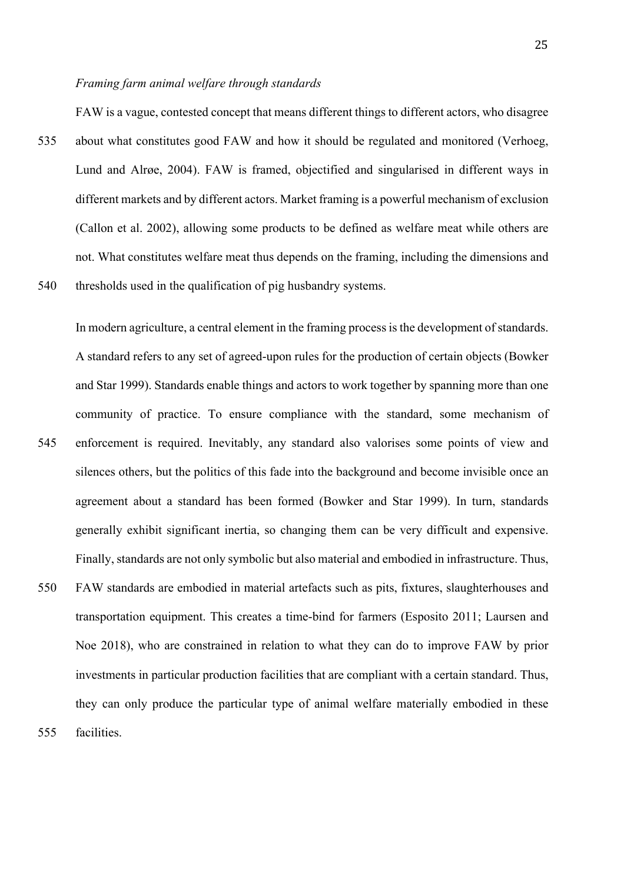*Framing farm animal welfare through standards*

FAW is a vague, contested concept that means different things to different actors, who disagree about what constitutes good FAW and how it should be regulated and monitored (Verhoeg, Lund and Alrøe, 2004). FAW is framed, objectified and singularised in different ways in different markets and by different actors. Market framing is a powerful mechanism of exclusion (Callon et al. 2002), allowing some products to be defined as welfare meat while others are not. What constitutes welfare meat thus depends on the framing, including the dimensions and thresholds used in the qualification of pig husbandry systems.

In modern agriculture, a central element in the framing process is the development of standards. A standard refers to any set of agreed-upon rules for the production of certain objects (Bowker and Star 1999). Standards enable things and actors to work together by spanning more than one community of practice. To ensure compliance with the standard, some mechanism of enforcement is required. Inevitably, any standard also valorises some points of view and silences others, but the politics of this fade into the background and become invisible once an agreement about a standard has been formed (Bowker and Star 1999). In turn, standards generally exhibit significant inertia, so changing them can be very difficult and expensive. Finally, standards are not only symbolic but also material and embodied in infrastructure. Thus, FAW standards are embodied in material artefacts such as pits, fixtures, slaughterhouses and transportation equipment. This creates a time-bind for farmers (Esposito 2011; Laursen and Noe 2018), who are constrained in relation to what they can do to improve FAW by prior investments in particular production facilities that are compliant with a certain standard. Thus, they can only produce the particular type of animal welfare materially embodied in these facilities.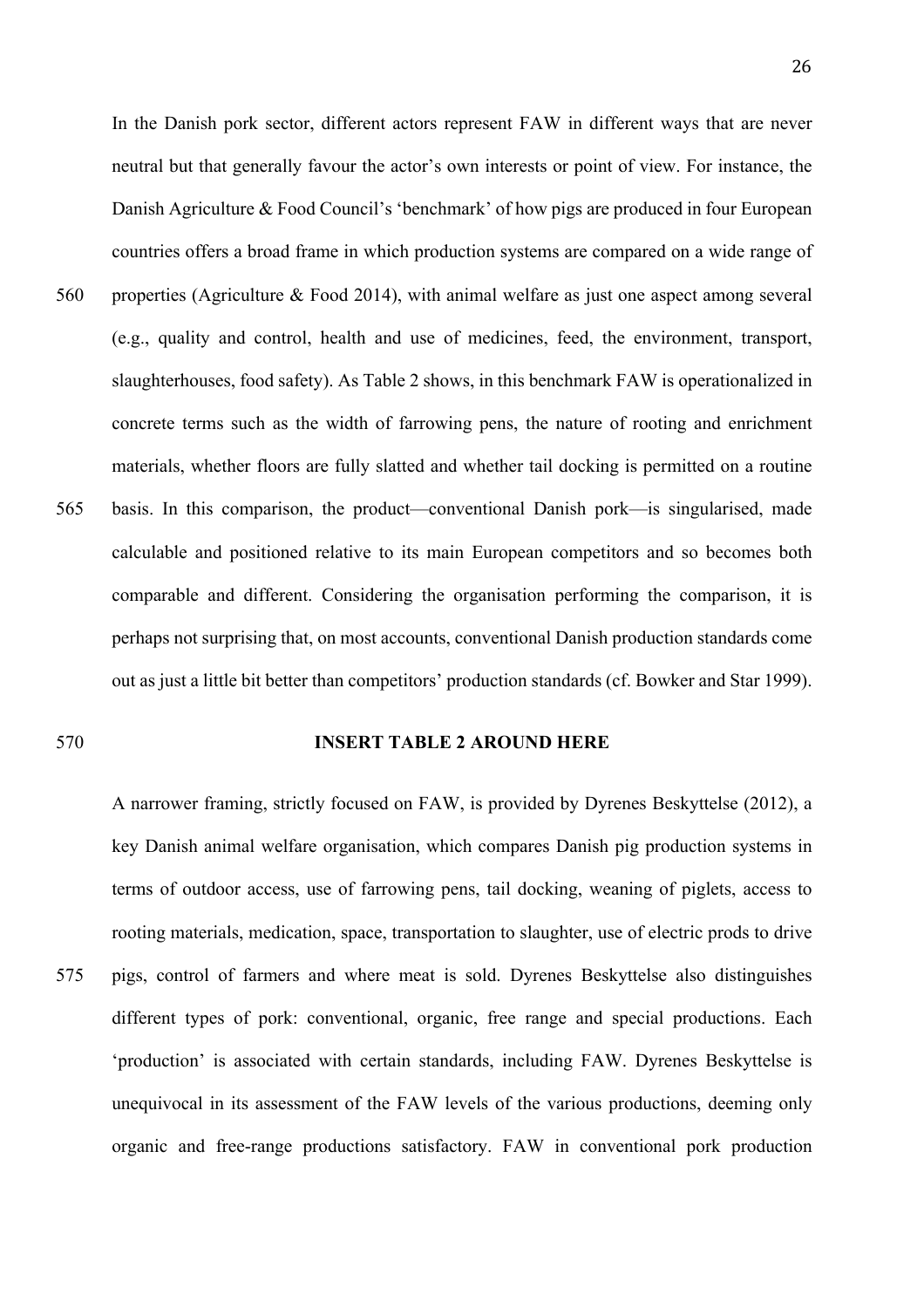In the Danish pork sector, different actors represent FAW in different ways that are never neutral but that generally favour the actor's own interests or point of view. For instance, the Danish Agriculture & Food Council's 'benchmark' of how pigs are produced in four European countries offers a broad frame in which production systems are compared on a wide range of properties (Agriculture & Food 2014), with animal welfare as just one aspect among several (e.g., quality and control, health and use of medicines, feed, the environment, transport, slaughterhouses, food safety). As Table 2 shows, in this benchmark FAW is operationalized in concrete terms such as the width of farrowing pens, the nature of rooting and enrichment materials, whether floors are fully slatted and whether tail docking is permitted on a routine basis. In this comparison, the product—conventional Danish pork—is singularised, made calculable and positioned relative to its main European competitors and so becomes both comparable and different. Considering the organisation performing the comparison, it is perhaps not surprising that, on most accounts, conventional Danish production standards come out as just a little bit better than competitors' production standards (cf. Bowker and Star 1999).

**INSERT TABLE 2 AROUND HERE**

A narrower framing, strictly focused on FAW, is provided by Dyrenes Beskyttelse (2012), a key Danish animal welfare organisation, which compares Danish pig production systems in terms of outdoor access, use of farrowing pens, tail docking, weaning of piglets, access to rooting materials, medication, space, transportation to slaughter, use of electric prods to drive pigs, control of farmers and where meat is sold. Dyrenes Beskyttelse also distinguishes different types of pork: conventional, organic, free range and special productions. Each 'production' is associated with certain standards, including FAW. Dyrenes Beskyttelse is unequivocal in its assessment of the FAW levels of the various productions, deeming only organic and free-range productions satisfactory. FAW in conventional pork production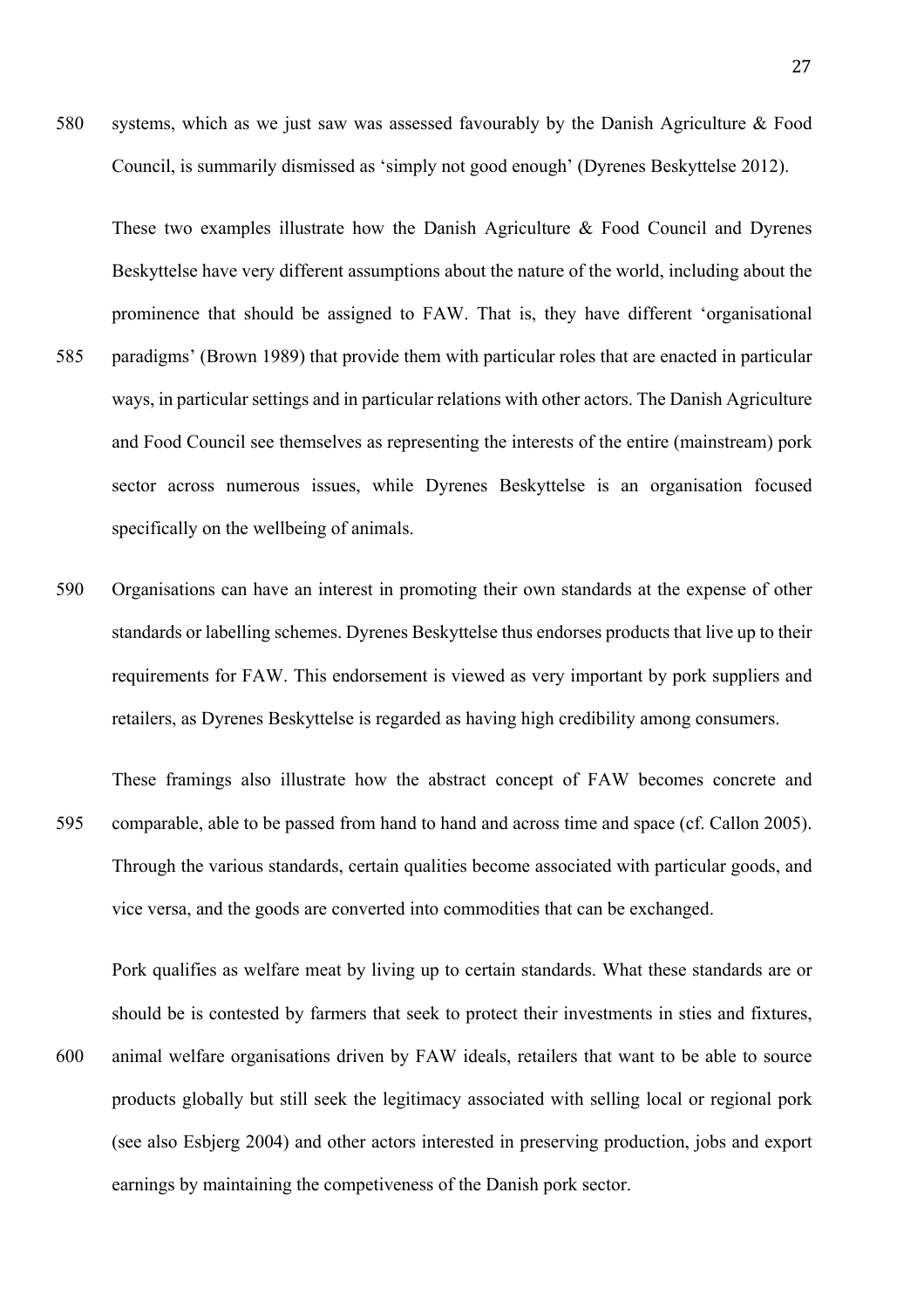systems, which as we just saw was assessed favourably by the Danish Agriculture & Food Council, is summarily dismissed as 'simply not good enough' (Dyrenes Beskyttelse 2012).

These two examples illustrate how the Danish Agriculture & Food Council and Dyrenes Beskyttelse have very different assumptions about the nature of the world, including about the prominence that should be assigned to FAW. That is, they have different 'organisational paradigms' (Brown 1989) that provide them with particular roles that are enacted in particular ways, in particular settings and in particular relations with other actors. The Danish Agriculture and Food Council see themselves as representing the interests of the entire (mainstream) pork sector across numerous issues, while Dyrenes Beskyttelse is an organisation focused specifically on the wellbeing of animals.

Organisations can have an interest in promoting their own standards at the expense of other standards or labelling schemes. Dyrenes Beskyttelse thus endorses products that live up to their requirements for FAW. This endorsement is viewed as very important by pork suppliers and retailers, as Dyrenes Beskyttelse is regarded as having high credibility among consumers.

These framings also illustrate how the abstract concept of FAW becomes concrete and comparable, able to be passed from hand to hand and across time and space (cf. Callon 2005). Through the various standards, certain qualities become associated with particular goods, and vice versa, and the goods are converted into commodities that can be exchanged.

Pork qualifies as welfare meat by living up to certain standards. What these standards are or should be is contested by farmers that seek to protect their investments in sties and fixtures, animal welfare organisations driven by FAW ideals, retailers that want to be able to source products globally but still seek the legitimacy associated with selling local or regional pork (see also Esbjerg 2004) and other actors interested in preserving production, jobs and export earnings by maintaining the competiveness of the Danish pork sector.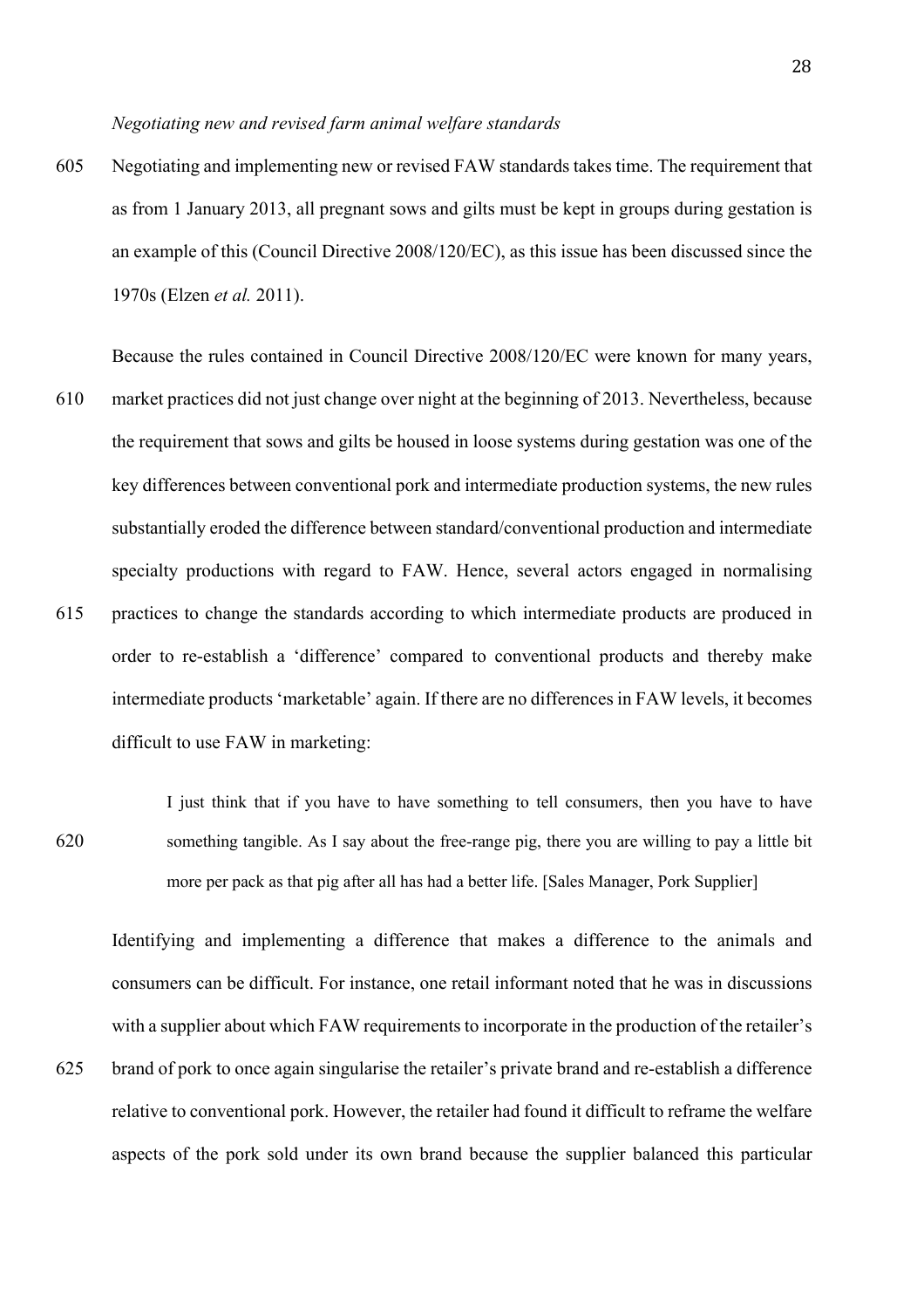*Negotiating new and revised farm animal welfare standards*

Negotiating and implementing new or revised FAW standards takes time. The requirement that as from 1 January 2013, all pregnant sows and gilts must be kept in groups during gestation is an example of this (Council Directive 2008/120/EC), as this issue has been discussed since the 1970s (Elzen *et al.* 2011).

Because the rules contained in Council Directive 2008/120/EC were known for many years, market practices did not just change over night at the beginning of 2013. Nevertheless, because the requirement that sows and gilts be housed in loose systems during gestation was one of the key differences between conventional pork and intermediate production systems, the new rules substantially eroded the difference between standard/conventional production and intermediate specialty productions with regard to FAW. Hence, several actors engaged in normalising practices to change the standards according to which intermediate products are produced in order to re-establish a 'difference' compared to conventional products and thereby make intermediate products 'marketable' again. If there are no differences in FAW levels, it becomes difficult to use FAW in marketing:

> I just think that if you have to have something to tell consumers, then you have to have something tangible. As I say about the free-range pig, there you are willing to pay a little bit more per pack as that pig after all has had a better life. [Sales Manager, Pork Supplier]

Identifying and implementing a difference that makes a difference to the animals and consumers can be difficult. For instance, one retail informant noted that he was in discussions with a supplier about which FAW requirements to incorporate in the production of the retailer's brand of pork to once again singularise the retailer's private brand and re-establish a difference relative to conventional pork. However, the retailer had found it difficult to reframe the welfare aspects of the pork sold under its own brand because the supplier balanced this particular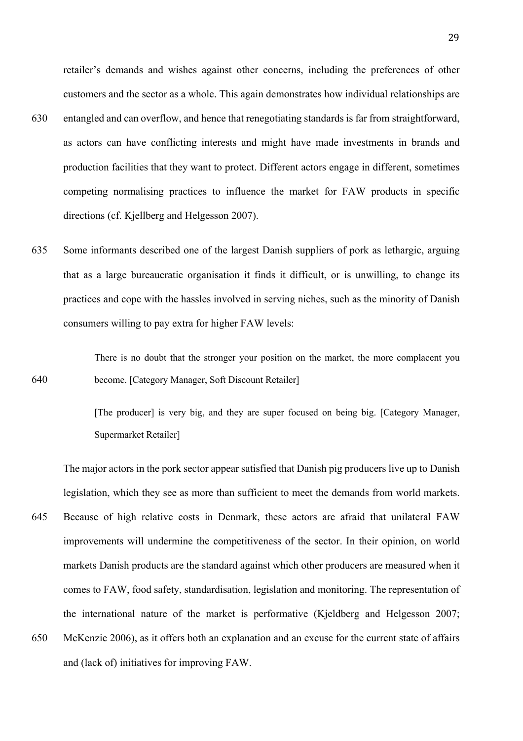retailer's demands and wishes against other concerns, including the preferences of other customers and the sector as a whole. This again demonstrates how individual relationships are entangled and can overflow, and hence that renegotiating standards is far from straightforward, as actors can have conflicting interests and might have made investments in brands and production facilities that they want to protect. Different actors engage in different, sometimes competing normalising practices to influence the market for FAW products in specific directions (cf. Kjellberg and Helgesson 2007).

Some informants described one of the largest Danish suppliers of pork as lethargic, arguing that as a large bureaucratic organisation it finds it difficult, or is unwilling, to change its practices and cope with the hassles involved in serving niches, such as the minority of Danish consumers willing to pay extra for higher FAW levels:

> There is no doubt that the stronger your position on the market, the more complacent you become. [Category Manager, Soft Discount Retailer]

> [The producer] is very big, and they are super focused on being big. [Category Manager, Supermarket Retailer]

The major actors in the pork sector appear satisfied that Danish pig producers live up to Danish legislation, which they see as more than sufficient to meet the demands from world markets. Because of high relative costs in Denmark, these actors are afraid that unilateral FAW improvements will undermine the competitiveness of the sector. In their opinion, on world markets Danish products are the standard against which other producers are measured when it comes to FAW, food safety, standardisation, legislation and monitoring. The representation of the international nature of the market is performative (Kjeldberg and Helgesson 2007; McKenzie 2006), as it offers both an explanation and an excuse for the current state of affairs and (lack of) initiatives for improving FAW.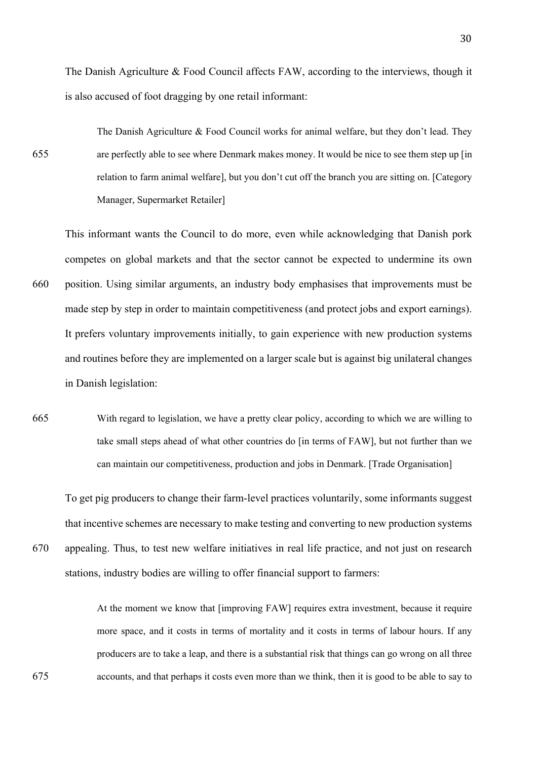The Danish Agriculture & Food Council affects FAW, according to the interviews, though it is also accused of foot dragging by one retail informant:

> The Danish Agriculture & Food Council works for animal welfare, but they don't lead. They are perfectly able to see where Denmark makes money. It would be nice to see them step up [in relation to farm animal welfare], but you don't cut off the branch you are sitting on. [Category Manager, Supermarket Retailer]

This informant wants the Council to do more, even while acknowledging that Danish pork competes on global markets and that the sector cannot be expected to undermine its own position. Using similar arguments, an industry body emphasises that improvements must be made step by step in order to maintain competitiveness (and protect jobs and export earnings). It prefers voluntary improvements initially, to gain experience with new production systems and routines before they are implemented on a larger scale but is against big unilateral changes in Danish legislation:

> With regard to legislation, we have a pretty clear policy, according to which we are willing to take small steps ahead of what other countries do [in terms of FAW], but not further than we can maintain our competitiveness, production and jobs in Denmark. [Trade Organisation]

To get pig producers to change their farm-level practices voluntarily, some informants suggest that incentive schemes are necessary to make testing and converting to new production systems appealing. Thus, to test new welfare initiatives in real life practice, and not just on research stations, industry bodies are willing to offer financial support to farmers:

> At the moment we know that [improving FAW] requires extra investment, because it require more space, and it costs in terms of mortality and it costs in terms of labour hours. If any producers are to take a leap, and there is a substantial risk that things can go wrong on all three accounts, and that perhaps it costs even more than we think, then it is good to be able to say to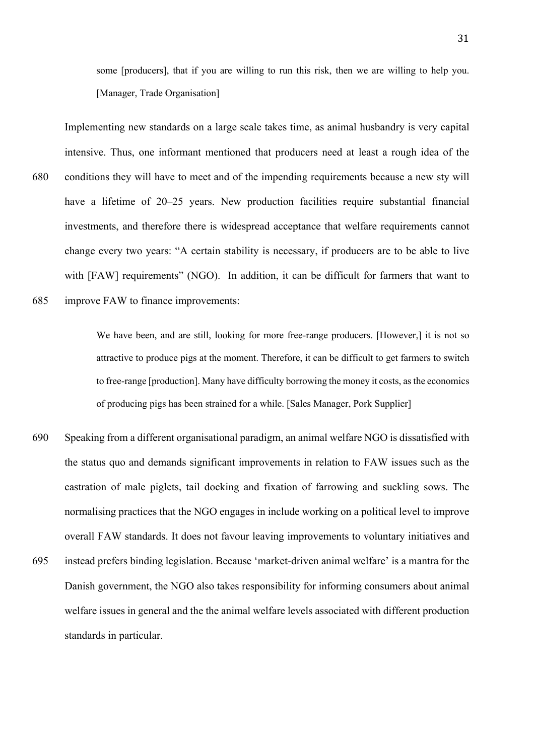> some [producers], that if you are willing to run this risk, then we are willing to help you. [Manager, Trade Organisation]

Implementing new standards on a large scale takes time, as animal husbandry is very capital intensive. Thus, one informant mentioned that producers need at least a rough idea of the conditions they will have to meet and of the impending requirements because a new sty will have a lifetime of 20–25 years. New production facilities require substantial financial investments, and therefore there is widespread acceptance that welfare requirements cannot change every two years: "A certain stability is necessary, if producers are to be able to live with [FAW] requirements" (NGO). In addition, it can be difficult for farmers that want to improve FAW to finance improvements:

> We have been, and are still, looking for more free-range producers. [However,] it is not so attractive to produce pigs at the moment. Therefore, it can be difficult to get farmers to switch to free-range [production]. Many have difficulty borrowing the money it costs, as the economics of producing pigs has been strained for a while. [Sales Manager, Pork Supplier]

Speaking from a different organisational paradigm, an animal welfare NGO is dissatisfied with the status quo and demands significant improvements in relation to FAW issues such as the castration of male piglets, tail docking and fixation of farrowing and suckling sows. The normalising practices that the NGO engages in include working on a political level to improve overall FAW standards. It does not favour leaving improvements to voluntary initiatives and instead prefers binding legislation. Because 'market-driven animal welfare' is a mantra for the Danish government, the NGO also takes responsibility for informing consumers about animal welfare issues in general and the the animal welfare levels associated with different production standards in particular.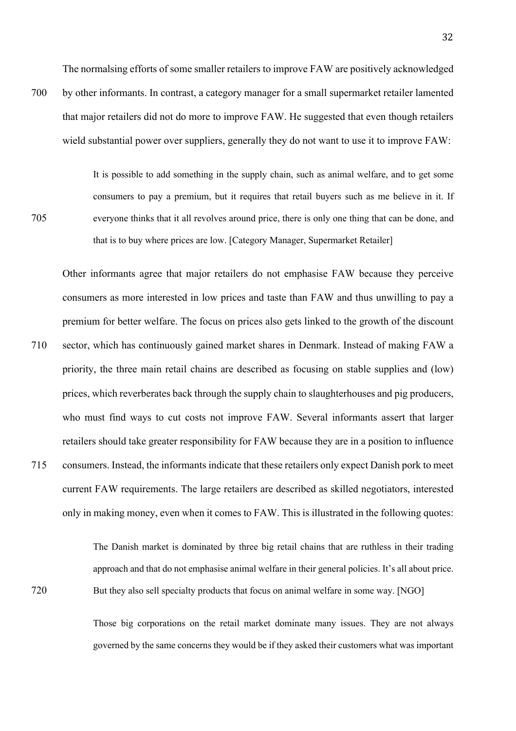The normalsing efforts of some smaller retailers to improve FAW are positively acknowledged by other informants. In contrast, a category manager for a small supermarket retailer lamented that major retailers did not do more to improve FAW. He suggested that even though retailers wield substantial power over suppliers, generally they do not want to use it to improve FAW:

> It is possible to add something in the supply chain, such as animal welfare, and to get some consumers to pay a premium, but it requires that retail buyers such as me believe in it. If everyone thinks that it all revolves around price, there is only one thing that can be done, and that is to buy where prices are low. [Category Manager, Supermarket Retailer]

Other informants agree that major retailers do not emphasise FAW because they perceive consumers as more interested in low prices and taste than FAW and thus unwilling to pay a premium for better welfare. The focus on prices also gets linked to the growth of the discount sector, which has continuously gained market shares in Denmark. Instead of making FAW a priority, the three main retail chains are described as focusing on stable supplies and (low) prices, which reverberates back through the supply chain to slaughterhouses and pig producers, who must find ways to cut costs not improve FAW. Several informants assert that larger retailers should take greater responsibility for FAW because they are in a position to influence consumers. Instead, the informants indicate that these retailers only expect Danish pork to meet current FAW requirements. The large retailers are described as skilled negotiators, interested only in making money, even when it comes to FAW. This is illustrated in the following quotes:

> The Danish market is dominated by three big retail chains that are ruthless in their trading approach and that do not emphasise animal welfare in their general policies. It's all about price. But they also sell specialty products that focus on animal welfare in some way. [NGO]

> Those big corporations on the retail market dominate many issues. They are not always governed by the same concerns they would be if they asked their customers what was important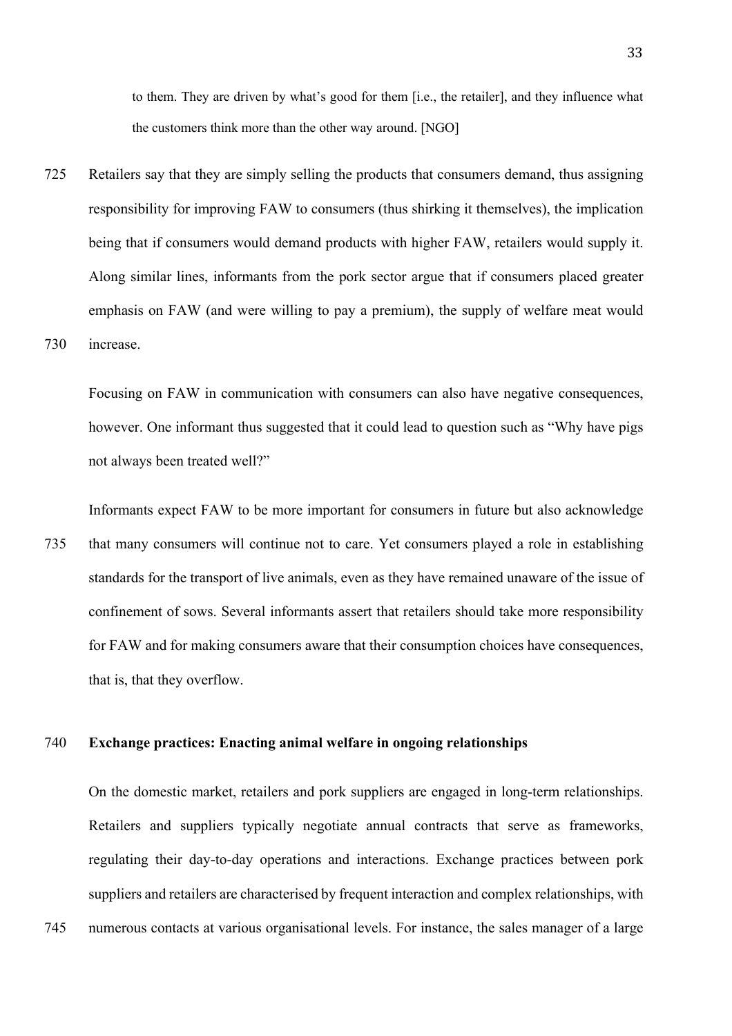to them. They are driven by what's good for them [i.e., the retailer], and they influence what the customers think more than the other way around. [NGO]

Retailers say that they are simply selling the products that consumers demand, thus assigning responsibility for improving FAW to consumers (thus shirking it themselves), the implication being that if consumers would demand products with higher FAW, retailers would supply it. Along similar lines, informants from the pork sector argue that if consumers placed greater emphasis on FAW (and were willing to pay a premium), the supply of welfare meat would increase.

Focusing on FAW in communication with consumers can also have negative consequences, however. One informant thus suggested that it could lead to question such as "Why have pigs not always been treated well?"

Informants expect FAW to be more important for consumers in future but also acknowledge that many consumers will continue not to care. Yet consumers played a role in establishing standards for the transport of live animals, even as they have remained unaware of the issue of confinement of sows. Several informants assert that retailers should take more responsibility for FAW and for making consumers aware that their consumption choices have consequences, that is, that they overflow.

**Exchange practices: Enacting animal welfare in ongoing relationships**

On the domestic market, retailers and pork suppliers are engaged in long-term relationships. Retailers and suppliers typically negotiate annual contracts that serve as frameworks, regulating their day-to-day operations and interactions. Exchange practices between pork suppliers and retailers are characterised by frequent interaction and complex relationships, with numerous contacts at various organisational levels. For instance, the sales manager of a large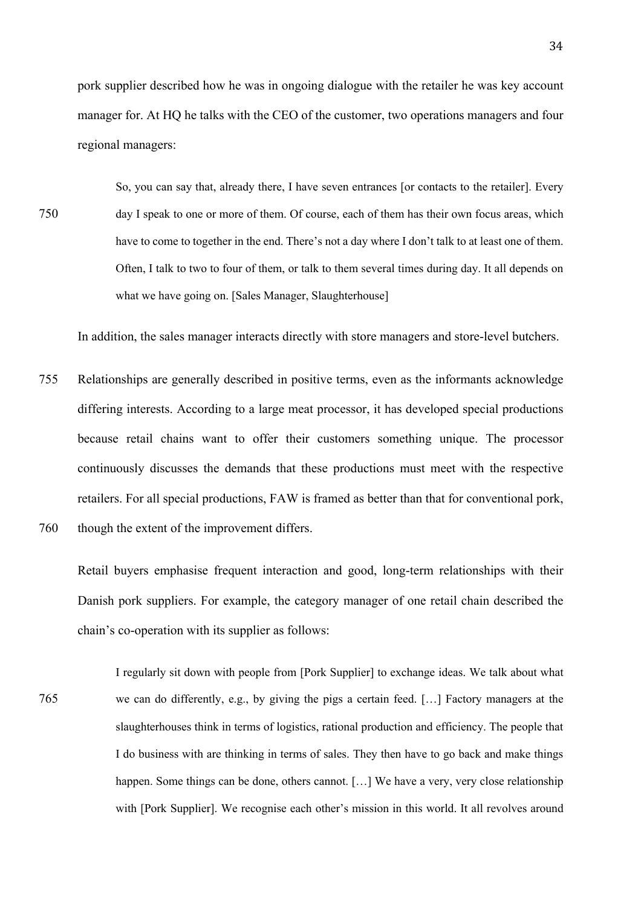pork supplier described how he was in ongoing dialogue with the retailer he was key account manager for. At HQ he talks with the CEO of the customer, two operations managers and four regional managers:

> So, you can say that, already there, I have seven entrances [or contacts to the retailer]. Every day I speak to one or more of them. Of course, each of them has their own focus areas, which have to come to together in the end. There's not a day where I don't talk to at least one of them. Often, I talk to two to four of them, or talk to them several times during day. It all depends on what we have going on. [Sales Manager, Slaughterhouse]

In addition, the sales manager interacts directly with store managers and store-level butchers.

Relationships are generally described in positive terms, even as the informants acknowledge differing interests. According to a large meat processor, it has developed special productions because retail chains want to offer their customers something unique. The processor continuously discusses the demands that these productions must meet with the respective retailers. For all special productions, FAW is framed as better than that for conventional pork, though the extent of the improvement differs.

Retail buyers emphasise frequent interaction and good, long-term relationships with their Danish pork suppliers. For example, the category manager of one retail chain described the chain's co-operation with its supplier as follows:

> I regularly sit down with people from [Pork Supplier] to exchange ideas. We talk about what we can do differently, e.g., by giving the pigs a certain feed. […] Factory managers at the slaughterhouses think in terms of logistics, rational production and efficiency. The people that I do business with are thinking in terms of sales. They then have to go back and make things happen. Some things can be done, others cannot. […] We have a very, very close relationship with [Pork Supplier]. We recognise each other's mission in this world. It all revolves around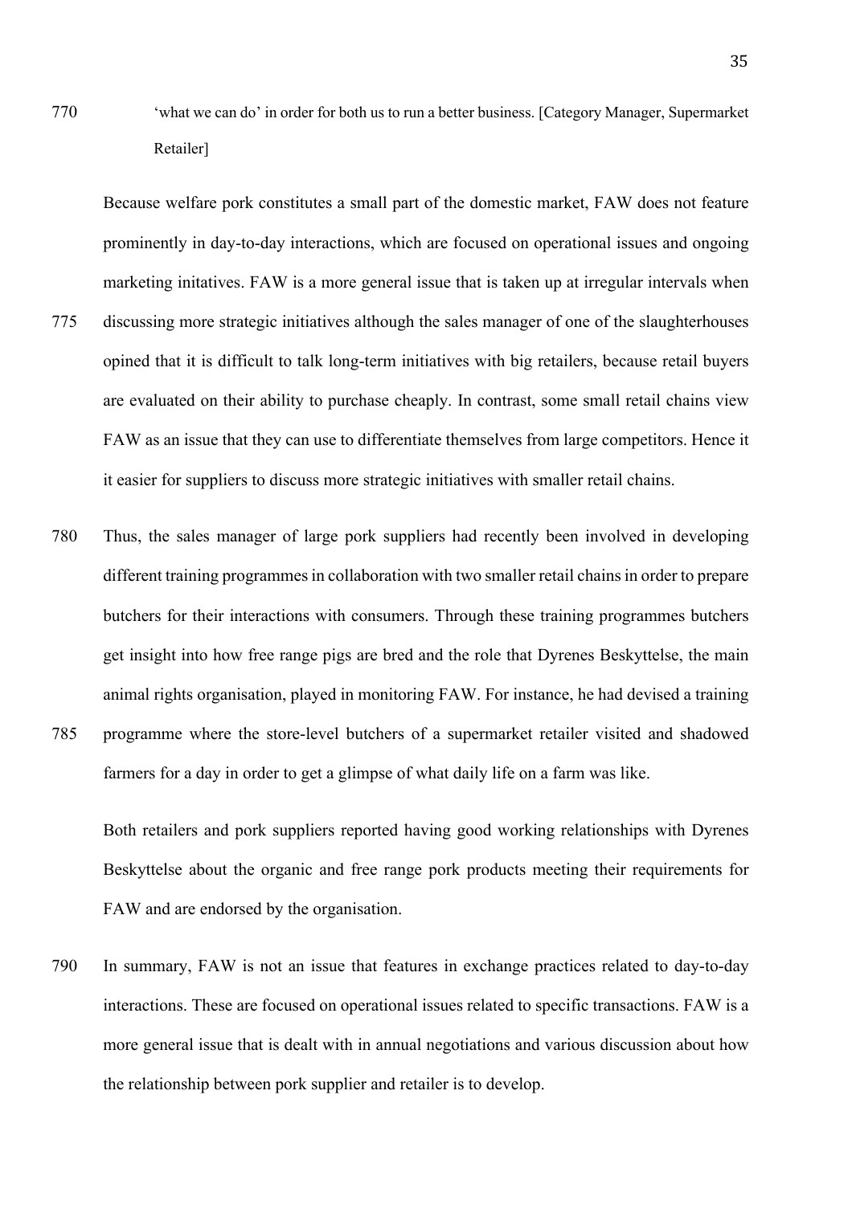'what we can do' in order for both us to run a better business. [Category Manager, Supermarket Retailer]

Because welfare pork constitutes a small part of the domestic market, FAW does not feature prominently in day-to-day interactions, which are focused on operational issues and ongoing marketing initatives. FAW is a more general issue that is taken up at irregular intervals when discussing more strategic initiatives although the sales manager of one of the slaughterhouses opined that it is difficult to talk long-term initiatives with big retailers, because retail buyers are evaluated on their ability to purchase cheaply. In contrast, some small retail chains view FAW as an issue that they can use to differentiate themselves from large competitors. Hence it it easier for suppliers to discuss more strategic initiatives with smaller retail chains.

Thus, the sales manager of large pork suppliers had recently been involved in developing different training programmes in collaboration with two smaller retail chains in order to prepare butchers for their interactions with consumers. Through these training programmes butchers get insight into how free range pigs are bred and the role that Dyrenes Beskyttelse, the main animal rights organisation, played in monitoring FAW. For instance, he had devised a training programme where the store-level butchers of a supermarket retailer visited and shadowed farmers for a day in order to get a glimpse of what daily life on a farm was like.

Both retailers and pork suppliers reported having good working relationships with Dyrenes Beskyttelse about the organic and free range pork products meeting their requirements for FAW and are endorsed by the organisation.

In summary, FAW is not an issue that features in exchange practices related to day-to-day interactions. These are focused on operational issues related to specific transactions. FAW is a more general issue that is dealt with in annual negotiations and various discussion about how the relationship between pork supplier and retailer is to develop.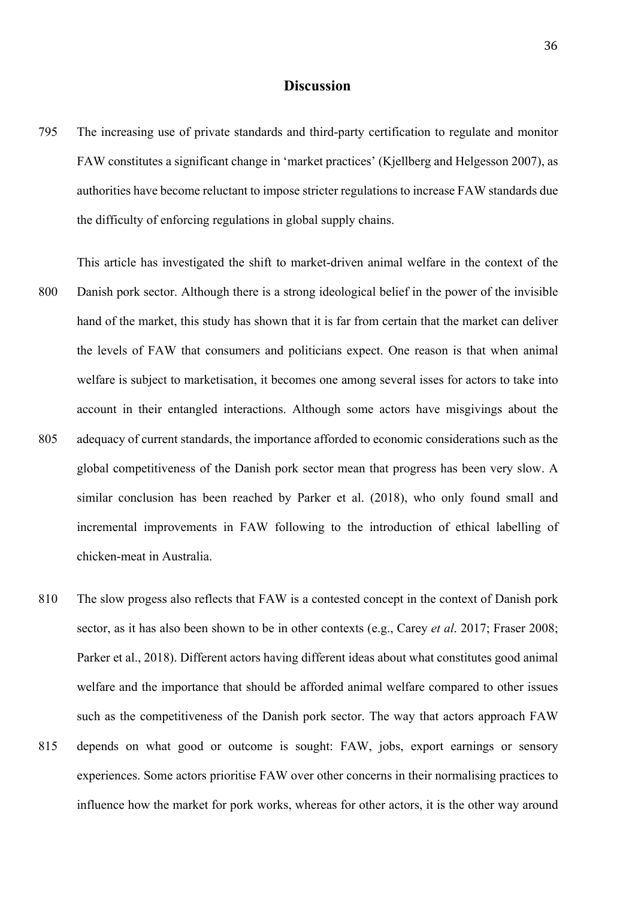## Discussion

The increasing use of private standards and third-party certification to regulate and monitor FAW constitutes a significant change in 'market practices' (Kjellberg and Helgesson 2007), as authorities have become reluctant to impose stricter regulations to increase FAW standards due the difficulty of enforcing regulations in global supply chains.

This article has investigated the shift to market-driven animal welfare in the context of the Danish pork sector. Although there is a strong ideological belief in the power of the invisible hand of the market, this study has shown that it is far from certain that the market can deliver the levels of FAW that consumers and politicians expect. One reason is that when animal welfare is subject to marketisation, it becomes one among several isses for actors to take into account in their entangled interactions. Although some actors have misgivings about the adequacy of current standards, the importance afforded to economic considerations such as the global competitiveness of the Danish pork sector mean that progress has been very slow. A similar conclusion has been reached by Parker et al. (2018), who only found small and incremental improvements in FAW following to the introduction of ethical labelling of chicken-meat in Australia.

The slow progess also reflects that FAW is a contested concept in the context of Danish pork sector, as it has also been shown to be in other contexts (e.g., Carey *et al*. 2017; Fraser 2008; Parker et al., 2018). Different actors having different ideas about what constitutes good animal welfare and the importance that should be afforded animal welfare compared to other issues such as the competitiveness of the Danish pork sector. The way that actors approach FAW depends on what good or outcome is sought: FAW, jobs, export earnings or sensory experiences. Some actors prioritise FAW over other concerns in their normalising practices to influence how the market for pork works, whereas for other actors, it is the other way around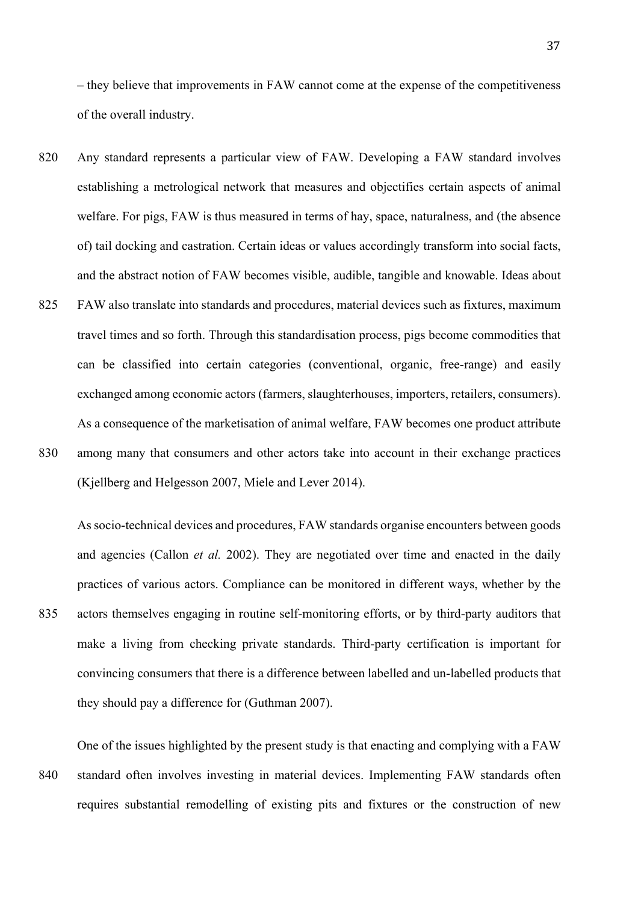– they believe that improvements in FAW cannot come at the expense of the competitiveness of the overall industry.

Any standard represents a particular view of FAW. Developing a FAW standard involves establishing a metrological network that measures and objectifies certain aspects of animal welfare. For pigs, FAW is thus measured in terms of hay, space, naturalness, and (the absence of) tail docking and castration. Certain ideas or values accordingly transform into social facts, and the abstract notion of FAW becomes visible, audible, tangible and knowable. Ideas about FAW also translate into standards and procedures, material devices such as fixtures, maximum travel times and so forth. Through this standardisation process, pigs become commodities that can be classified into certain categories (conventional, organic, free-range) and easily exchanged among economic actors (farmers, slaughterhouses, importers, retailers, consumers). As a consequence of the marketisation of animal welfare, FAW becomes one product attribute among many that consumers and other actors take into account in their exchange practices (Kjellberg and Helgesson 2007, Miele and Lever 2014).

As socio-technical devices and procedures, FAW standards organise encounters between goods and agencies (Callon *et al.* 2002). They are negotiated over time and enacted in the daily practices of various actors. Compliance can be monitored in different ways, whether by the actors themselves engaging in routine self-monitoring efforts, or by third-party auditors that make a living from checking private standards. Third-party certification is important for convincing consumers that there is a difference between labelled and un-labelled products that they should pay a difference for (Guthman 2007).

One of the issues highlighted by the present study is that enacting and complying with a FAW standard often involves investing in material devices. Implementing FAW standards often requires substantial remodelling of existing pits and fixtures or the construction of new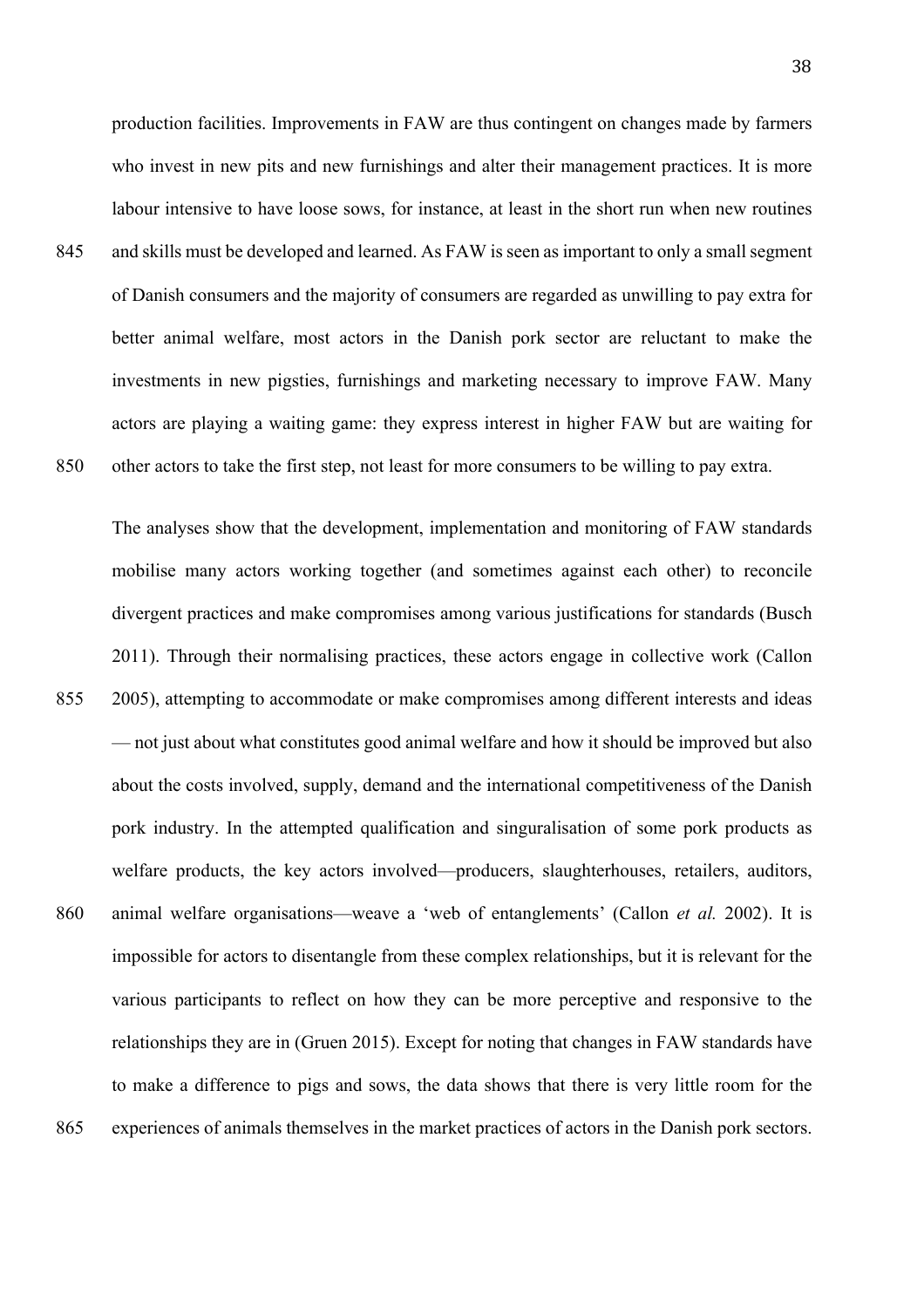production facilities. Improvements in FAW are thus contingent on changes made by farmers who invest in new pits and new furnishings and alter their management practices. It is more labour intensive to have loose sows, for instance, at least in the short run when new routines and skills must be developed and learned. As FAW is seen as important to only a small segment of Danish consumers and the majority of consumers are regarded as unwilling to pay extra for better animal welfare, most actors in the Danish pork sector are reluctant to make the investments in new pigsties, furnishings and marketing necessary to improve FAW. Many actors are playing a waiting game: they express interest in higher FAW but are waiting for other actors to take the first step, not least for more consumers to be willing to pay extra.

The analyses show that the development, implementation and monitoring of FAW standards mobilise many actors working together (and sometimes against each other) to reconcile divergent practices and make compromises among various justifications for standards (Busch 2011). Through their normalising practices, these actors engage in collective work (Callon 2005), attempting to accommodate or make compromises among different interests and ideas — not just about what constitutes good animal welfare and how it should be improved but also about the costs involved, supply, demand and the international competitiveness of the Danish pork industry. In the attempted qualification and singuralisation of some pork products as welfare products, the key actors involved—producers, slaughterhouses, retailers, auditors, animal welfare organisations—weave a 'web of entanglements' (Callon *et al.* 2002). It is impossible for actors to disentangle from these complex relationships, but it is relevant for the various participants to reflect on how they can be more perceptive and responsive to the relationships they are in (Gruen 2015). Except for noting that changes in FAW standards have to make a difference to pigs and sows, the data shows that there is very little room for the experiences of animals themselves in the market practices of actors in the Danish pork sectors.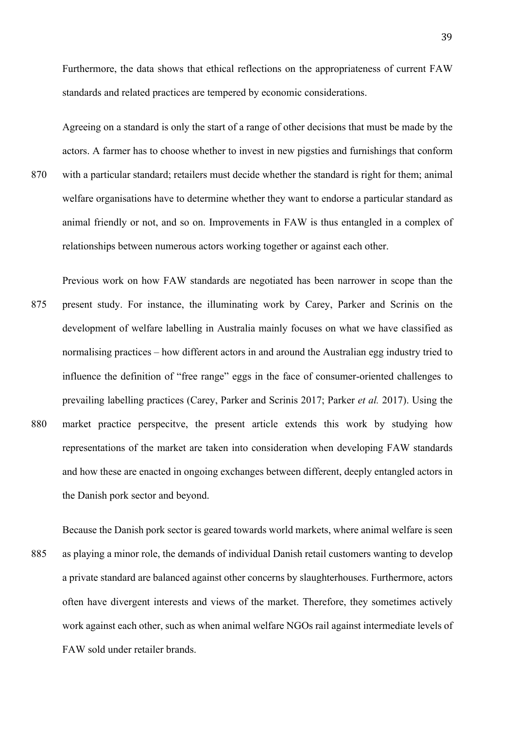Furthermore, the data shows that ethical reflections on the appropriateness of current FAW standards and related practices are tempered by economic considerations.

Agreeing on a standard is only the start of a range of other decisions that must be made by the actors. A farmer has to choose whether to invest in new pigsties and furnishings that conform with a particular standard; retailers must decide whether the standard is right for them; animal welfare organisations have to determine whether they want to endorse a particular standard as animal friendly or not, and so on. Improvements in FAW is thus entangled in a complex of relationships between numerous actors working together or against each other.

Previous work on how FAW standards are negotiated has been narrower in scope than the present study. For instance, the illuminating work by Carey, Parker and Scrinis on the development of welfare labelling in Australia mainly focuses on what we have classified as normalising practices – how different actors in and around the Australian egg industry tried to influence the definition of "free range" eggs in the face of consumer-oriented challenges to prevailing labelling practices (Carey, Parker and Scrinis 2017; Parker *et al.* 2017). Using the market practice perspecitve, the present article extends this work by studying how representations of the market are taken into consideration when developing FAW standards and how these are enacted in ongoing exchanges between different, deeply entangled actors in the Danish pork sector and beyond.

Because the Danish pork sector is geared towards world markets, where animal welfare is seen as playing a minor role, the demands of individual Danish retail customers wanting to develop a private standard are balanced against other concerns by slaughterhouses. Furthermore, actors often have divergent interests and views of the market. Therefore, they sometimes actively work against each other, such as when animal welfare NGOs rail against intermediate levels of FAW sold under retailer brands.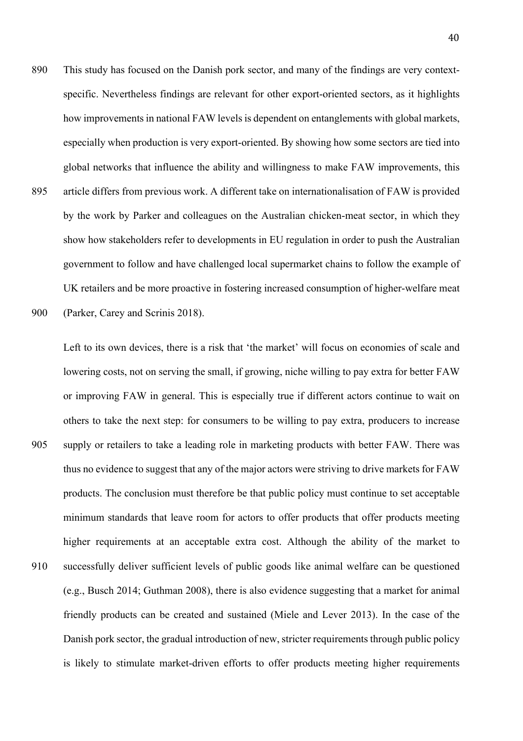This study has focused on the Danish pork sector, and many of the findings are very context-specific. Nevertheless findings are relevant for other export-oriented sectors, as it highlights how improvements in national FAW levels is dependent on entanglements with global markets, especially when production is very export-oriented. By showing how some sectors are tied into global networks that influence the ability and willingness to make FAW improvements, this article differs from previous work. A different take on internationalisation of FAW is provided by the work by Parker and colleagues on the Australian chicken-meat sector, in which they show how stakeholders refer to developments in EU regulation in order to push the Australian government to follow and have challenged local supermarket chains to follow the example of UK retailers and be more proactive in fostering increased consumption of higher-welfare meat (Parker, Carey and Scrinis 2018).

Left to its own devices, there is a risk that 'the market' will focus on economies of scale and lowering costs, not on serving the small, if growing, niche willing to pay extra for better FAW or improving FAW in general. This is especially true if different actors continue to wait on others to take the next step: for consumers to be willing to pay extra, producers to increase supply or retailers to take a leading role in marketing products with better FAW. There was thus no evidence to suggest that any of the major actors were striving to drive markets for FAW products. The conclusion must therefore be that public policy must continue to set acceptable minimum standards that leave room for actors to offer products that offer products meeting higher requirements at an acceptable extra cost. Although the ability of the market to successfully deliver sufficient levels of public goods like animal welfare can be questioned (e.g., Busch 2014; Guthman 2008), there is also evidence suggesting that a market for animal friendly products can be created and sustained (Miele and Lever 2013). In the case of the Danish pork sector, the gradual introduction of new, stricter requirements through public policy is likely to stimulate market-driven efforts to offer products meeting higher requirements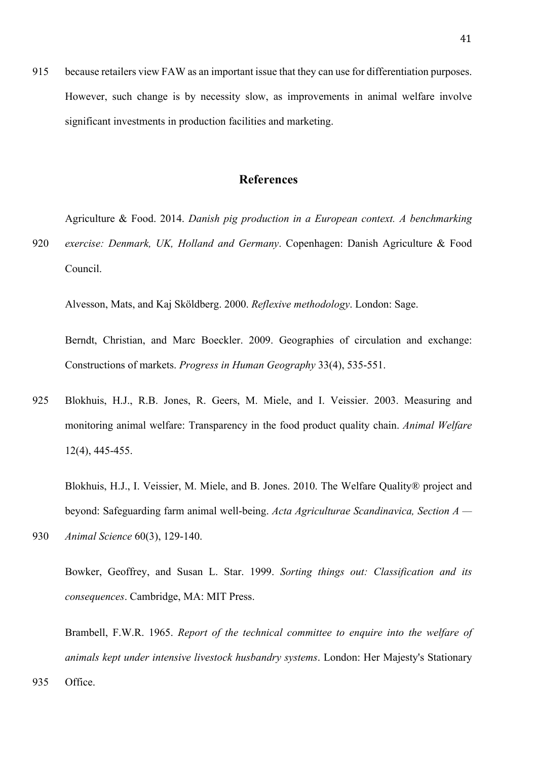because retailers view FAW as an important issue that they can use for differentiation purposes. However, such change is by necessity slow, as improvements in animal welfare involve significant investments in production facilities and marketing.

## References

Agriculture & Food. 2014. *Danish pig production in a European context. A benchmarking exercise: Denmark, UK, Holland and Germany*. Copenhagen: Danish Agriculture & Food Council.

Alvesson, Mats, and Kaj Sköldberg. 2000. *Reflexive methodology*. London: Sage.

Berndt, Christian, and Marc Boeckler. 2009. Geographies of circulation and exchange: Constructions of markets. *Progress in Human Geography* 33(4), 535-551.

Blokhuis, H.J., R.B. Jones, R. Geers, M. Miele, and I. Veissier. 2003. Measuring and monitoring animal welfare: Transparency in the food product quality chain. *Animal Welfare* 12(4), 445-455.

Blokhuis, H.J., I. Veissier, M. Miele, and B. Jones. 2010. The Welfare Quality® project and beyond: Safeguarding farm animal well-being. *Acta Agriculturae Scandinavica, Section A — Animal Science* 60(3), 129-140.

Bowker, Geoffrey, and Susan L. Star. 1999. *Sorting things out: Classification and its consequences*. Cambridge, MA: MIT Press.

Brambell, F.W.R. 1965. *Report of the technical committee to enquire into the welfare of animals kept under intensive livestock husbandry systems*. London: Her Majesty's Stationary Office.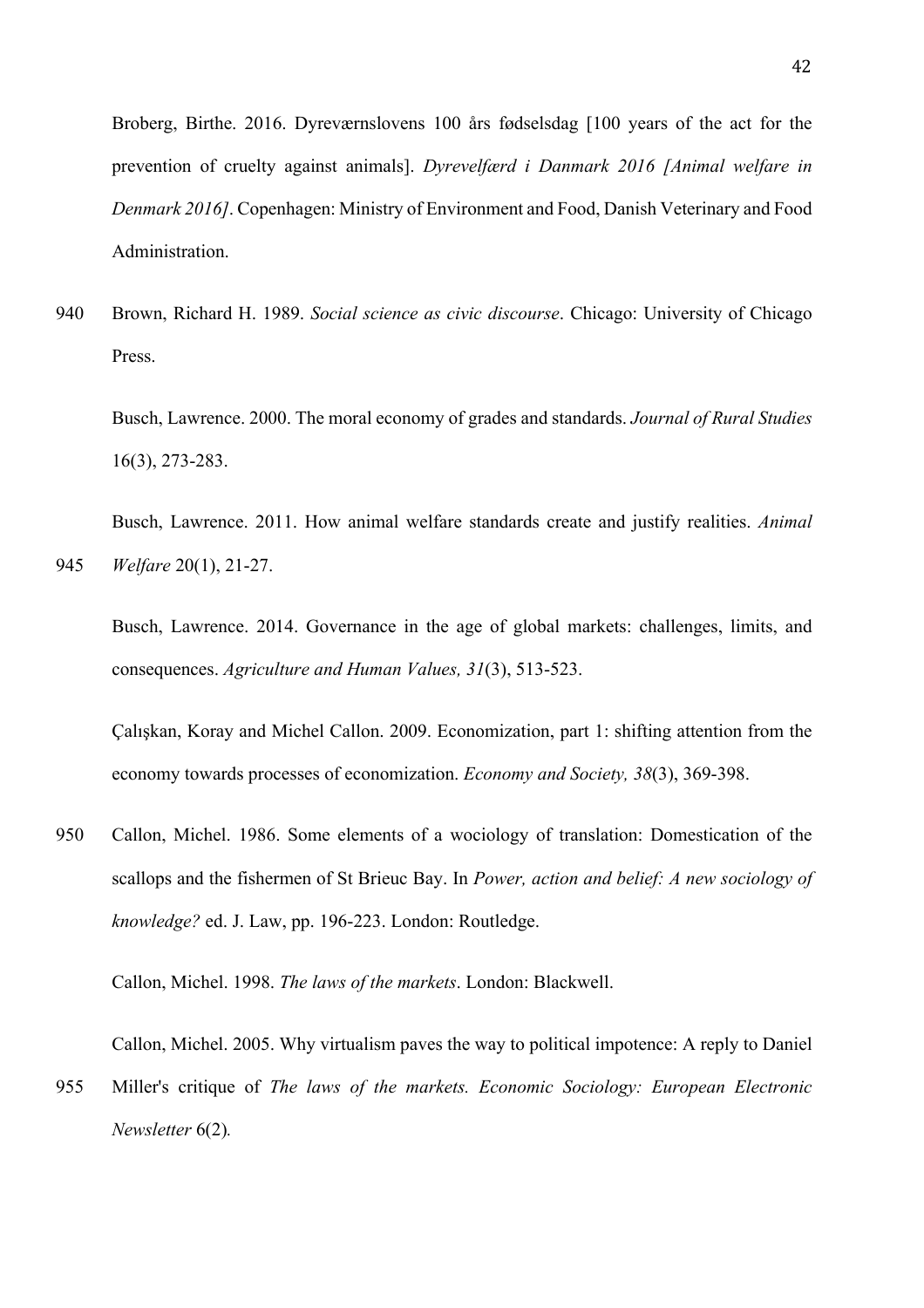Broberg, Birthe. 2016. Dyreværnslovens 100 års fødselsdag [100 years of the act for the prevention of cruelty against animals]. *Dyrevelfærd i Danmark 2016 [Animal welfare in Denmark 2016]*. Copenhagen: Ministry of Environment and Food, Danish Veterinary and Food Administration.

Brown, Richard H. 1989. *Social science as civic discourse*. Chicago: University of Chicago Press.

Busch, Lawrence. 2000. The moral economy of grades and standards. *Journal of Rural Studies* 16(3), 273-283.

Busch, Lawrence. 2011. How animal welfare standards create and justify realities. *Animal Welfare* 20(1), 21-27.

Busch, Lawrence. 2014. Governance in the age of global markets: challenges, limits, and consequences. *Agriculture and Human Values, 31*(3), 513-523.

Çalışkan, Koray and Michel Callon. 2009. Economization, part 1: shifting attention from the economy towards processes of economization. *Economy and Society, 38*(3), 369-398.

Callon, Michel. 1986. Some elements of a wociology of translation: Domestication of the scallops and the fishermen of St Brieuc Bay. In *Power, action and belief: A new sociology of knowledge?* ed. J. Law, pp. 196-223. London: Routledge.

Callon, Michel. 1998. *The laws of the markets*. London: Blackwell.

Callon, Michel. 2005. Why virtualism paves the way to political impotence: A reply to Daniel Miller's critique of *The laws of the markets. Economic Sociology: European Electronic Newsletter* 6(2).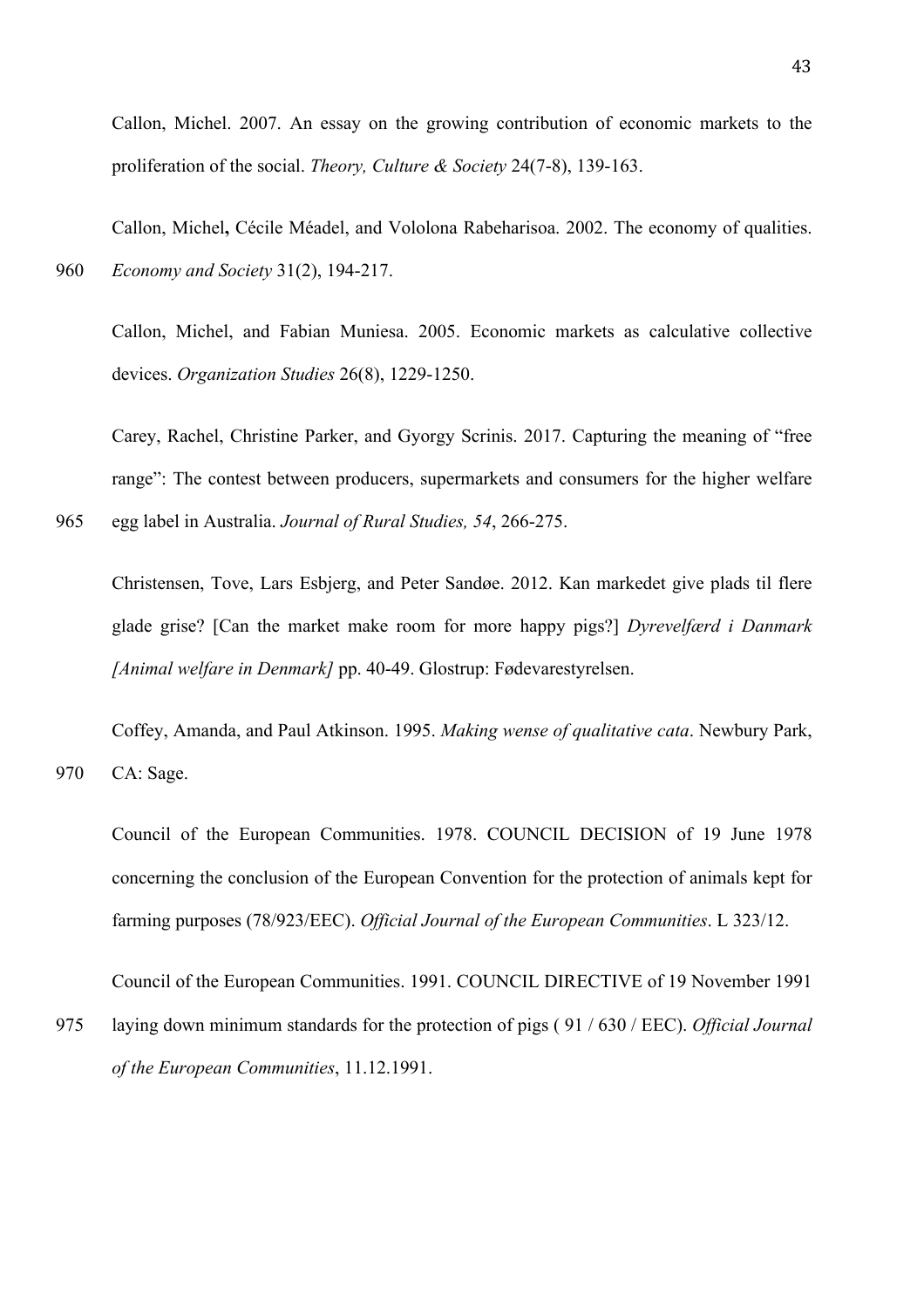Callon, Michel. 2007. An essay on the growing contribution of economic markets to the proliferation of the social. *Theory, Culture & Society* 24(7-8), 139-163.

Callon, Michel**,** Cécile Méadel, and Vololona Rabeharisoa. 2002. The economy of qualities. *Economy and Society* 31(2), 194-217.

Callon, Michel, and Fabian Muniesa. 2005. Economic markets as calculative collective devices. *Organization Studies* 26(8), 1229-1250.

Carey, Rachel, Christine Parker, and Gyorgy Scrinis. 2017. Capturing the meaning of "free range": The contest between producers, supermarkets and consumers for the higher welfare egg label in Australia. *Journal of Rural Studies, 54*, 266-275.

Christensen, Tove, Lars Esbjerg, and Peter Sandøe. 2012. Kan markedet give plads til flere glade grise? [Can the market make room for more happy pigs?] *Dyrevelfærd i Danmark [Animal welfare in Denmark]* pp. 40-49. Glostrup: Fødevarestyrelsen.

Coffey, Amanda, and Paul Atkinson. 1995. *Making wense of qualitative cata*. Newbury Park, CA: Sage.

Council of the European Communities. 1978. COUNCIL DECISION of 19 June 1978 concerning the conclusion of the European Convention for the protection of animals kept for farming purposes (78/923/EEC). *Official Journal of the European Communities*. L 323/12.

Council of the European Communities. 1991. COUNCIL DIRECTIVE of 19 November 1991 laying down minimum standards for the protection of pigs ( 91 / 630 / EEC). *Official Journal of the European Communities*, 11.12.1991.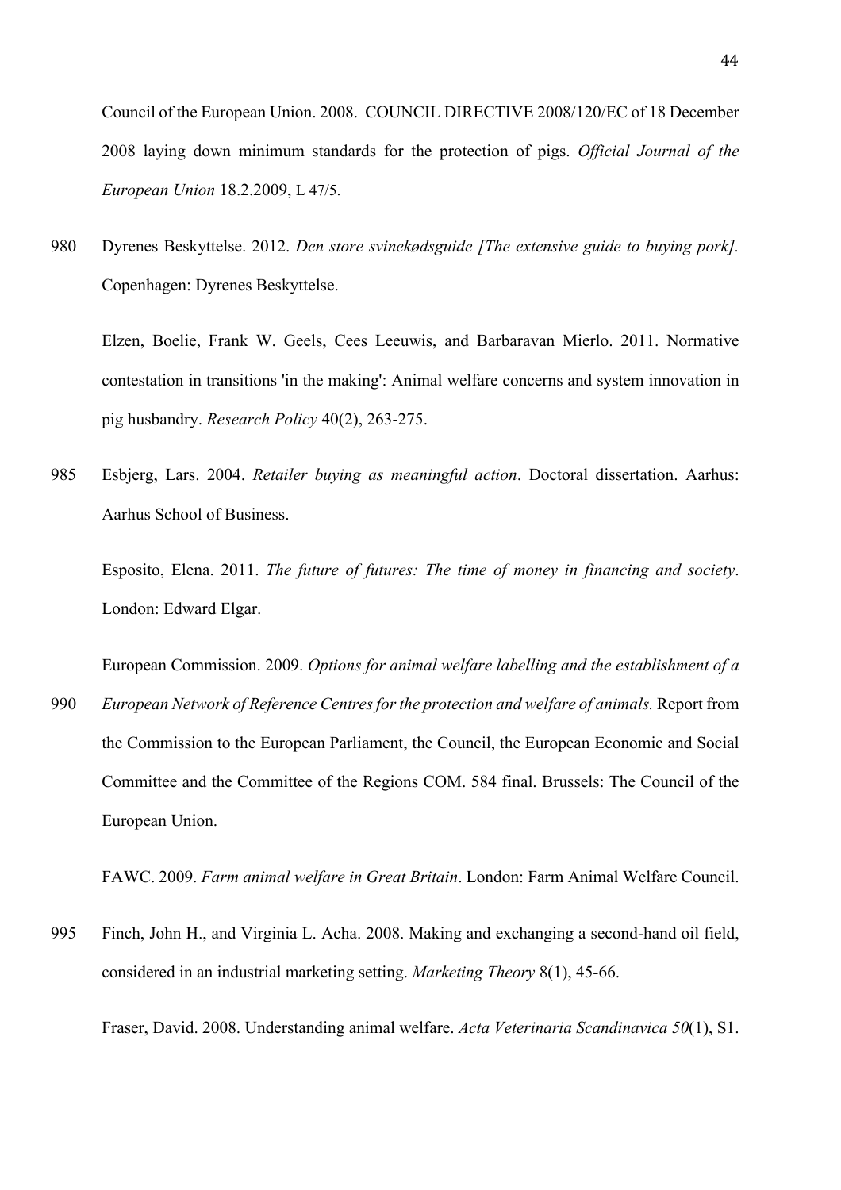Council of the European Union. 2008. COUNCIL DIRECTIVE 2008/120/EC of 18 December 2008 laying down minimum standards for the protection of pigs. *Official Journal of the European Union* 18.2.2009, L 47/5.

Dyrenes Beskyttelse. 2012. *Den store svinekødsguide [The extensive guide to buying pork].* Copenhagen: Dyrenes Beskyttelse.

Elzen, Boelie, Frank W. Geels, Cees Leeuwis, and Barbaravan Mierlo. 2011. Normative contestation in transitions 'in the making': Animal welfare concerns and system innovation in pig husbandry. *Research Policy* 40(2), 263-275.

Esbjerg, Lars. 2004. *Retailer buying as meaningful action*. Doctoral dissertation. Aarhus: Aarhus School of Business.

Esposito, Elena. 2011. *The future of futures: The time of money in financing and society*. London: Edward Elgar.

European Commission. 2009. *Options for animal welfare labelling and the establishment of a European Network of Reference Centres for the protection and welfare of animals.* Report from the Commission to the European Parliament, the Council, the European Economic and Social Committee and the Committee of the Regions COM. 584 final. Brussels: The Council of the European Union.

FAWC. 2009. *Farm animal welfare in Great Britain*. London: Farm Animal Welfare Council.

Finch, John H., and Virginia L. Acha. 2008. Making and exchanging a second-hand oil field, considered in an industrial marketing setting. *Marketing Theory* 8(1), 45-66.

Fraser, David. 2008. Understanding animal welfare. *Acta Veterinaria Scandinavica 50*(1), S1.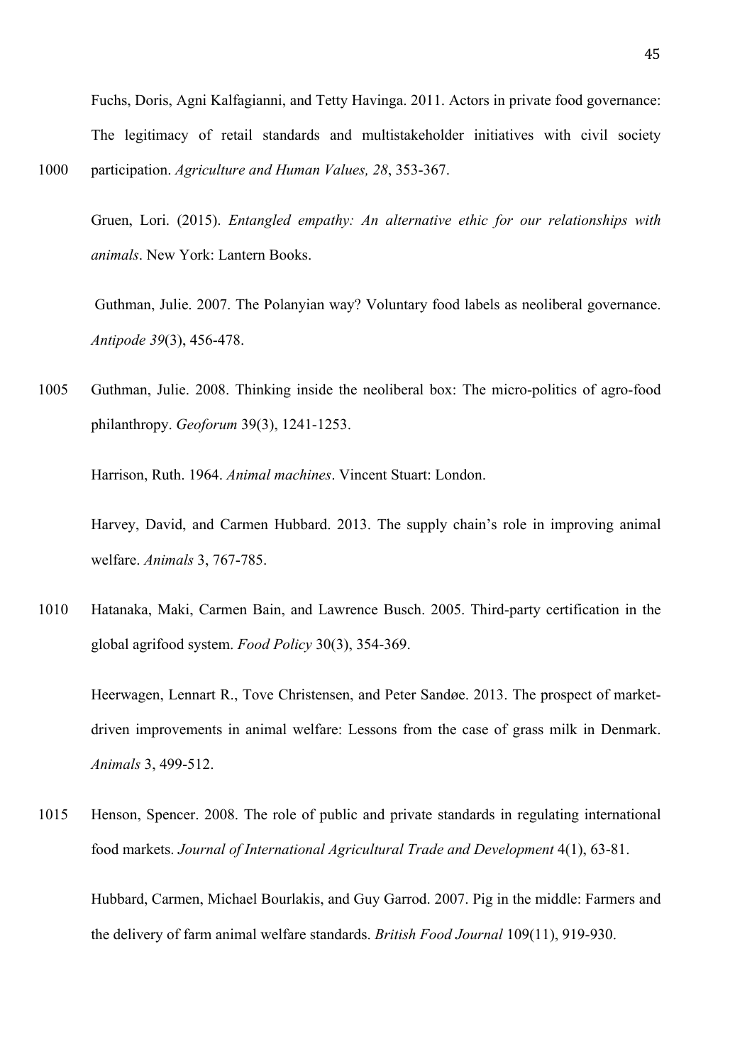Fuchs, Doris, Agni Kalfagianni, and Tetty Havinga. 2011. Actors in private food governance: The legitimacy of retail standards and multistakeholder initiatives with civil society participation. *Agriculture and Human Values, 28*, 353-367.

Gruen, Lori. (2015). *Entangled empathy: An alternative ethic for our relationships with animals*. New York: Lantern Books.

Guthman, Julie. 2007. The Polanyian way? Voluntary food labels as neoliberal governance. *Antipode 39*(3), 456-478.

Guthman, Julie. 2008. Thinking inside the neoliberal box: The micro-politics of agro-food philanthropy. *Geoforum* 39(3), 1241-1253.

Harrison, Ruth. 1964. *Animal machines*. Vincent Stuart: London.

Harvey, David, and Carmen Hubbard. 2013. The supply chain's role in improving animal welfare. *Animals* 3, 767-785.

Hatanaka, Maki, Carmen Bain, and Lawrence Busch. 2005. Third-party certification in the global agrifood system. *Food Policy* 30(3), 354-369.

Heerwagen, Lennart R., Tove Christensen, and Peter Sandøe. 2013. The prospect of market-driven improvements in animal welfare: Lessons from the case of grass milk in Denmark. *Animals* 3, 499-512.

Henson, Spencer. 2008. The role of public and private standards in regulating international food markets. *Journal of International Agricultural Trade and Development* 4(1), 63-81.

Hubbard, Carmen, Michael Bourlakis, and Guy Garrod. 2007. Pig in the middle: Farmers and the delivery of farm animal welfare standards. *British Food Journal* 109(11), 919-930.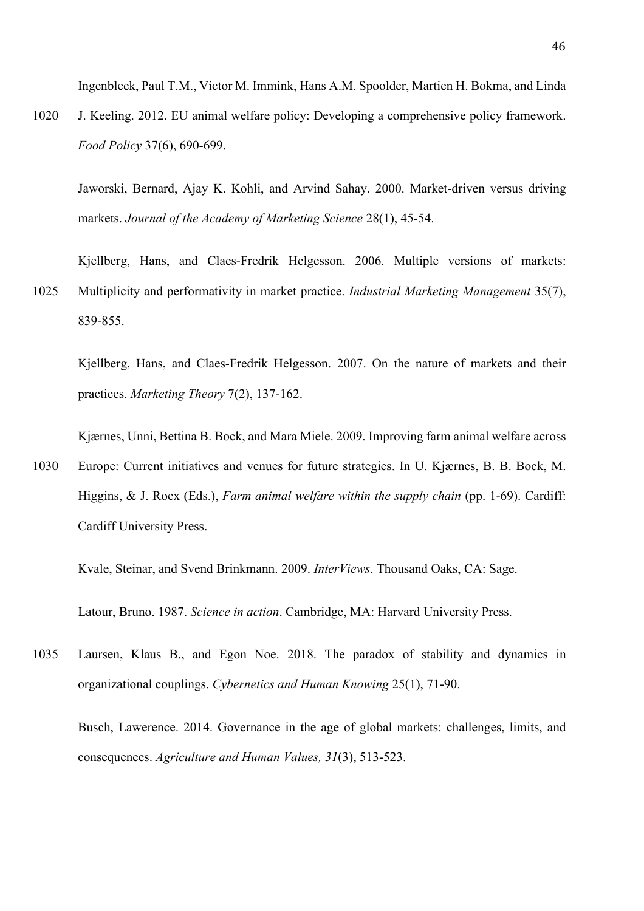Ingenbleek, Paul T.M., Victor M. Immink, Hans A.M. Spoolder, Martien H. Bokma, and Linda J. Keeling. 2012. EU animal welfare policy: Developing a comprehensive policy framework. *Food Policy* 37(6), 690-699.

Jaworski, Bernard, Ajay K. Kohli, and Arvind Sahay. 2000. Market-driven versus driving markets. *Journal of the Academy of Marketing Science* 28(1), 45-54.

Kjellberg, Hans, and Claes-Fredrik Helgesson. 2006. Multiple versions of markets: Multiplicity and performativity in market practice. *Industrial Marketing Management* 35(7), 839-855.

Kjellberg, Hans, and Claes-Fredrik Helgesson. 2007. On the nature of markets and their practices. *Marketing Theory* 7(2), 137-162.

Kjærnes, Unni, Bettina B. Bock, and Mara Miele. 2009. Improving farm animal welfare across Europe: Current initiatives and venues for future strategies. In U. Kjærnes, B. B. Bock, M. Higgins, & J. Roex (Eds.), *Farm animal welfare within the supply chain* (pp. 1-69). Cardiff: Cardiff University Press.

Kvale, Steinar, and Svend Brinkmann. 2009. *InterViews*. Thousand Oaks, CA: Sage.

Latour, Bruno. 1987. *Science in action*. Cambridge, MA: Harvard University Press.

Laursen, Klaus B., and Egon Noe. 2018. The paradox of stability and dynamics in organizational couplings. *Cybernetics and Human Knowing* 25(1), 71-90.

Busch, Lawerence. 2014. Governance in the age of global markets: challenges, limits, and consequences. *Agriculture and Human Values, 31*(3), 513-523.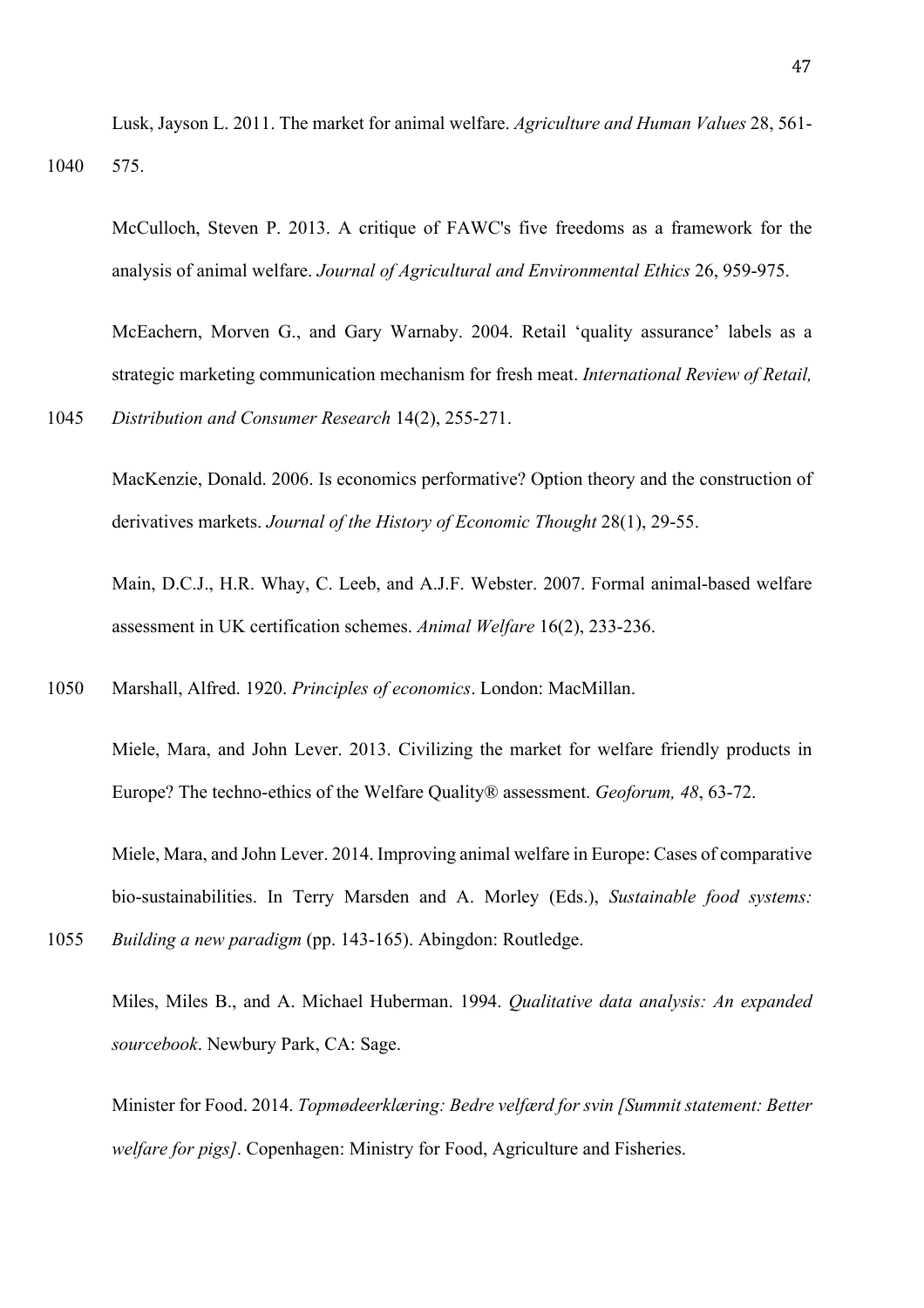Lusk, Jayson L. 2011. The market for animal welfare. *Agriculture and Human Values* 28, 561-575.

McCulloch, Steven P. 2013. A critique of FAWC's five freedoms as a framework for the analysis of animal welfare. *Journal of Agricultural and Environmental Ethics* 26, 959-975.

McEachern, Morven G., and Gary Warnaby. 2004. Retail 'quality assurance' labels as a strategic marketing communication mechanism for fresh meat. *International Review of Retail, Distribution and Consumer Research* 14(2), 255-271.

MacKenzie, Donald. 2006. Is economics performative? Option theory and the construction of derivatives markets. *Journal of the History of Economic Thought* 28(1), 29-55.

Main, D.C.J., H.R. Whay, C. Leeb, and A.J.F. Webster. 2007. Formal animal-based welfare assessment in UK certification schemes. *Animal Welfare* 16(2), 233-236.

Marshall, Alfred. 1920. *Principles of economics*. London: MacMillan.

Miele, Mara, and John Lever. 2013. Civilizing the market for welfare friendly products in Europe? The techno-ethics of the Welfare Quality® assessment. *Geoforum, 48*, 63-72.

Miele, Mara, and John Lever. 2014. Improving animal welfare in Europe: Cases of comparative bio-sustainabilities. In Terry Marsden and A. Morley (Eds.), *Sustainable food systems: Building a new paradigm* (pp. 143-165). Abingdon: Routledge.

Miles, Miles B., and A. Michael Huberman. 1994. *Qualitative data analysis: An expanded sourcebook*. Newbury Park, CA: Sage.

Minister for Food. 2014. *Topmødeerklæring: Bedre velfærd for svin [Summit statement: Better welfare for pigs]*. Copenhagen: Ministry for Food, Agriculture and Fisheries.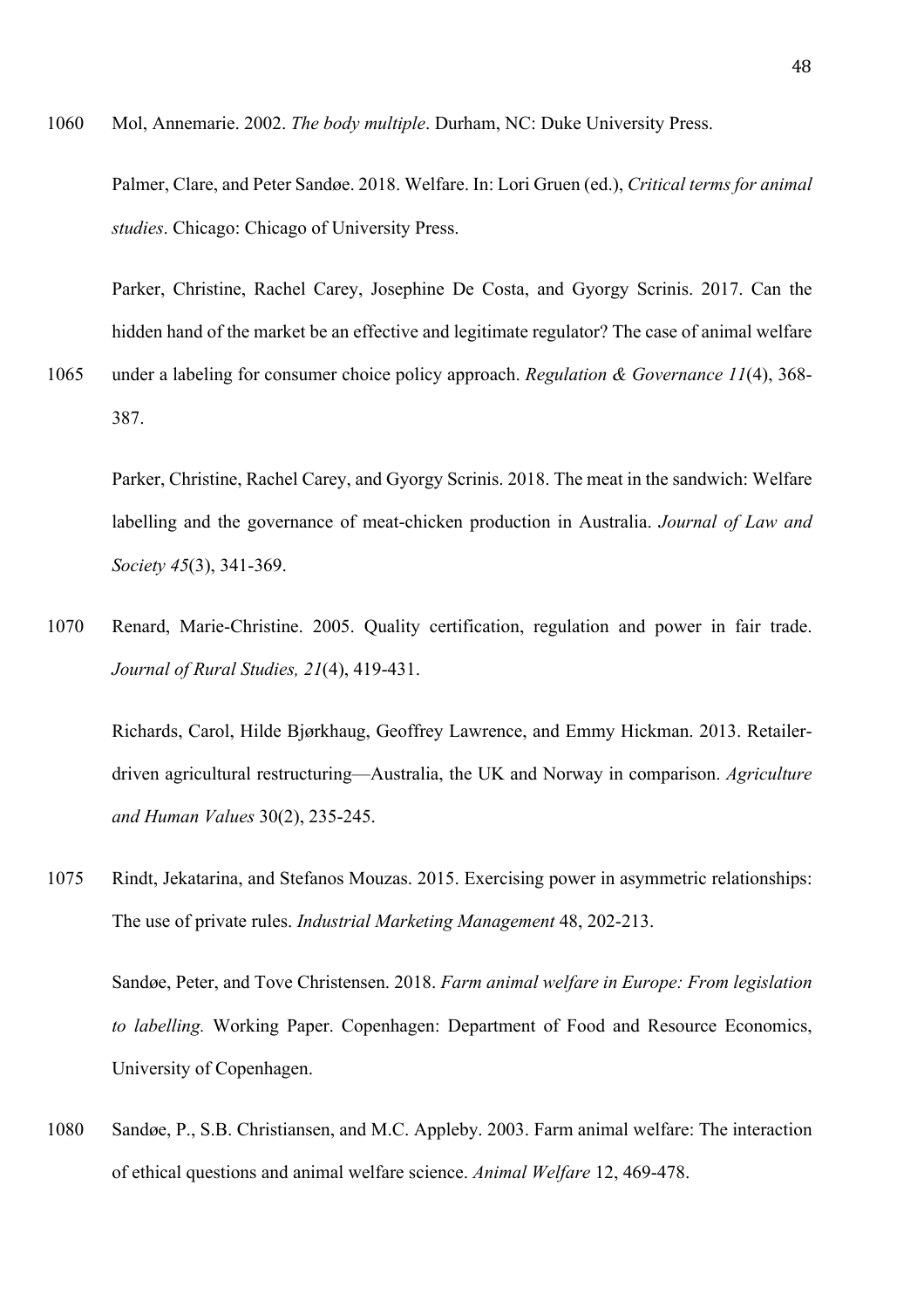Mol, Annemarie. 2002. *The body multiple*. Durham, NC: Duke University Press.

Palmer, Clare, and Peter Sandøe. 2018. Welfare. In: Lori Gruen (ed.), *Critical terms for animal studies*. Chicago: Chicago of University Press.

Parker, Christine, Rachel Carey, Josephine De Costa, and Gyorgy Scrinis. 2017. Can the hidden hand of the market be an effective and legitimate regulator? The case of animal welfare under a labeling for consumer choice policy approach. *Regulation & Governance 11*(4), 368-387.

Parker, Christine, Rachel Carey, and Gyorgy Scrinis. 2018. The meat in the sandwich: Welfare labelling and the governance of meat-chicken production in Australia. *Journal of Law and Society 45*(3), 341-369.

Renard, Marie-Christine. 2005. Quality certification, regulation and power in fair trade. *Journal of Rural Studies, 21*(4), 419-431.

Richards, Carol, Hilde Bjørkhaug, Geoffrey Lawrence, and Emmy Hickman. 2013. Retailer-driven agricultural restructuring—Australia, the UK and Norway in comparison. *Agriculture and Human Values* 30(2), 235-245.

Rindt, Jekatarina, and Stefanos Mouzas. 2015. Exercising power in asymmetric relationships: The use of private rules. *Industrial Marketing Management* 48, 202-213.

Sandøe, Peter, and Tove Christensen. 2018. *Farm animal welfare in Europe: From legislation to labelling.* Working Paper. Copenhagen: Department of Food and Resource Economics, University of Copenhagen.

Sandøe, P., S.B. Christiansen, and M.C. Appleby. 2003. Farm animal welfare: The interaction of ethical questions and animal welfare science. *Animal Welfare* 12, 469-478.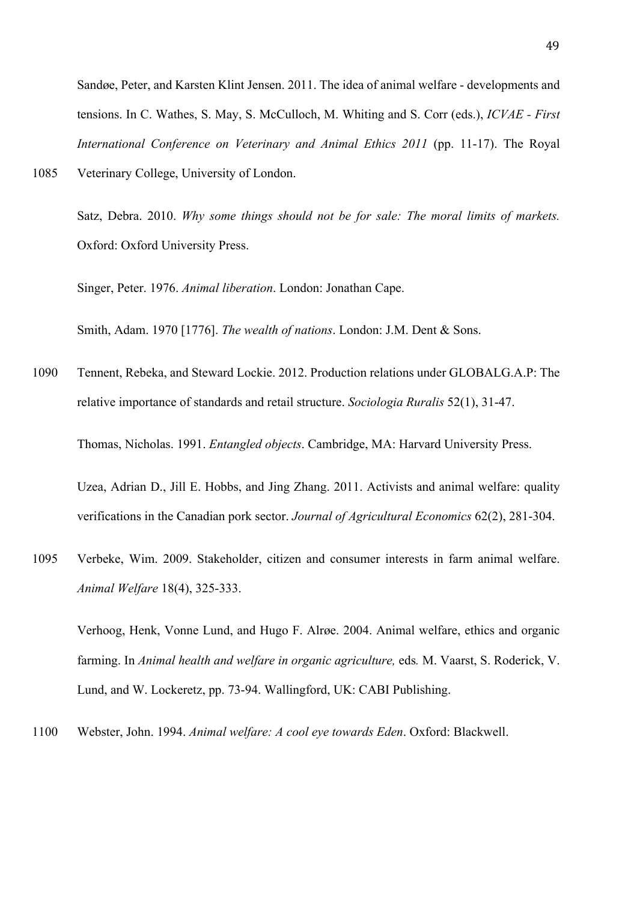Sandøe, Peter, and Karsten Klint Jensen. 2011. The idea of animal welfare - developments and tensions. In C. Wathes, S. May, S. McCulloch, M. Whiting and S. Corr (eds.), *ICVAE - First International Conference on Veterinary and Animal Ethics 2011* (pp. 11-17). The Royal Veterinary College, University of London.

Satz, Debra. 2010. *Why some things should not be for sale: The moral limits of markets.* Oxford: Oxford University Press.

Singer, Peter. 1976. *Animal liberation*. London: Jonathan Cape.

Smith, Adam. 1970 [1776]. *The wealth of nations*. London: J.M. Dent & Sons.

Tennent, Rebeka, and Steward Lockie. 2012. Production relations under GLOBALG.A.P: The relative importance of standards and retail structure. *Sociologia Ruralis* 52(1), 31-47.

Thomas, Nicholas. 1991. *Entangled objects*. Cambridge, MA: Harvard University Press.

Uzea, Adrian D., Jill E. Hobbs, and Jing Zhang. 2011. Activists and animal welfare: quality verifications in the Canadian pork sector. *Journal of Agricultural Economics* 62(2), 281-304.

Verbeke, Wim. 2009. Stakeholder, citizen and consumer interests in farm animal welfare. *Animal Welfare* 18(4), 325-333.

Verhoog, Henk, Vonne Lund, and Hugo F. Alrøe. 2004. Animal welfare, ethics and organic farming. In *Animal health and welfare in organic agriculture,* eds*.* M. Vaarst, S. Roderick, V. Lund, and W. Lockeretz, pp. 73-94. Wallingford, UK: CABI Publishing.

Webster, John. 1994. *Animal welfare: A cool eye towards Eden*. Oxford: Blackwell.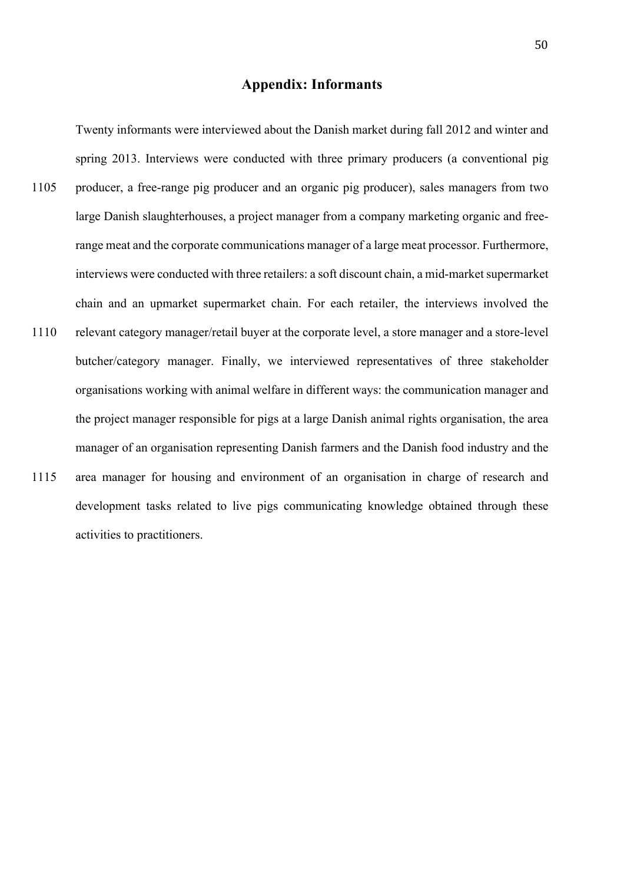## Appendix: Informants

Twenty informants were interviewed about the Danish market during fall 2012 and winter and spring 2013. Interviews were conducted with three primary producers (a conventional pig producer, a free-range pig producer and an organic pig producer), sales managers from two large Danish slaughterhouses, a project manager from a company marketing organic and free-range meat and the corporate communications manager of a large meat processor. Furthermore, interviews were conducted with three retailers: a soft discount chain, a mid-market supermarket chain and an upmarket supermarket chain. For each retailer, the interviews involved the relevant category manager/retail buyer at the corporate level, a store manager and a store-level butcher/category manager. Finally, we interviewed representatives of three stakeholder organisations working with animal welfare in different ways: the communication manager and the project manager responsible for pigs at a large Danish animal rights organisation, the area manager of an organisation representing Danish farmers and the Danish food industry and the area manager for housing and environment of an organisation in charge of research and development tasks related to live pigs communicating knowledge obtained through these activities to practitioners.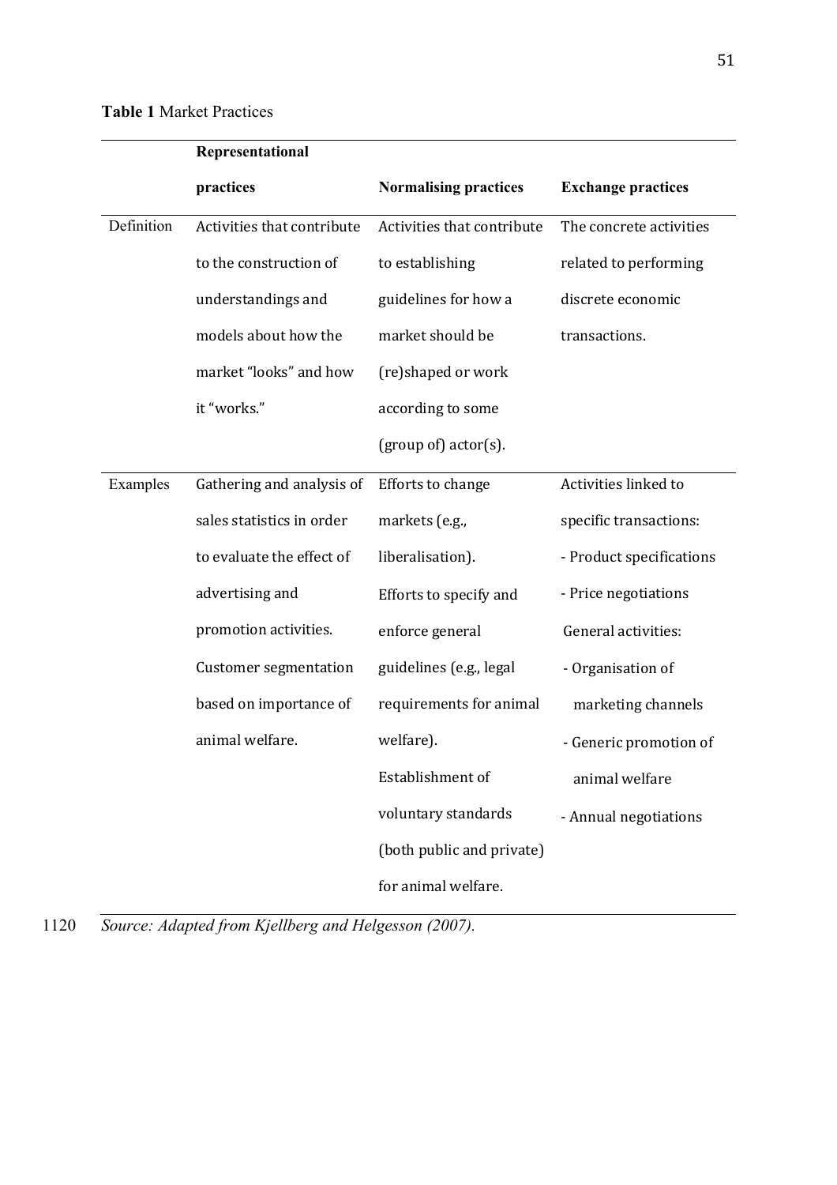**Table 1** Market Practices

| | Representational practices | Normalising practices | Exchange practices |
|---|---|---|---|
| Definition | Activities that contribute to the construction of understandings and models about how the market "looks" and how it "works." | Activities that contribute to establishing guidelines for how a market should be (re)shaped or work according to some (group of) actor(s). | The concrete activities related to performing discrete economic transactions. |
| Examples | Gathering and analysis of sales statistics in order to evaluate the effect of advertising and promotion activities.<br>Customer segmentation based on importance of animal welfare. | Efforts to change markets (e.g., liberalisation).<br>Efforts to specify and enforce general guidelines (e.g., legal requirements for animal welfare).<br>Establishment of voluntary standards (both public and private) for animal welfare. | Activities linked to specific transactions:<br>- Product specifications<br>- Price negotiations<br>General activities:<br>- Organisation of marketing channels<br>- Generic promotion of animal welfare<br>- Annual negotiations |

*Source: Adapted from Kjellberg and Helgesson (2007).*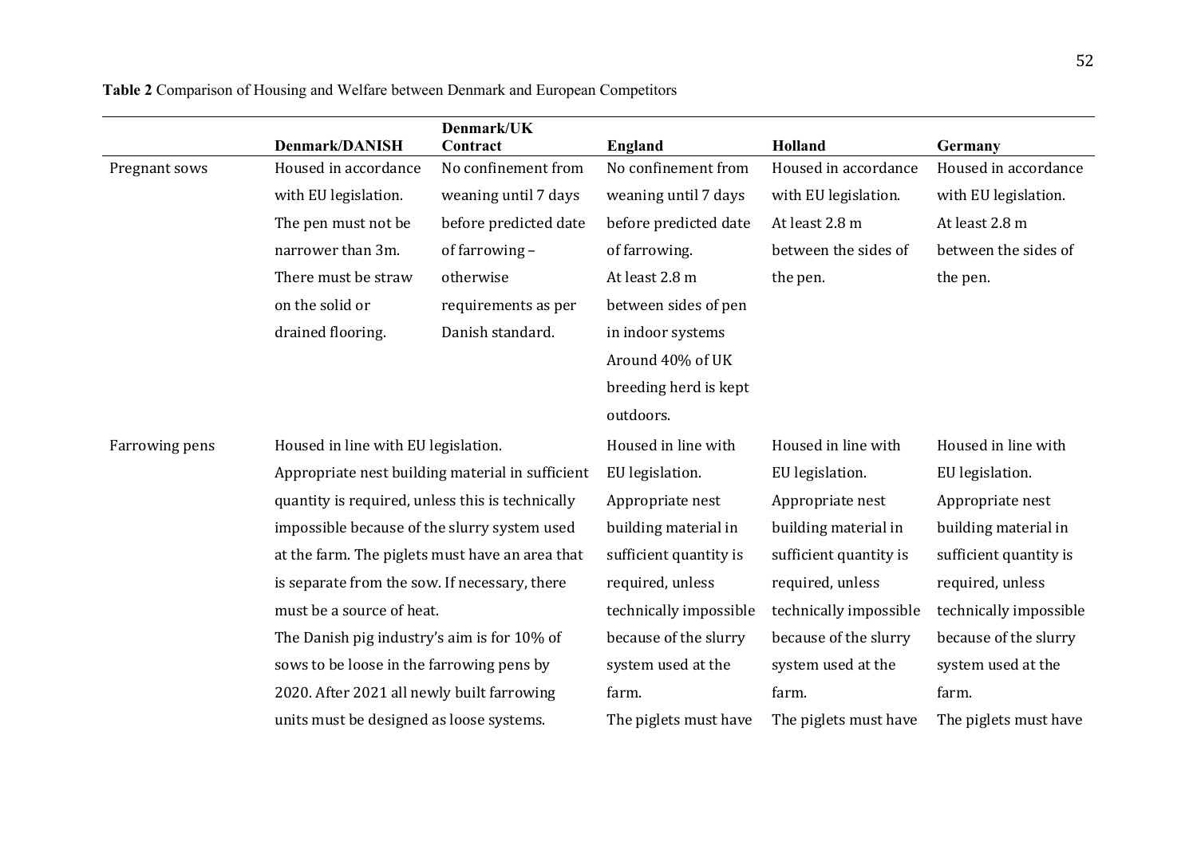**Table 2** Comparison of Housing and Welfare between Denmark and European Competitors

| | Denmark/DANISH | Denmark/UK Contract | England | Holland | Germany |
|---|---|---|---|---|---|
| Pregnant sows | Housed in accordance with EU legislation. The pen must not be narrower than 3m. There must be straw on the solid or drained flooring. | No confinement from weaning until 7 days before predicted date of farrowing – otherwise requirements as per Danish standard. | No confinement from weaning until 7 days before predicted date of farrowing. At least 2.8 m between sides of pen in indoor systems Around 40% of UK breeding herd is kept outdoors. | Housed in accordance with EU legislation. At least 2.8 m between the sides of the pen. | Housed in accordance with EU legislation. At least 2.8 m between the sides of the pen. |
| Farrowing pens | Housed in line with EU legislation. Appropriate nest building material in sufficient quantity is required, unless this is technically impossible because of the slurry system used at the farm. The piglets must have an area that is separate from the sow. If necessary, there must be a source of heat. The Danish pig industry's aim is for 10% of sows to be loose in the farrowing pens by 2020. After 2021 all newly built farrowing units must be designed as loose systems. | | Housed in line with EU legislation. Appropriate nest building material in sufficient quantity is required, unless technically impossible because of the slurry system used at the farm. The piglets must have | Housed in line with EU legislation. Appropriate nest building material in sufficient quantity is required, unless technically impossible because of the slurry system used at the farm. The piglets must have | Housed in line with EU legislation. Appropriate nest building material in sufficient quantity is required, unless technically impossible because of the slurry system used at the farm. The piglets must have |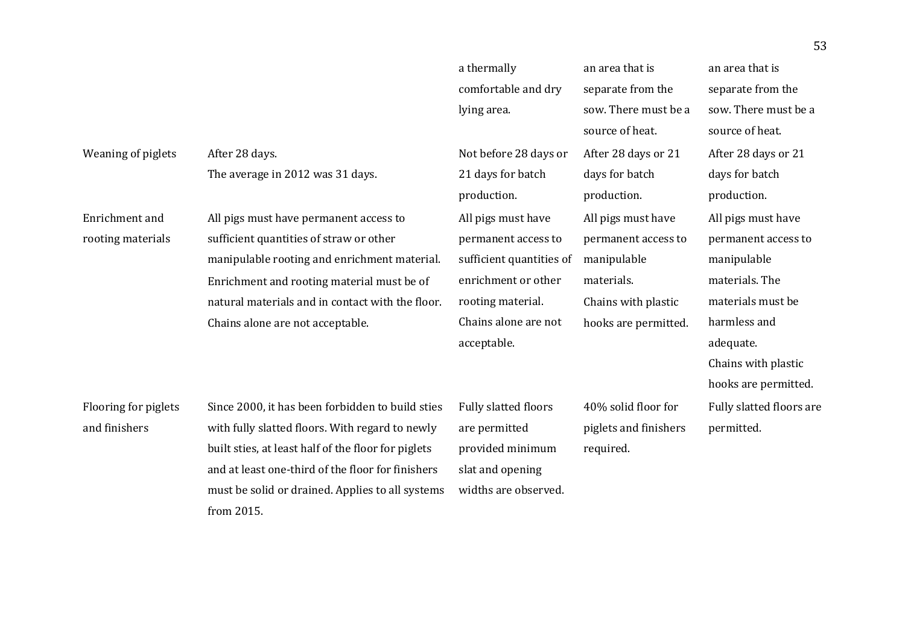| | | | | |
|---|---|---|---|---|
| | | a thermally comfortable and dry lying area. | an area that is separate from the sow. There must be a source of heat. | an area that is separate from the sow. There must be a source of heat. |
| Weaning of piglets | After 28 days. The average in 2012 was 31 days. | Not before 28 days or 21 days for batch production. | After 28 days or 21 days for batch production. | After 28 days or 21 days for batch production. |
| Enrichment and rooting materials | All pigs must have permanent access to sufficient quantities of straw or other manipulable rooting and enrichment material. Enrichment and rooting material must be of natural materials and in contact with the floor. Chains alone are not acceptable. | All pigs must have permanent access to sufficient quantities of enrichment or other rooting material. Chains alone are not acceptable. | All pigs must have permanent access to manipulable materials. Chains with plastic hooks are permitted. | All pigs must have permanent access to manipulable materials. The materials must be harmless and adequate. Chains with plastic hooks are permitted. |
| Flooring for piglets and finishers | Since 2000, it has been forbidden to build sties with fully slatted floors. With regard to newly built sties, at least half of the floor for piglets and at least one-third of the floor for finishers must be solid or drained. Applies to all systems from 2015. | Fully slatted floors are permitted provided minimum slat and opening widths are observed. | 40% solid floor for piglets and finishers required. | Fully slatted floors are permitted. |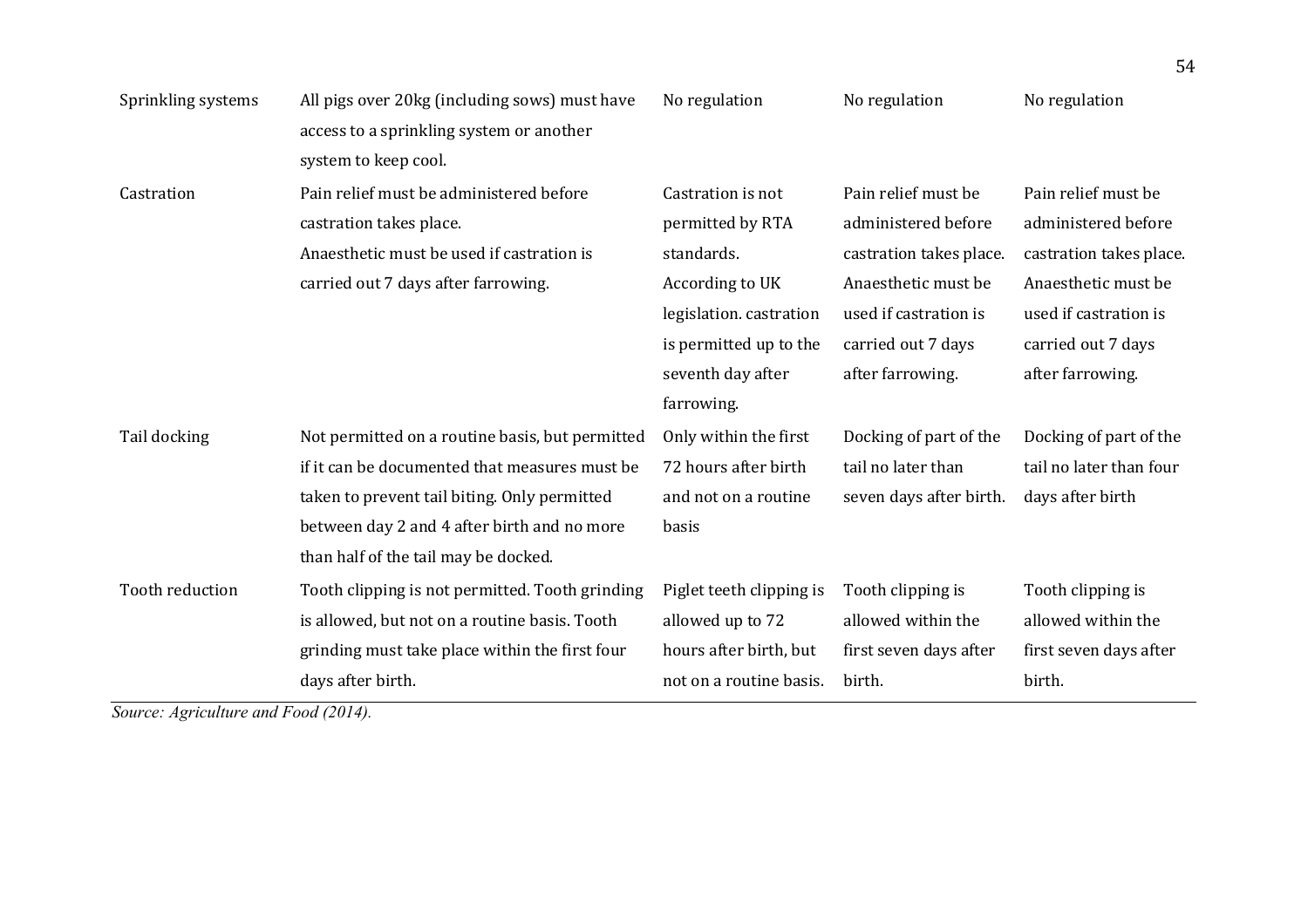| | | | | |
|---|---|---|---|---|
| Sprinkling systems | All pigs over 20kg (including sows) must have access to a sprinkling system or another system to keep cool. | No regulation | No regulation | No regulation |
| Castration | Pain relief must be administered before castration takes place. Anaesthetic must be used if castration is carried out 7 days after farrowing. | Castration is not permitted by RTA standards. According to UK legislation. castration is permitted up to the seventh day after farrowing. | Pain relief must be administered before castration takes place. Anaesthetic must be used if castration is carried out 7 days after farrowing. | Pain relief must be administered before castration takes place. Anaesthetic must be used if castration is carried out 7 days after farrowing. |
| Tail docking | Not permitted on a routine basis, but permitted if it can be documented that measures must be taken to prevent tail biting. Only permitted between day 2 and 4 after birth and no more than half of the tail may be docked. | Only within the first 72 hours after birth and not on a routine basis | Docking of part of the tail no later than seven days after birth. | Docking of part of the tail no later than four days after birth |
| Tooth reduction | Tooth clipping is not permitted. Tooth grinding is allowed, but not on a routine basis. Tooth grinding must take place within the first four days after birth. | Piglet teeth clipping is allowed up to 72 hours after birth, but not on a routine basis. | Tooth clipping is allowed within the first seven days after birth. | Tooth clipping is allowed within the first seven days after birth. |

*Source: Agriculture and Food (2014).*